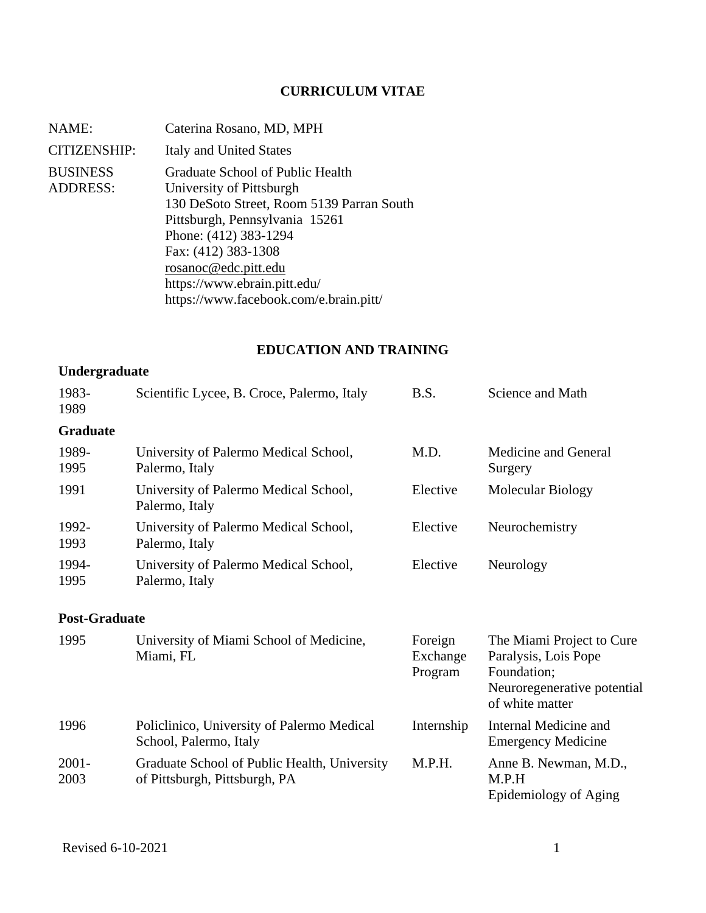# CURRICULUM VITAE

| | |
|---|---|
| NAME: | Caterina Rosano, MD, MPH |
| CITIZENSHIP: | Italy and United States |
| BUSINESS ADDRESS: | Graduate School of Public Health<br>University of Pittsburgh<br>130 DeSoto Street, Room 5139 Parran South<br>Pittsburgh, Pennsylvania 15261<br>Phone: (412) 383-1294<br>Fax: (412) 383-1308<br>rosanoc@edc.pitt.edu<br>https://www.ebrain.pitt.edu/<br>https://www.facebook.com/e.brain.pitt/ |

## EDUCATION AND TRAINING

### Undergraduate

| | | | |
|---|---|---|---|
| 1983-1989 | Scientific Lycee, B. Croce, Palermo, Italy | B.S. | Science and Math |

### Graduate

| | | | |
|---|---|---|---|
| 1989-1995 | University of Palermo Medical School, Palermo, Italy | M.D. | Medicine and General Surgery |
| 1991 | University of Palermo Medical School, Palermo, Italy | Elective | Molecular Biology |
| 1992-1993 | University of Palermo Medical School, Palermo, Italy | Elective | Neurochemistry |
| 1994-1995 | University of Palermo Medical School, Palermo, Italy | Elective | Neurology |

### Post-Graduate

| | | | |
|---|---|---|---|
| 1995 | University of Miami School of Medicine, Miami, FL | Foreign Exchange Program | The Miami Project to Cure Paralysis, Lois Pope Foundation; Neuroregenerative potential of white matter |
| 1996 | Policlinico, University of Palermo Medical School, Palermo, Italy | Internship | Internal Medicine and Emergency Medicine |
| 2001-2003 | Graduate School of Public Health, University of Pittsburgh, Pittsburgh, PA | M.P.H. | Anne B. Newman, M.D., M.P.H<br>Epidemiology of Aging |

Revised 6-10-2021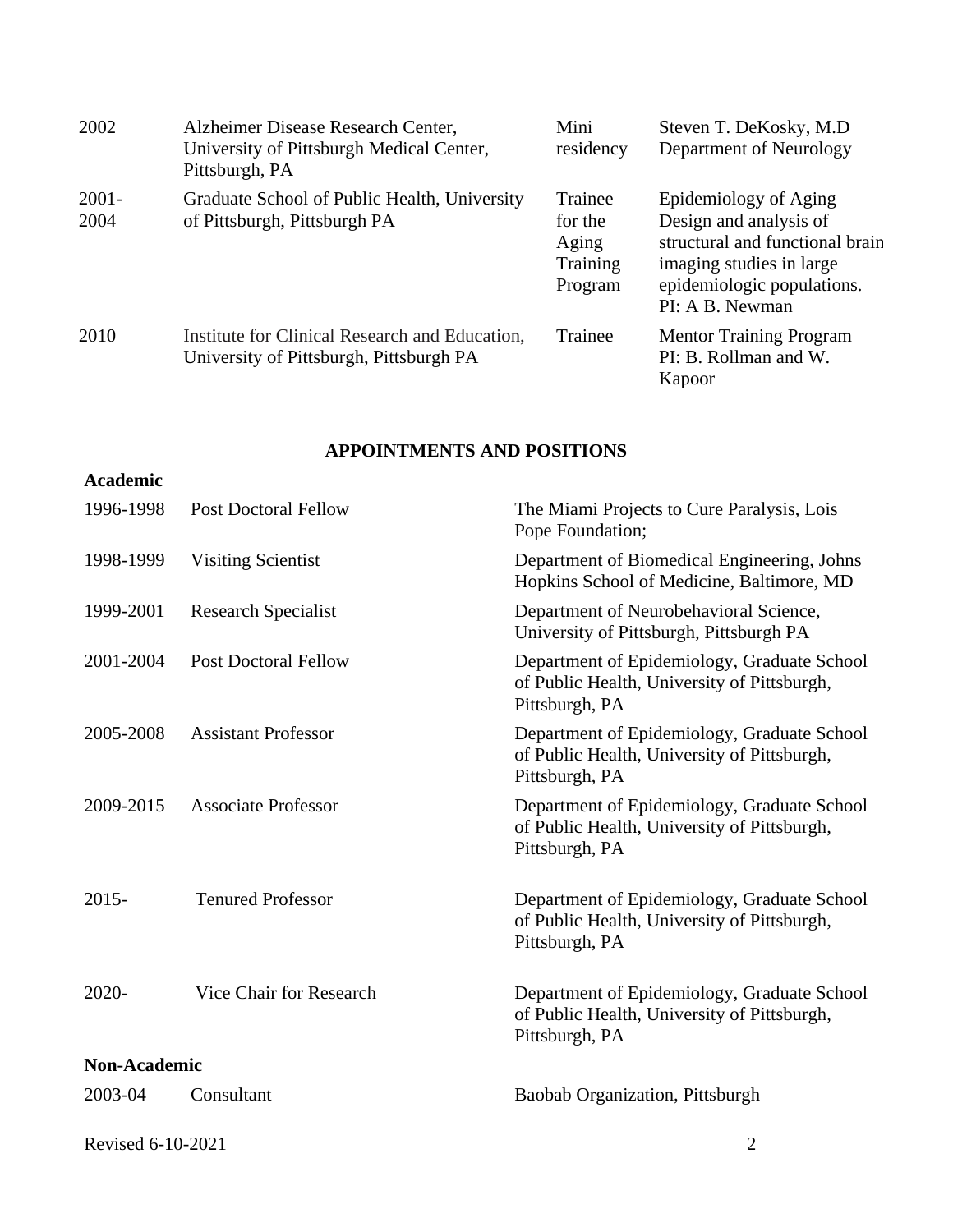| | | | |
|---|---|---|---|
| 2002 | Alzheimer Disease Research Center, University of Pittsburgh Medical Center, Pittsburgh, PA | Mini residency | Steven T. DeKosky, M.D Department of Neurology |
| 2001-2004 | Graduate School of Public Health, University of Pittsburgh, Pittsburgh PA | Trainee for the Aging Training Program | Epidemiology of Aging Design and analysis of structural and functional brain imaging studies in large epidemiologic populations. PI: A B. Newman |
| 2010 | Institute for Clinical Research and Education, University of Pittsburgh, Pittsburgh PA | Trainee | Mentor Training Program PI: B. Rollman and W. Kapoor |

## APPOINTMENTS AND POSITIONS

**Academic**

| | | |
|---|---|---|
| 1996-1998 | Post Doctoral Fellow | The Miami Projects to Cure Paralysis, Lois Pope Foundation; |
| 1998-1999 | Visiting Scientist | Department of Biomedical Engineering, Johns Hopkins School of Medicine, Baltimore, MD |
| 1999-2001 | Research Specialist | Department of Neurobehavioral Science, University of Pittsburgh, Pittsburgh PA |
| 2001-2004 | Post Doctoral Fellow | Department of Epidemiology, Graduate School of Public Health, University of Pittsburgh, Pittsburgh, PA |
| 2005-2008 | Assistant Professor | Department of Epidemiology, Graduate School of Public Health, University of Pittsburgh, Pittsburgh, PA |
| 2009-2015 | Associate Professor | Department of Epidemiology, Graduate School of Public Health, University of Pittsburgh, Pittsburgh, PA |
| 2015- | Tenured Professor | Department of Epidemiology, Graduate School of Public Health, University of Pittsburgh, Pittsburgh, PA |
| 2020- | Vice Chair for Research | Department of Epidemiology, Graduate School of Public Health, University of Pittsburgh, Pittsburgh, PA |

**Non-Academic**

| | | |
|---|---|---|
| 2003-04 | Consultant | Baobab Organization, Pittsburgh |

Revised 6-10-2021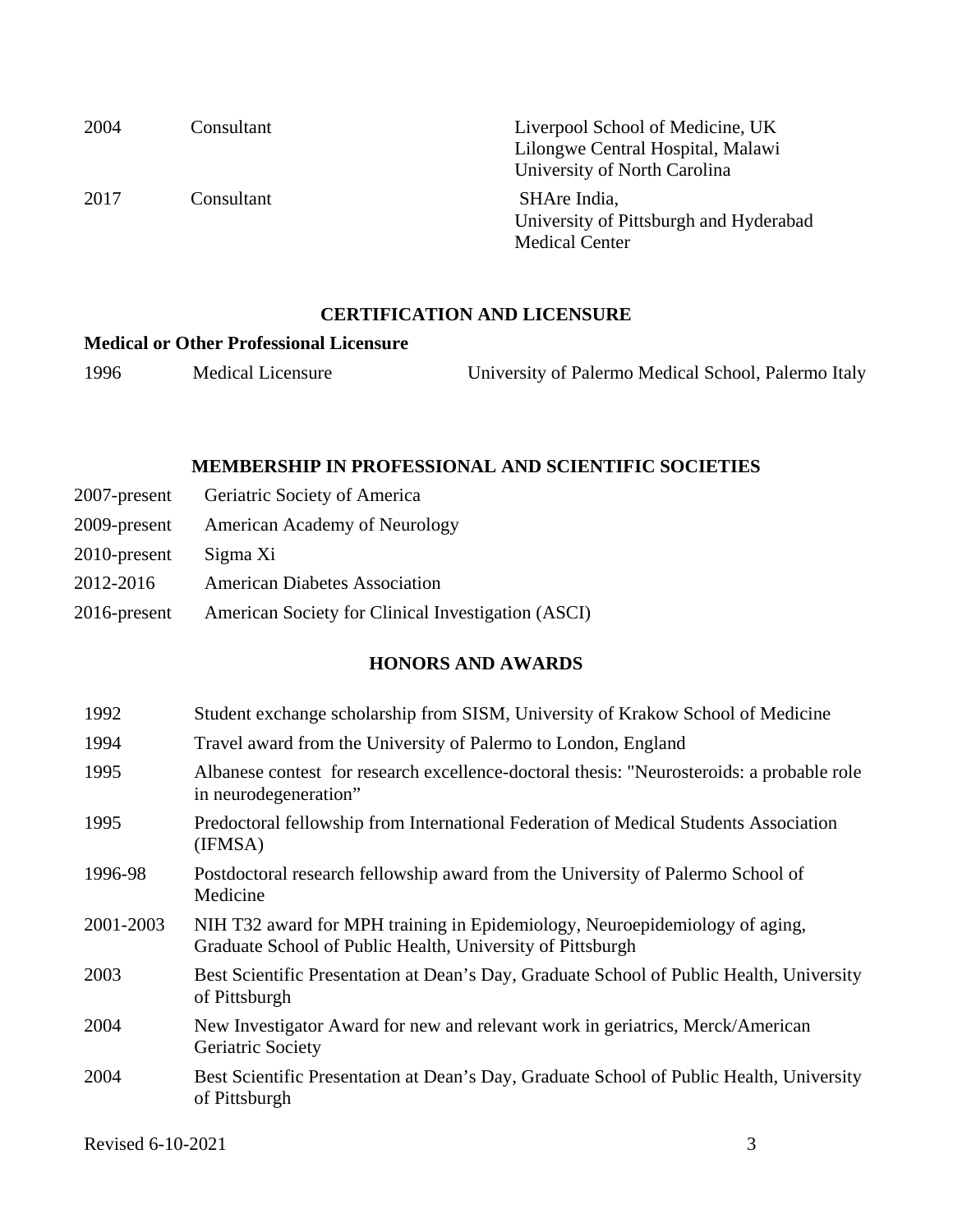| | | |
|---|---|---|
| 2004 | Consultant | Liverpool School of Medicine, UK<br>Lilongwe Central Hospital, Malawi<br>University of North Carolina |
| 2017 | Consultant | SHAre India,<br>University of Pittsburgh and Hyderabad<br>Medical Center |

## CERTIFICATION AND LICENSURE

**Medical or Other Professional Licensure**

| | | |
|---|---|---|
| 1996 | Medical Licensure | University of Palermo Medical School, Palermo Italy |

## MEMBERSHIP IN PROFESSIONAL AND SCIENTIFIC SOCIETIES

| | |
|---|---|
| 2007-present | Geriatric Society of America |
| 2009-present | American Academy of Neurology |
| 2010-present | Sigma Xi |
| 2012-2016 | American Diabetes Association |
| 2016-present | American Society for Clinical Investigation (ASCI) |

## HONORS AND AWARDS

| | |
|---|---|
| 1992 | Student exchange scholarship from SISM, University of Krakow School of Medicine |
| 1994 | Travel award from the University of Palermo to London, England |
| 1995 | Albanese contest for research excellence-doctoral thesis: "Neurosteroids: a probable role in neurodegeneration" |
| 1995 | Predoctoral fellowship from International Federation of Medical Students Association (IFMSA) |
| 1996-98 | Postdoctoral research fellowship award from the University of Palermo School of Medicine |
| 2001-2003 | NIH T32 award for MPH training in Epidemiology, Neuroepidemiology of aging, Graduate School of Public Health, University of Pittsburgh |
| 2003 | Best Scientific Presentation at Dean's Day, Graduate School of Public Health, University of Pittsburgh |
| 2004 | New Investigator Award for new and relevant work in geriatrics, Merck/American Geriatric Society |
| 2004 | Best Scientific Presentation at Dean's Day, Graduate School of Public Health, University of Pittsburgh |

Revised 6-10-2021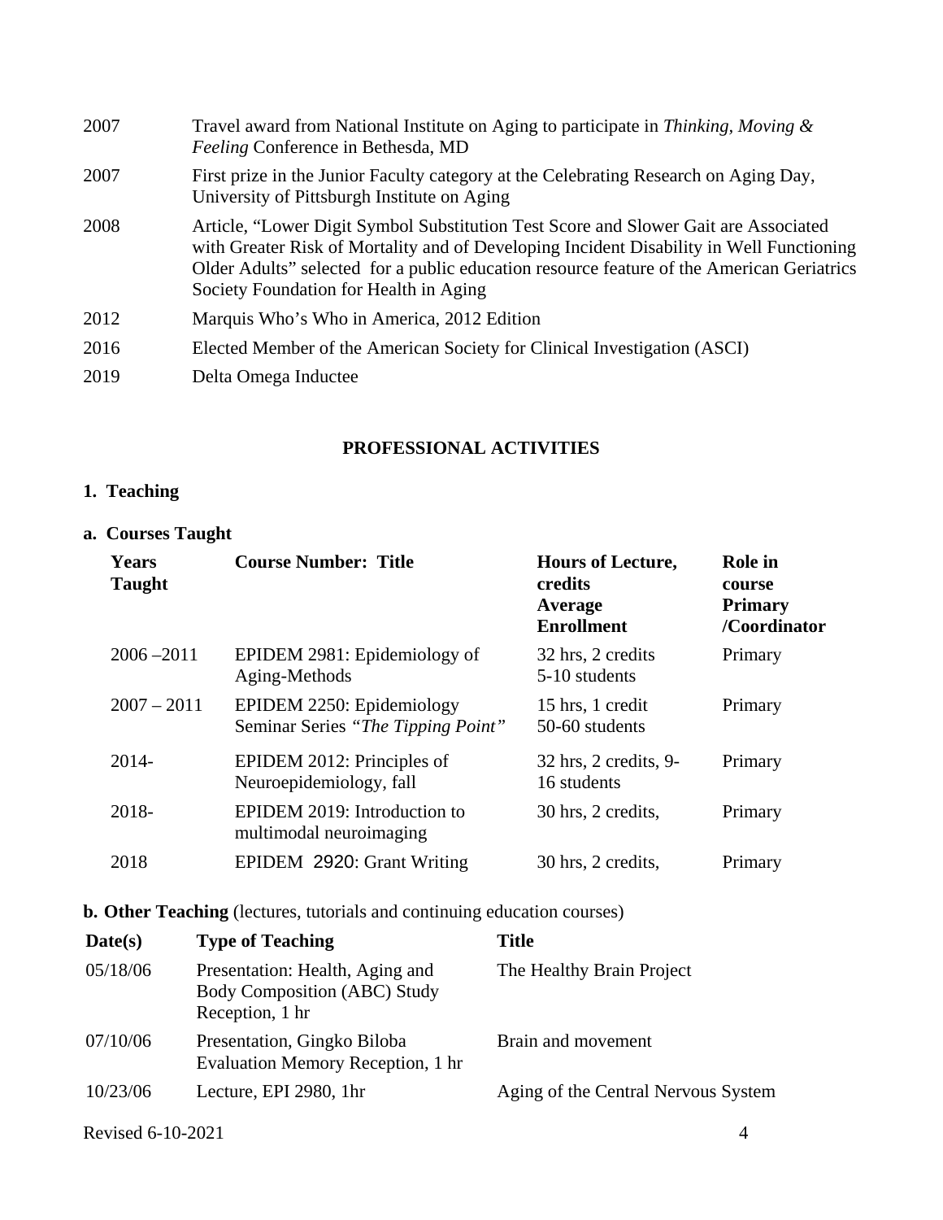| | |
|---|---|
| 2007 | Travel award from National Institute on Aging to participate in *Thinking, Moving & Feeling* Conference in Bethesda, MD |
| 2007 | First prize in the Junior Faculty category at the Celebrating Research on Aging Day, University of Pittsburgh Institute on Aging |
| 2008 | Article, "Lower Digit Symbol Substitution Test Score and Slower Gait are Associated with Greater Risk of Mortality and of Developing Incident Disability in Well Functioning Older Adults" selected for a public education resource feature of the American Geriatrics Society Foundation for Health in Aging |
| 2012 | Marquis Who's Who in America, 2012 Edition |
| 2016 | Elected Member of the American Society for Clinical Investigation (ASCI) |
| 2019 | Delta Omega Inductee |

## PROFESSIONAL ACTIVITIES

### 1. Teaching

#### a. Courses Taught

| Years Taught | Course Number: Title | Hours of Lecture, credits Average Enrollment | Role in course Primary /Coordinator |
|---|---|---|---|
| 2006 –2011 | EPIDEM 2981: Epidemiology of Aging-Methods | 32 hrs, 2 credits 5-10 students | Primary |
| 2007 – 2011 | EPIDEM 2250: Epidemiology Seminar Series *"The Tipping Point"* | 15 hrs, 1 credit 50-60 students | Primary |
| 2014- | EPIDEM 2012: Principles of Neuroepidemiology, fall | 32 hrs, 2 credits, 9-16 students | Primary |
| 2018- | EPIDEM 2019: Introduction to multimodal neuroimaging | 30 hrs, 2 credits, | Primary |
| 2018 | EPIDEM 2920: Grant Writing | 30 hrs, 2 credits, | Primary |

**b. Other Teaching** (lectures, tutorials and continuing education courses)

| Date(s) | Type of Teaching | Title |
|---|---|---|
| 05/18/06 | Presentation: Health, Aging and Body Composition (ABC) Study Reception, 1 hr | The Healthy Brain Project |
| 07/10/06 | Presentation, Gingko Biloba Evaluation Memory Reception, 1 hr | Brain and movement |
| 10/23/06 | Lecture, EPI 2980, 1hr | Aging of the Central Nervous System |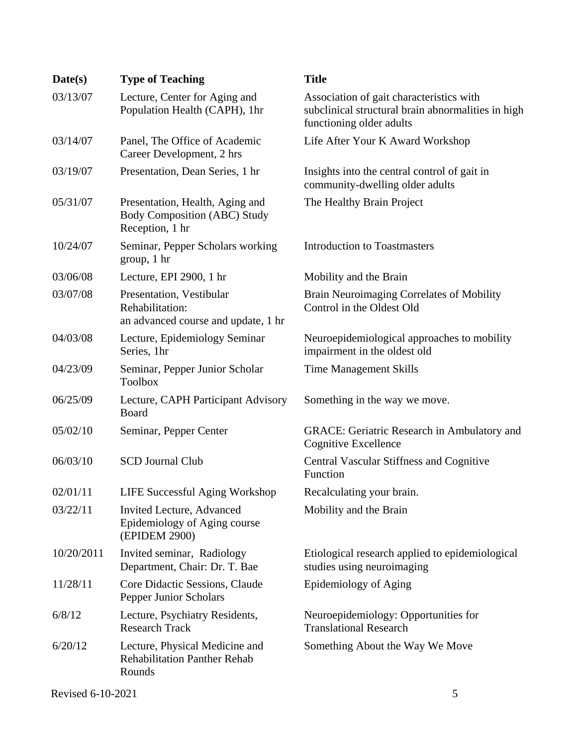| Date(s) | Type of Teaching | Title |
|---|---|---|
| 03/13/07 | Lecture, Center for Aging and Population Health (CAPH), 1hr | Association of gait characteristics with subclinical structural brain abnormalities in high functioning older adults |
| 03/14/07 | Panel, The Office of Academic Career Development, 2 hrs | Life After Your K Award Workshop |
| 03/19/07 | Presentation, Dean Series, 1 hr | Insights into the central control of gait in community-dwelling older adults |
| 05/31/07 | Presentation, Health, Aging and Body Composition (ABC) Study Reception, 1 hr | The Healthy Brain Project |
| 10/24/07 | Seminar, Pepper Scholars working group, 1 hr | Introduction to Toastmasters |
| 03/06/08 | Lecture, EPI 2900, 1 hr | Mobility and the Brain |
| 03/07/08 | Presentation, Vestibular Rehabilitation: an advanced course and update, 1 hr | Brain Neuroimaging Correlates of Mobility Control in the Oldest Old |
| 04/03/08 | Lecture, Epidemiology Seminar Series, 1hr | Neuroepidemiological approaches to mobility impairment in the oldest old |
| 04/23/09 | Seminar, Pepper Junior Scholar Toolbox | Time Management Skills |
| 06/25/09 | Lecture, CAPH Participant Advisory Board | Something in the way we move. |
| 05/02/10 | Seminar, Pepper Center | GRACE: Geriatric Research in Ambulatory and Cognitive Excellence |
| 06/03/10 | SCD Journal Club | Central Vascular Stiffness and Cognitive Function |
| 02/01/11 | LIFE Successful Aging Workshop | Recalculating your brain. |
| 03/22/11 | Invited Lecture, Advanced Epidemiology of Aging course (EPIDEM 2900) | Mobility and the Brain |
| 10/20/2011 | Invited seminar, Radiology Department, Chair: Dr. T. Bae | Etiological research applied to epidemiological studies using neuroimaging |
| 11/28/11 | Core Didactic Sessions, Claude Pepper Junior Scholars | Epidemiology of Aging |
| 6/8/12 | Lecture, Psychiatry Residents, Research Track | Neuroepidemiology: Opportunities for Translational Research |
| 6/20/12 | Lecture, Physical Medicine and Rehabilitation Panther Rehab Rounds | Something About the Way We Move |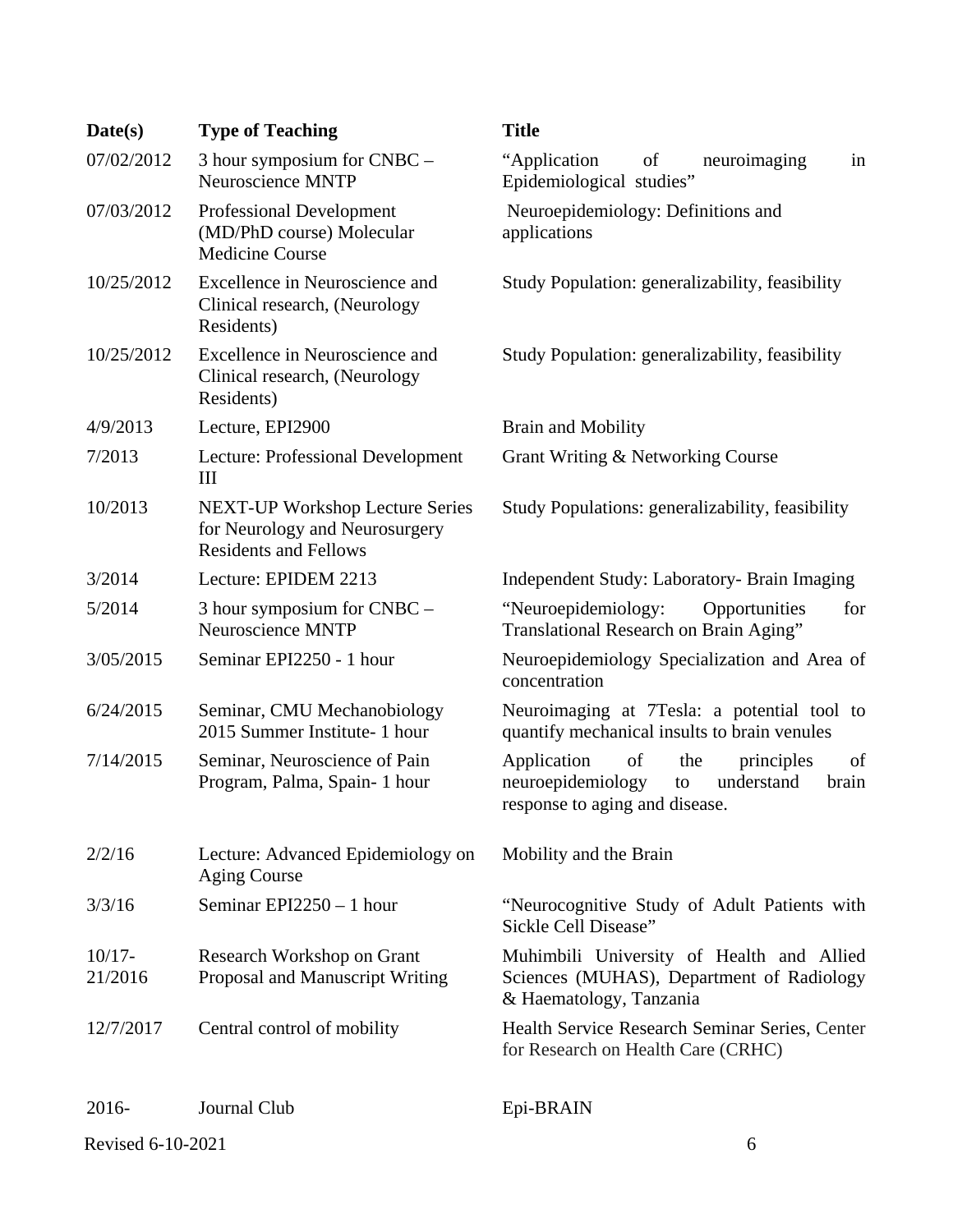| Date(s) | Type of Teaching | Title |
|---|---|---|
| 07/02/2012 | 3 hour symposium for CNBC – Neuroscience MNTP | "Application of neuroimaging in Epidemiological studies" |
| 07/03/2012 | Professional Development (MD/PhD course) Molecular Medicine Course | Neuroepidemiology: Definitions and applications |
| 10/25/2012 | Excellence in Neuroscience and Clinical research, (Neurology Residents) | Study Population: generalizability, feasibility |
| 10/25/2012 | Excellence in Neuroscience and Clinical research, (Neurology Residents) | Study Population: generalizability, feasibility |
| 4/9/2013 | Lecture, EPI2900 | Brain and Mobility |
| 7/2013 | Lecture: Professional Development III | Grant Writing & Networking Course |
| 10/2013 | NEXT-UP Workshop Lecture Series for Neurology and Neurosurgery Residents and Fellows | Study Populations: generalizability, feasibility |
| 3/2014 | Lecture: EPIDEM 2213 | Independent Study: Laboratory- Brain Imaging |
| 5/2014 | 3 hour symposium for CNBC – Neuroscience MNTP | "Neuroepidemiology: Opportunities for Translational Research on Brain Aging" |
| 3/05/2015 | Seminar EPI2250 - 1 hour | Neuroepidemiology Specialization and Area of concentration |
| 6/24/2015 | Seminar, CMU Mechanobiology 2015 Summer Institute- 1 hour | Neuroimaging at 7Tesla: a potential tool to quantify mechanical insults to brain venules |
| 7/14/2015 | Seminar, Neuroscience of Pain Program, Palma, Spain- 1 hour | Application of the principles of neuroepidemiology to understand brain response to aging and disease. |
| 2/2/16 | Lecture: Advanced Epidemiology on Aging Course | Mobility and the Brain |
| 3/3/16 | Seminar EPI2250 – 1 hour | "Neurocognitive Study of Adult Patients with Sickle Cell Disease" |
| 10/17-21/2016 | Research Workshop on Grant Proposal and Manuscript Writing | Muhimbili University of Health and Allied Sciences (MUHAS), Department of Radiology & Haematology, Tanzania |
| 12/7/2017 | Central control of mobility | Health Service Research Seminar Series, Center for Research on Health Care (CRHC) |
| 2016- | Journal Club | Epi-BRAIN |

Revised 6-10-2021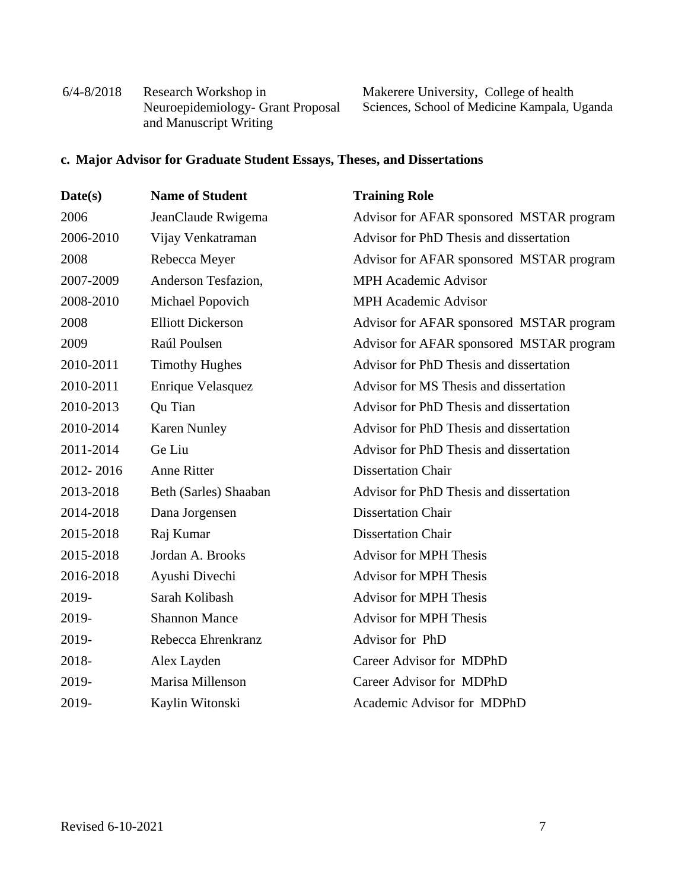| | | |
|---|---|---|
| 6/4-8/2018 | Research Workshop in Neuroepidemiology- Grant Proposal and Manuscript Writing | Makerere University, College of health Sciences, School of Medicine Kampala, Uganda |

### c. Major Advisor for Graduate Student Essays, Theses, and Dissertations

| Date(s) | Name of Student | Training Role |
|---|---|---|
| 2006 | JeanClaude Rwigema | Advisor for AFAR sponsored MSTAR program |
| 2006-2010 | Vijay Venkatraman | Advisor for PhD Thesis and dissertation |
| 2008 | Rebecca Meyer | Advisor for AFAR sponsored MSTAR program |
| 2007-2009 | Anderson Tesfazion, | MPH Academic Advisor |
| 2008-2010 | Michael Popovich | MPH Academic Advisor |
| 2008 | Elliott Dickerson | Advisor for AFAR sponsored MSTAR program |
| 2009 | Raúl Poulsen | Advisor for AFAR sponsored MSTAR program |
| 2010-2011 | Timothy Hughes | Advisor for PhD Thesis and dissertation |
| 2010-2011 | Enrique Velasquez | Advisor for MS Thesis and dissertation |
| 2010-2013 | Qu Tian | Advisor for PhD Thesis and dissertation |
| 2010-2014 | Karen Nunley | Advisor for PhD Thesis and dissertation |
| 2011-2014 | Ge Liu | Advisor for PhD Thesis and dissertation |
| 2012- 2016 | Anne Ritter | Dissertation Chair |
| 2013-2018 | Beth (Sarles) Shaaban | Advisor for PhD Thesis and dissertation |
| 2014-2018 | Dana Jorgensen | Dissertation Chair |
| 2015-2018 | Raj Kumar | Dissertation Chair |
| 2015-2018 | Jordan A. Brooks | Advisor for MPH Thesis |
| 2016-2018 | Ayushi Divechi | Advisor for MPH Thesis |
| 2019- | Sarah Kolibash | Advisor for MPH Thesis |
| 2019- | Shannon Mance | Advisor for MPH Thesis |
| 2019- | Rebecca Ehrenkranz | Advisor for PhD |
| 2018- | Alex Layden | Career Advisor for MDPhD |
| 2019- | Marisa Millenson | Career Advisor for MDPhD |
| 2019- | Kaylin Witonski | Academic Advisor for MDPhD |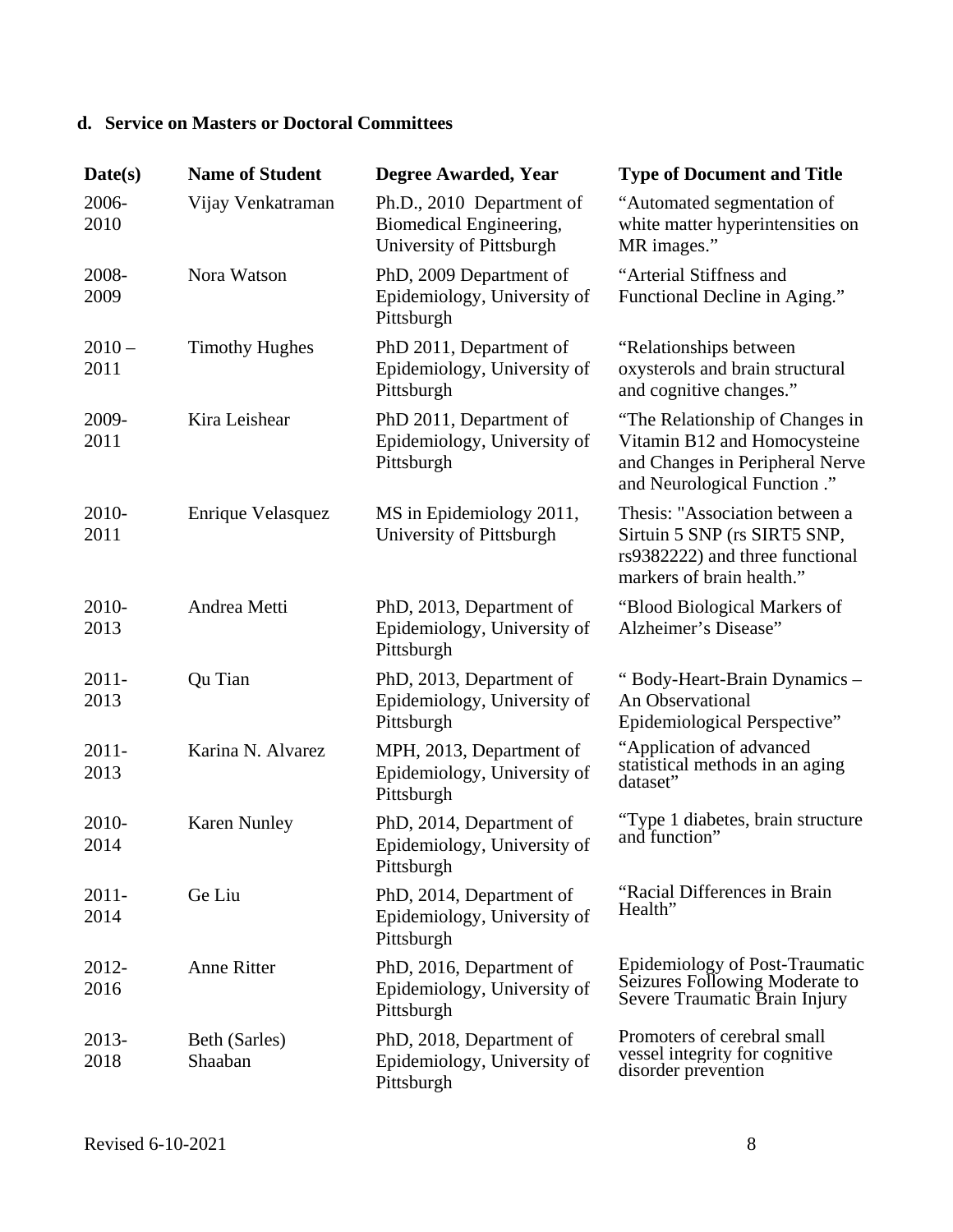**d. Service on Masters or Doctoral Committees**

| Date(s) | Name of Student | Degree Awarded, Year | Type of Document and Title |
|---|---|---|---|
| 2006-2010 | Vijay Venkatraman | Ph.D., 2010 Department of Biomedical Engineering, University of Pittsburgh | "Automated segmentation of white matter hyperintensities on MR images." |
| 2008-2009 | Nora Watson | PhD, 2009 Department of Epidemiology, University of Pittsburgh | "Arterial Stiffness and Functional Decline in Aging." |
| 2010 – 2011 | Timothy Hughes | PhD 2011, Department of Epidemiology, University of Pittsburgh | "Relationships between oxysterols and brain structural and cognitive changes." |
| 2009-2011 | Kira Leishear | PhD 2011, Department of Epidemiology, University of Pittsburgh | "The Relationship of Changes in Vitamin B12 and Homocysteine and Changes in Peripheral Nerve and Neurological Function ." |
| 2010-2011 | Enrique Velasquez | MS in Epidemiology 2011, University of Pittsburgh | Thesis: "Association between a Sirtuin 5 SNP (rs SIRT5 SNP, rs9382222) and three functional markers of brain health." |
| 2010-2013 | Andrea Metti | PhD, 2013, Department of Epidemiology, University of Pittsburgh | "Blood Biological Markers of Alzheimer's Disease" |
| 2011-2013 | Qu Tian | PhD, 2013, Department of Epidemiology, University of Pittsburgh | " Body-Heart-Brain Dynamics – An Observational Epidemiological Perspective" |
| 2011-2013 | Karina N. Alvarez | MPH, 2013, Department of Epidemiology, University of Pittsburgh | "Application of advanced statistical methods in an aging dataset" |
| 2010-2014 | Karen Nunley | PhD, 2014, Department of Epidemiology, University of Pittsburgh | "Type 1 diabetes, brain structure and function" |
| 2011-2014 | Ge Liu | PhD, 2014, Department of Epidemiology, University of Pittsburgh | "Racial Differences in Brain Health" |
| 2012-2016 | Anne Ritter | PhD, 2016, Department of Epidemiology, University of Pittsburgh | Epidemiology of Post-Traumatic Seizures Following Moderate to Severe Traumatic Brain Injury |
| 2013-2018 | Beth (Sarles) Shaaban | PhD, 2018, Department of Epidemiology, University of Pittsburgh | Promoters of cerebral small vessel integrity for cognitive disorder prevention |

Revised 6-10-2021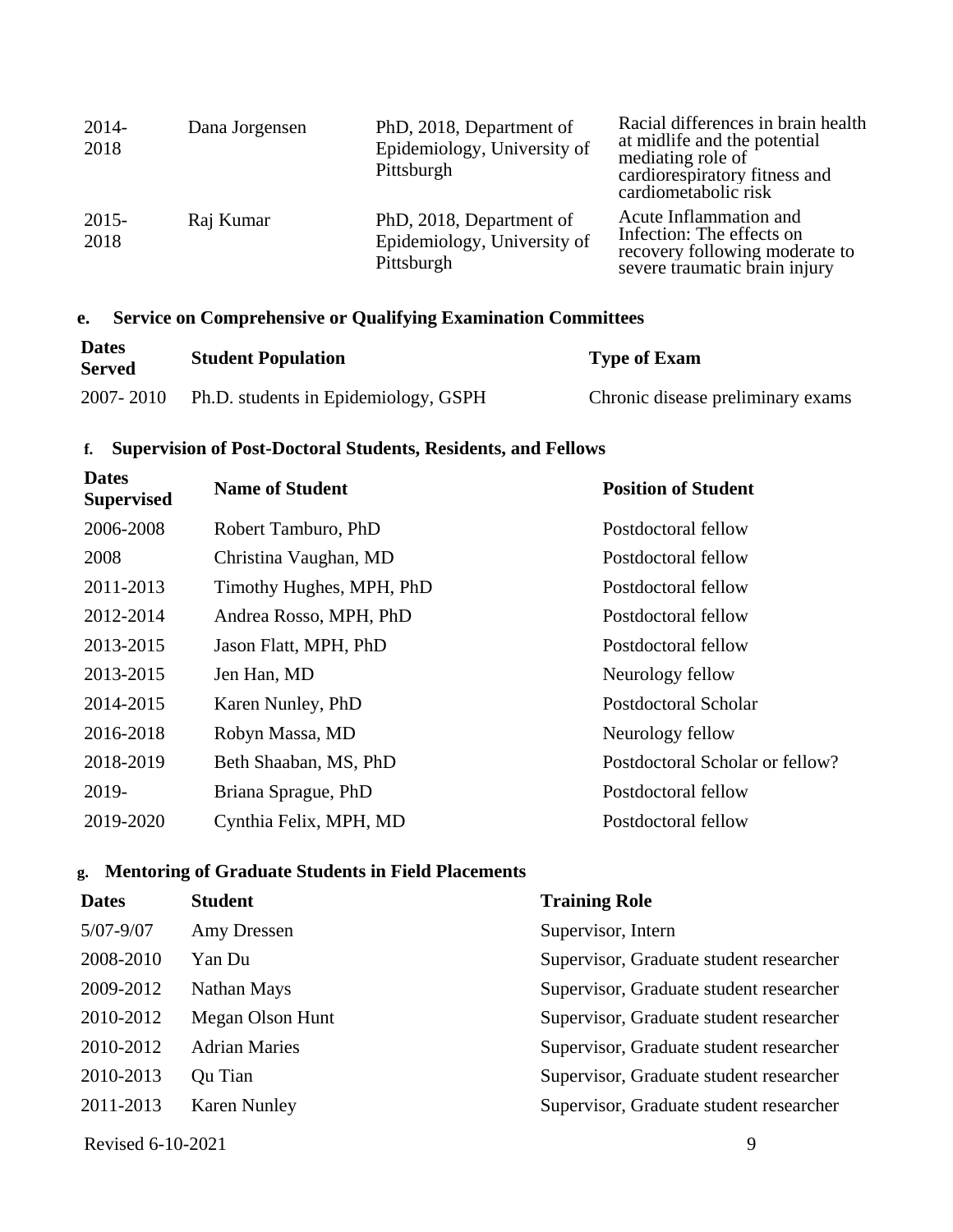| | | | |
|---|---|---|---|
| 2014-2018 | Dana Jorgensen | PhD, 2018, Department of Epidemiology, University of Pittsburgh | Racial differences in brain health at midlife and the potential mediating role of cardiorespiratory fitness and cardiometabolic risk |
| 2015-2018 | Raj Kumar | PhD, 2018, Department of Epidemiology, University of Pittsburgh | Acute Inflammation and Infection: The effects on recovery following moderate to severe traumatic brain injury |

**e. Service on Comprehensive or Qualifying Examination Committees**

| Dates Served | Student Population | Type of Exam |
|---|---|---|
| 2007- 2010 | Ph.D. students in Epidemiology, GSPH | Chronic disease preliminary exams |

**f. Supervision of Post-Doctoral Students, Residents, and Fellows**

| Dates Supervised | Name of Student | Position of Student |
|---|---|---|
| 2006-2008 | Robert Tamburo, PhD | Postdoctoral fellow |
| 2008 | Christina Vaughan, MD | Postdoctoral fellow |
| 2011-2013 | Timothy Hughes, MPH, PhD | Postdoctoral fellow |
| 2012-2014 | Andrea Rosso, MPH, PhD | Postdoctoral fellow |
| 2013-2015 | Jason Flatt, MPH, PhD | Postdoctoral fellow |
| 2013-2015 | Jen Han, MD | Neurology fellow |
| 2014-2015 | Karen Nunley, PhD | Postdoctoral Scholar |
| 2016-2018 | Robyn Massa, MD | Neurology fellow |
| 2018-2019 | Beth Shaaban, MS, PhD | Postdoctoral Scholar or fellow? |
| 2019- | Briana Sprague, PhD | Postdoctoral fellow |
| 2019-2020 | Cynthia Felix, MPH, MD | Postdoctoral fellow |

**g. Mentoring of Graduate Students in Field Placements**

| Dates | Student | Training Role |
|---|---|---|
| 5/07-9/07 | Amy Dressen | Supervisor, Intern |
| 2008-2010 | Yan Du | Supervisor, Graduate student researcher |
| 2009-2012 | Nathan Mays | Supervisor, Graduate student researcher |
| 2010-2012 | Megan Olson Hunt | Supervisor, Graduate student researcher |
| 2010-2012 | Adrian Maries | Supervisor, Graduate student researcher |
| 2010-2013 | Qu Tian | Supervisor, Graduate student researcher |
| 2011-2013 | Karen Nunley | Supervisor, Graduate student researcher |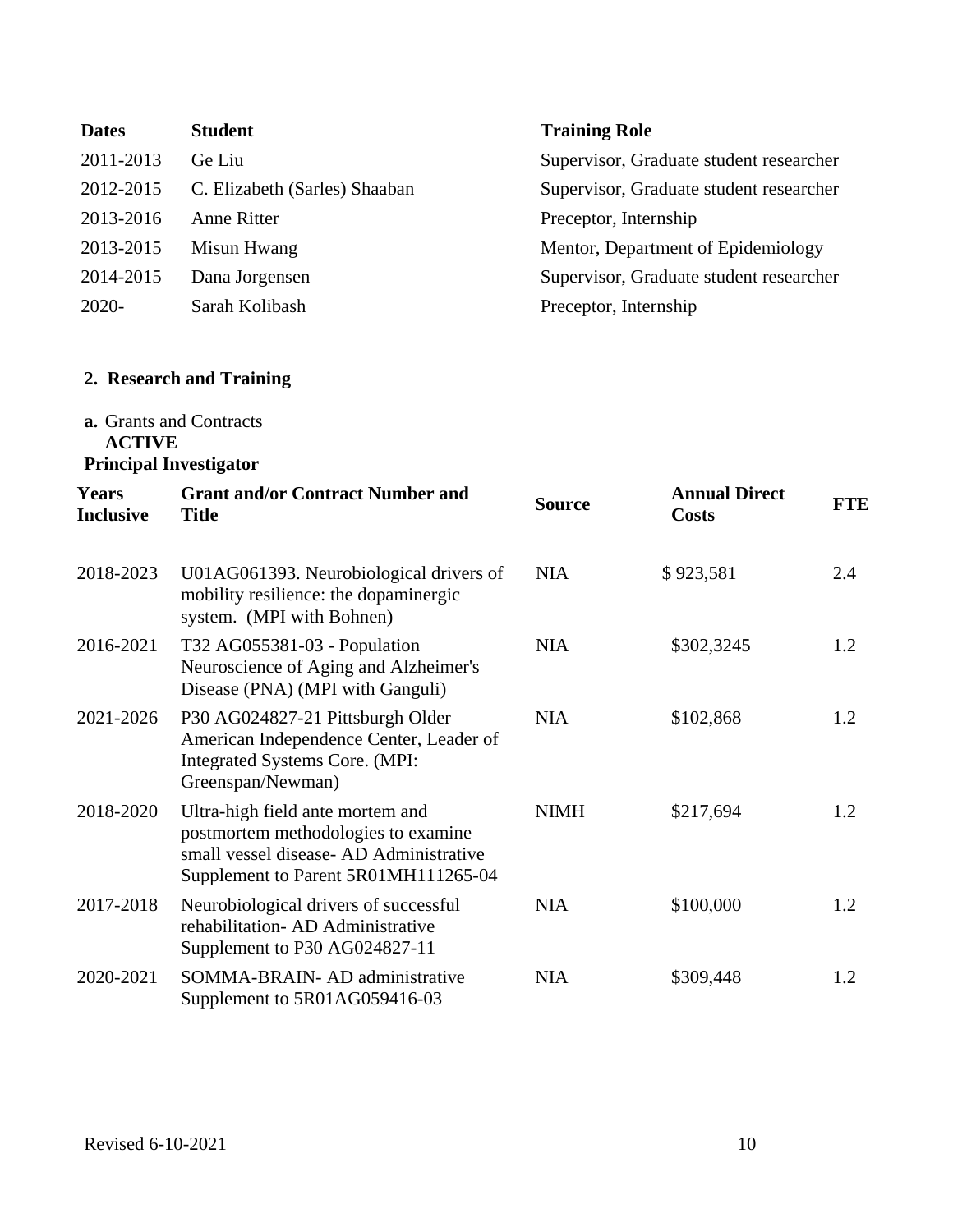| Dates | Student | Training Role |
|---|---|---|
| 2011-2013 | Ge Liu | Supervisor, Graduate student researcher |
| 2012-2015 | C. Elizabeth (Sarles) Shaaban | Supervisor, Graduate student researcher |
| 2013-2016 | Anne Ritter | Preceptor, Internship |
| 2013-2015 | Misun Hwang | Mentor, Department of Epidemiology |
| 2014-2015 | Dana Jorgensen | Supervisor, Graduate student researcher |
| 2020- | Sarah Kolibash | Preceptor, Internship |

## 2. Research and Training

**a.** Grants and Contracts

**ACTIVE**

**Principal Investigator**

| Years Inclusive | Grant and/or Contract Number and Title | Source | Annual Direct Costs | FTE |
|---|---|---|---|---|
| 2018-2023 | U01AG061393. Neurobiological drivers of mobility resilience: the dopaminergic system. (MPI with Bohnen) | NIA | $ 923,581 | 2.4 |
| 2016-2021 | T32 AG055381-03 - Population Neuroscience of Aging and Alzheimer's Disease (PNA) (MPI with Ganguli) | NIA | $302,3245 | 1.2 |
| 2021-2026 | P30 AG024827-21 Pittsburgh Older American Independence Center, Leader of Integrated Systems Core. (MPI: Greenspan/Newman) | NIA | $102,868 | 1.2 |
| 2018-2020 | Ultra-high field ante mortem and postmortem methodologies to examine small vessel disease- AD Administrative Supplement to Parent 5R01MH111265-04 | NIMH | $217,694 | 1.2 |
| 2017-2018 | Neurobiological drivers of successful rehabilitation- AD Administrative Supplement to P30 AG024827-11 | NIA | $100,000 | 1.2 |
| 2020-2021 | SOMMA-BRAIN- AD administrative Supplement to 5R01AG059416-03 | NIA | $309,448 | 1.2 |

Revised 6-10-2021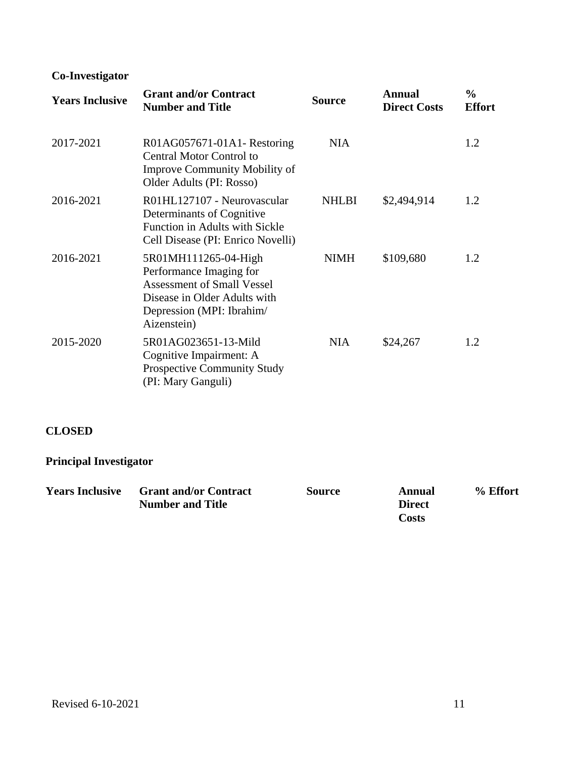**Co-Investigator**

| Years Inclusive | Grant and/or Contract Number and Title | Source | Annual Direct Costs | % Effort |
|---|---|---|---|---|
| 2017-2021 | R01AG057671-01A1- Restoring Central Motor Control to Improve Community Mobility of Older Adults (PI: Rosso) | NIA | | 1.2 |
| 2016-2021 | R01HL127107 - Neurovascular Determinants of Cognitive Function in Adults with Sickle Cell Disease (PI: Enrico Novelli) | NHLBI | $2,494,914 | 1.2 |
| 2016-2021 | 5R01MH111265-04-High Performance Imaging for Assessment of Small Vessel Disease in Older Adults with Depression (MPI: Ibrahim/ Aizenstein) | NIMH | $109,680 | 1.2 |
| 2015-2020 | 5R01AG023651-13-Mild Cognitive Impairment: A Prospective Community Study (PI: Mary Ganguli) | NIA | $24,267 | 1.2 |

**CLOSED**

**Principal Investigator**

| Years Inclusive | Grant and/or Contract Number and Title | Source | Annual Direct Costs | % Effort |
|---|---|---|---|---|

Revised 6-10-2021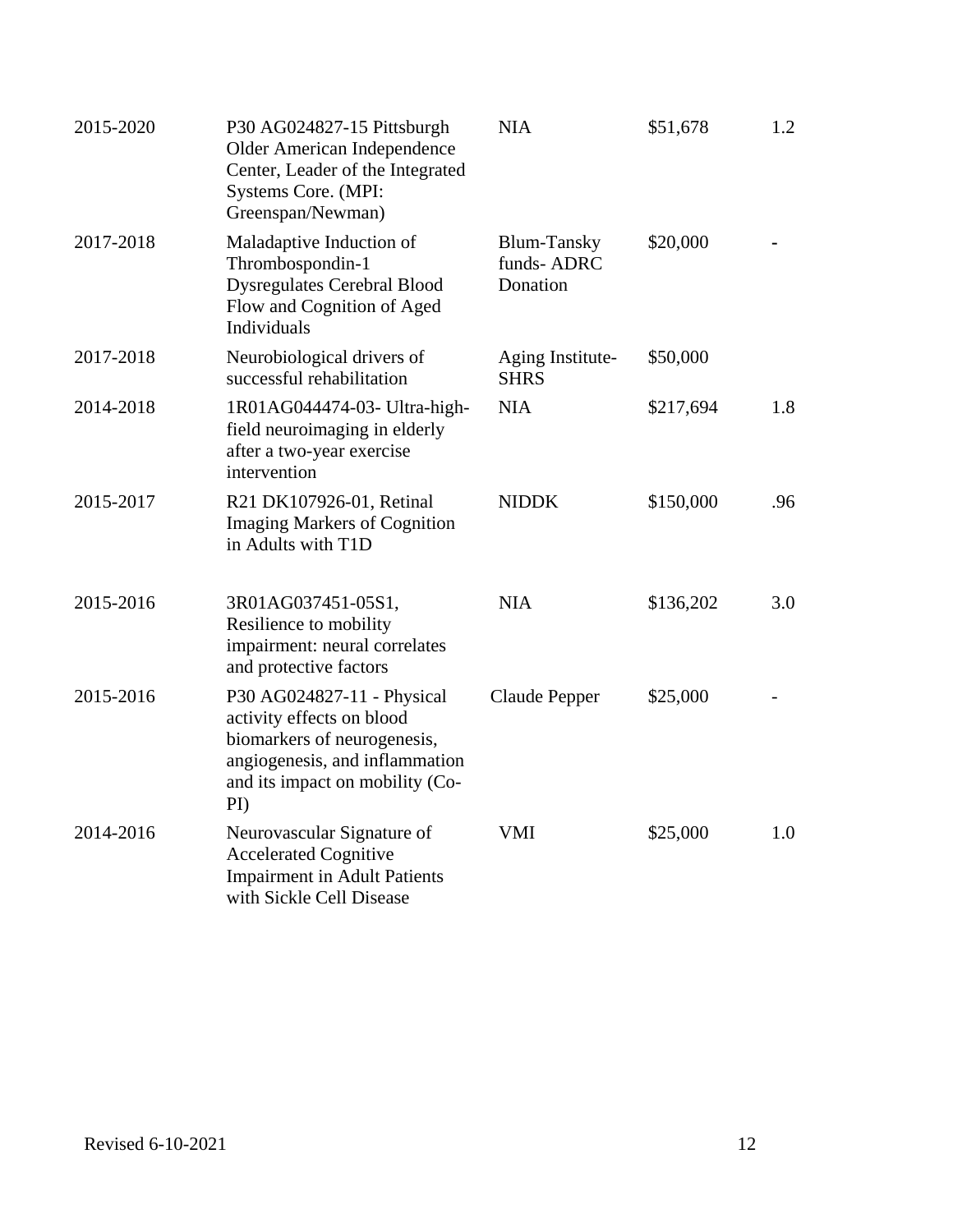| | | | | |
|---|---|---|---|---|
| 2015-2020 | P30 AG024827-15 Pittsburgh Older American Independence Center, Leader of the Integrated Systems Core. (MPI: Greenspan/Newman) | NIA | $51,678 | 1.2 |
| 2017-2018 | Maladaptive Induction of Thrombospondin-1 Dysregulates Cerebral Blood Flow and Cognition of Aged Individuals | Blum-Tansky funds- ADRC Donation | $20,000 | - |
| 2017-2018 | Neurobiological drivers of successful rehabilitation | Aging Institute-SHRS | $50,000 | |
| 2014-2018 | 1R01AG044474-03- Ultra-high-field neuroimaging in elderly after a two-year exercise intervention | NIA | $217,694 | 1.8 |
| 2015-2017 | R21 DK107926-01, Retinal Imaging Markers of Cognition in Adults with T1D | NIDDK | $150,000 | .96 |
| 2015-2016 | 3R01AG037451-05S1, Resilience to mobility impairment: neural correlates and protective factors | NIA | $136,202 | 3.0 |
| 2015-2016 | P30 AG024827-11 - Physical activity effects on blood biomarkers of neurogenesis, angiogenesis, and inflammation and its impact on mobility (Co-PI) | Claude Pepper | $25,000 | - |
| 2014-2016 | Neurovascular Signature of Accelerated Cognitive Impairment in Adult Patients with Sickle Cell Disease | VMI | $25,000 | 1.0 |

Revised 6-10-2021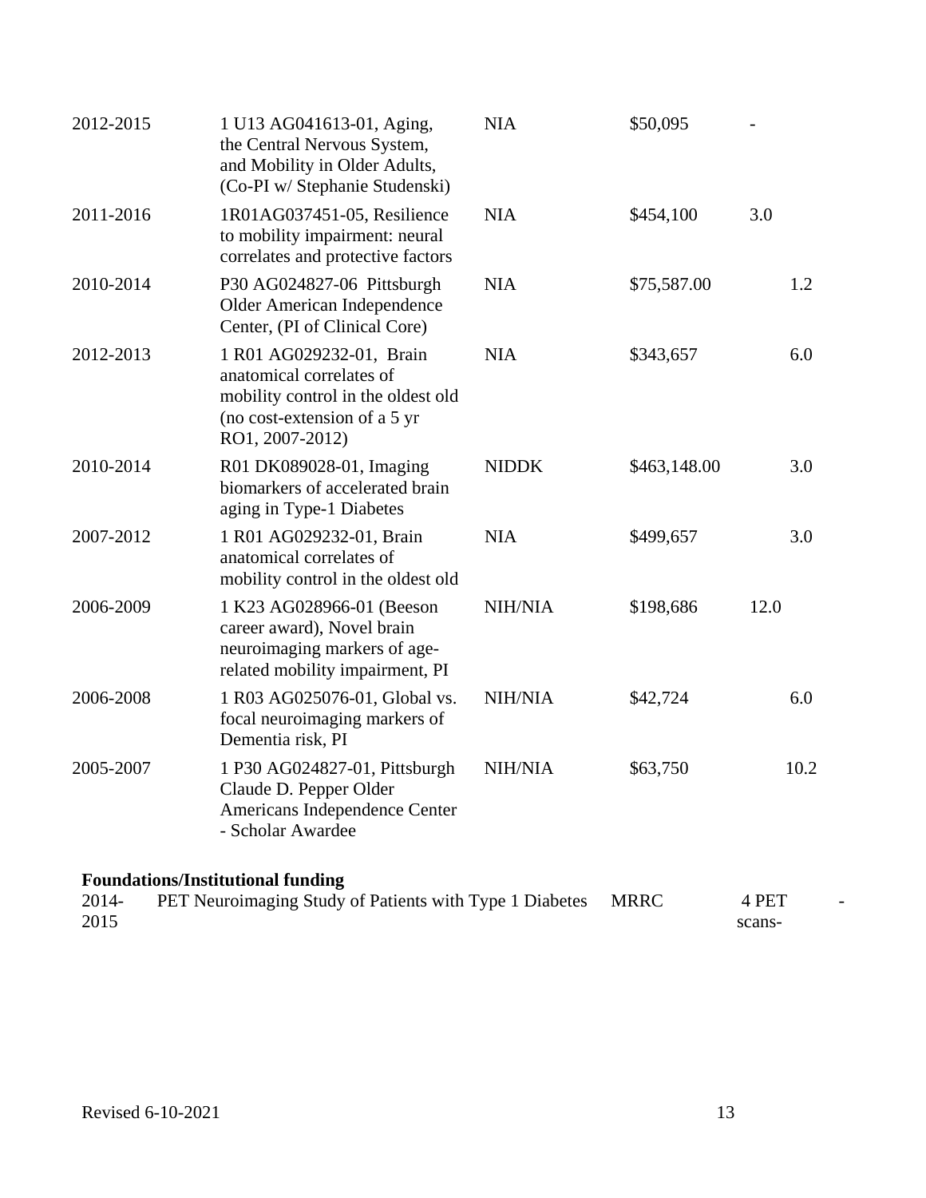| | | | | |
|---|---|---|---|---|
| 2012-2015 | 1 U13 AG041613-01, Aging, the Central Nervous System, and Mobility in Older Adults, (Co-PI w/ Stephanie Studenski) | NIA | $50,095 | - |
| 2011-2016 | 1R01AG037451-05, Resilience to mobility impairment: neural correlates and protective factors | NIA | $454,100 | 3.0 |
| 2010-2014 | P30 AG024827-06 Pittsburgh Older American Independence Center, (PI of Clinical Core) | NIA | $75,587.00 | 1.2 |
| 2012-2013 | 1 R01 AG029232-01, Brain anatomical correlates of mobility control in the oldest old (no cost-extension of a 5 yr RO1, 2007-2012) | NIA | $343,657 | 6.0 |
| 2010-2014 | R01 DK089028-01, Imaging biomarkers of accelerated brain aging in Type-1 Diabetes | NIDDK | $463,148.00 | 3.0 |
| 2007-2012 | 1 R01 AG029232-01, Brain anatomical correlates of mobility control in the oldest old | NIA | $499,657 | 3.0 |
| 2006-2009 | 1 K23 AG028966-01 (Beeson career award), Novel brain neuroimaging markers of age-related mobility impairment, PI | NIH/NIA | $198,686 | 12.0 |
| 2006-2008 | 1 R03 AG025076-01, Global vs. focal neuroimaging markers of Dementia risk, PI | NIH/NIA | $42,724 | 6.0 |
| 2005-2007 | 1 P30 AG024827-01, Pittsburgh Claude D. Pepper Older Americans Independence Center - Scholar Awardee | NIH/NIA | $63,750 | 10.2 |

**Foundations/Institutional funding**

| | | | | |
|---|---|---|---|---|
| 2014-2015 | PET Neuroimaging Study of Patients with Type 1 Diabetes | MRRC | 4 PET scans- | - |

Revised 6-10-2021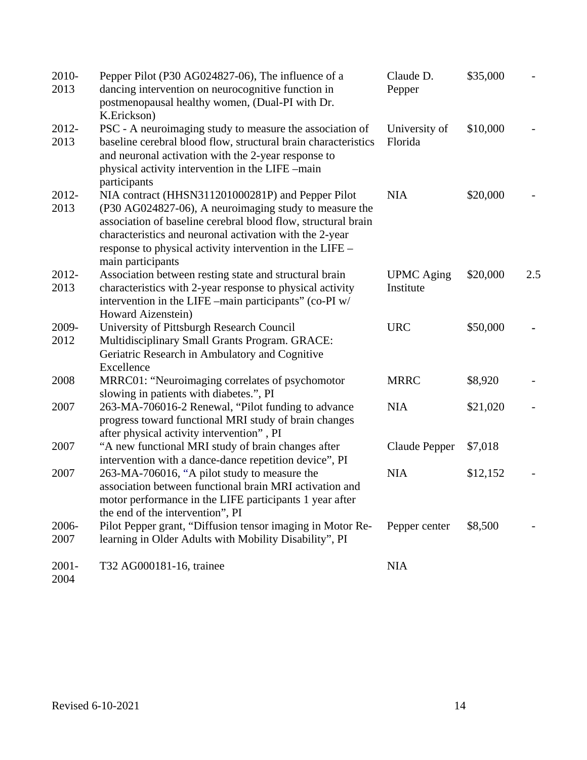| | | | | |
|---|---|---|---|---|
| 2010-2013 | Pepper Pilot (P30 AG024827-06), The influence of a dancing intervention on neurocognitive function in postmenopausal healthy women, (Dual-PI with Dr. K.Erickson) | Claude D. Pepper | $35,000 | - |
| 2012-2013 | PSC - A neuroimaging study to measure the association of baseline cerebral blood flow, structural brain characteristics and neuronal activation with the 2-year response to physical activity intervention in the LIFE –main participants | University of Florida | $10,000 | - |
| 2012-2013 | NIA contract (HHSN311201000281P) and Pepper Pilot (P30 AG024827-06), A neuroimaging study to measure the association of baseline cerebral blood flow, structural brain characteristics and neuronal activation with the 2-year response to physical activity intervention in the LIFE – main participants | NIA | $20,000 | - |
| 2012-2013 | Association between resting state and structural brain characteristics with 2-year response to physical activity intervention in the LIFE –main participants" (co-PI w/ Howard Aizenstein) | UPMC Aging Institute | $20,000 | 2.5 |
| 2009-2012 | University of Pittsburgh Research Council Multidisciplinary Small Grants Program. GRACE: Geriatric Research in Ambulatory and Cognitive Excellence | URC | $50,000 | - |
| 2008 | MRRC01: "Neuroimaging correlates of psychomotor slowing in patients with diabetes.", PI | MRRC | $8,920 | - |
| 2007 | 263-MA-706016-2 Renewal, "Pilot funding to advance progress toward functional MRI study of brain changes after physical activity intervention" , PI | NIA | $21,020 | - |
| 2007 | "A new functional MRI study of brain changes after intervention with a dance-dance repetition device", PI | Claude Pepper | $7,018 | |
| 2007 | 263-MA-706016, "A pilot study to measure the association between functional brain MRI activation and motor performance in the LIFE participants 1 year after the end of the intervention", PI | NIA | $12,152 | - |
| 2006-2007 | Pilot Pepper grant, "Diffusion tensor imaging in Motor Re-learning in Older Adults with Mobility Disability", PI | Pepper center | $8,500 | - |
| 2001-2004 | T32 AG000181-16, trainee | NIA | | |

Revised 6-10-2021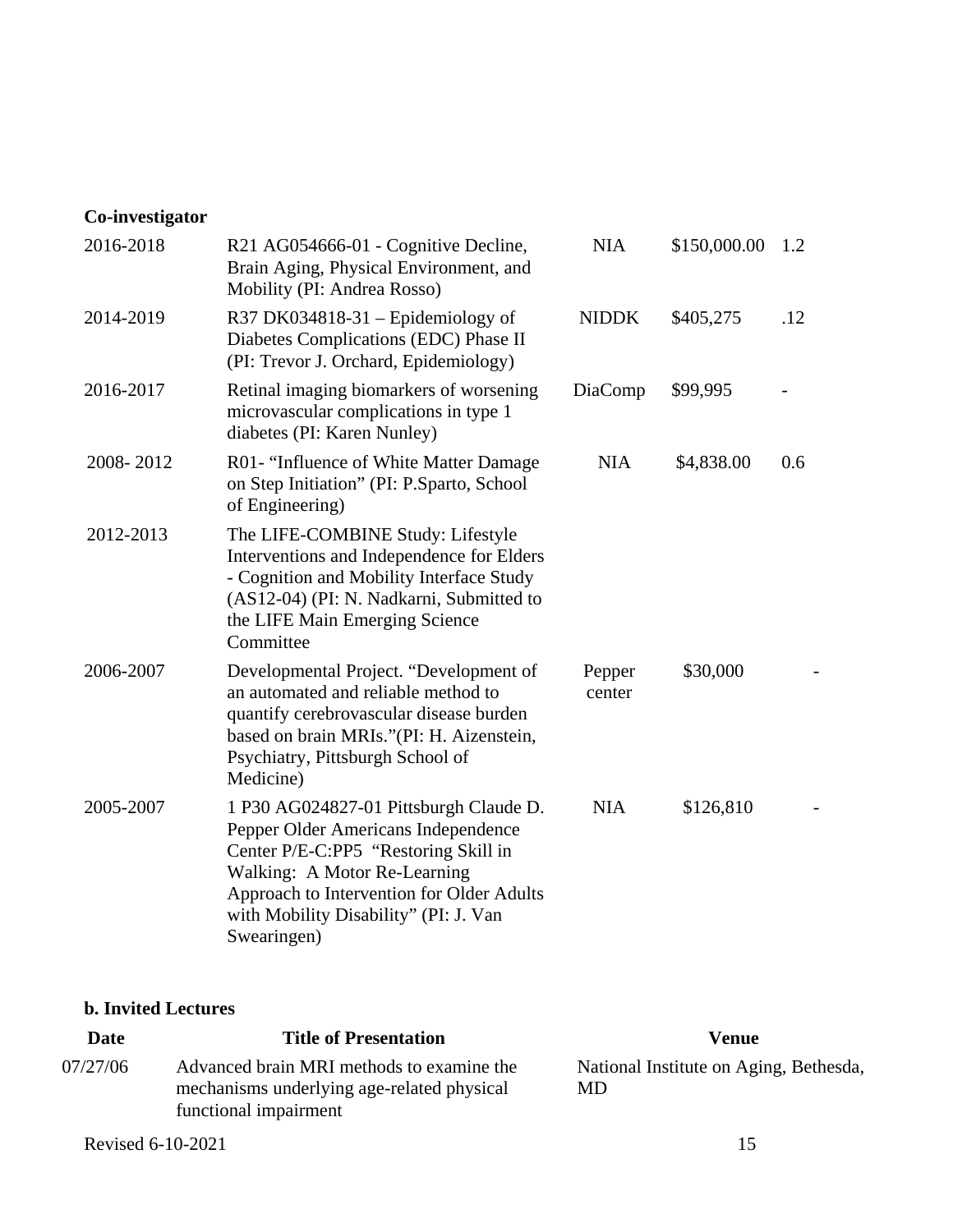**Co-investigator**

| | | | | |
|---|---|---|---|---|
| 2016-2018 | R21 AG054666-01 - Cognitive Decline, Brain Aging, Physical Environment, and Mobility (PI: Andrea Rosso) | NIA | $150,000.00 | 1.2 |
| 2014-2019 | R37 DK034818-31 – Epidemiology of Diabetes Complications (EDC) Phase II (PI: Trevor J. Orchard, Epidemiology) | NIDDK | $405,275 | .12 |
| 2016-2017 | Retinal imaging biomarkers of worsening microvascular complications in type 1 diabetes (PI: Karen Nunley) | DiaComp | $99,995 | - |
| 2008- 2012 | R01- "Influence of White Matter Damage on Step Initiation" (PI: P.Sparto, School of Engineering) | NIA | $4,838.00 | 0.6 |
| 2012-2013 | The LIFE-COMBINE Study: Lifestyle Interventions and Independence for Elders - Cognition and Mobility Interface Study (AS12-04) (PI: N. Nadkarni, Submitted to the LIFE Main Emerging Science Committee | | | |
| 2006-2007 | Developmental Project. "Development of an automated and reliable method to quantify cerebrovascular disease burden based on brain MRIs."(PI: H. Aizenstein, Psychiatry, Pittsburgh School of Medicine) | Pepper center | $30,000 | - |
| 2005-2007 | 1 P30 AG024827-01 Pittsburgh Claude D. Pepper Older Americans Independence Center P/E-C:PP5 "Restoring Skill in Walking: A Motor Re-Learning Approach to Intervention for Older Adults with Mobility Disability" (PI: J. Van Swearingen) | NIA | $126,810 | - |

**b. Invited Lectures**

| Date | Title of Presentation | Venue |
|---|---|---|
| 07/27/06 | Advanced brain MRI methods to examine the mechanisms underlying age-related physical functional impairment | National Institute on Aging, Bethesda, MD |

Revised 6-10-2021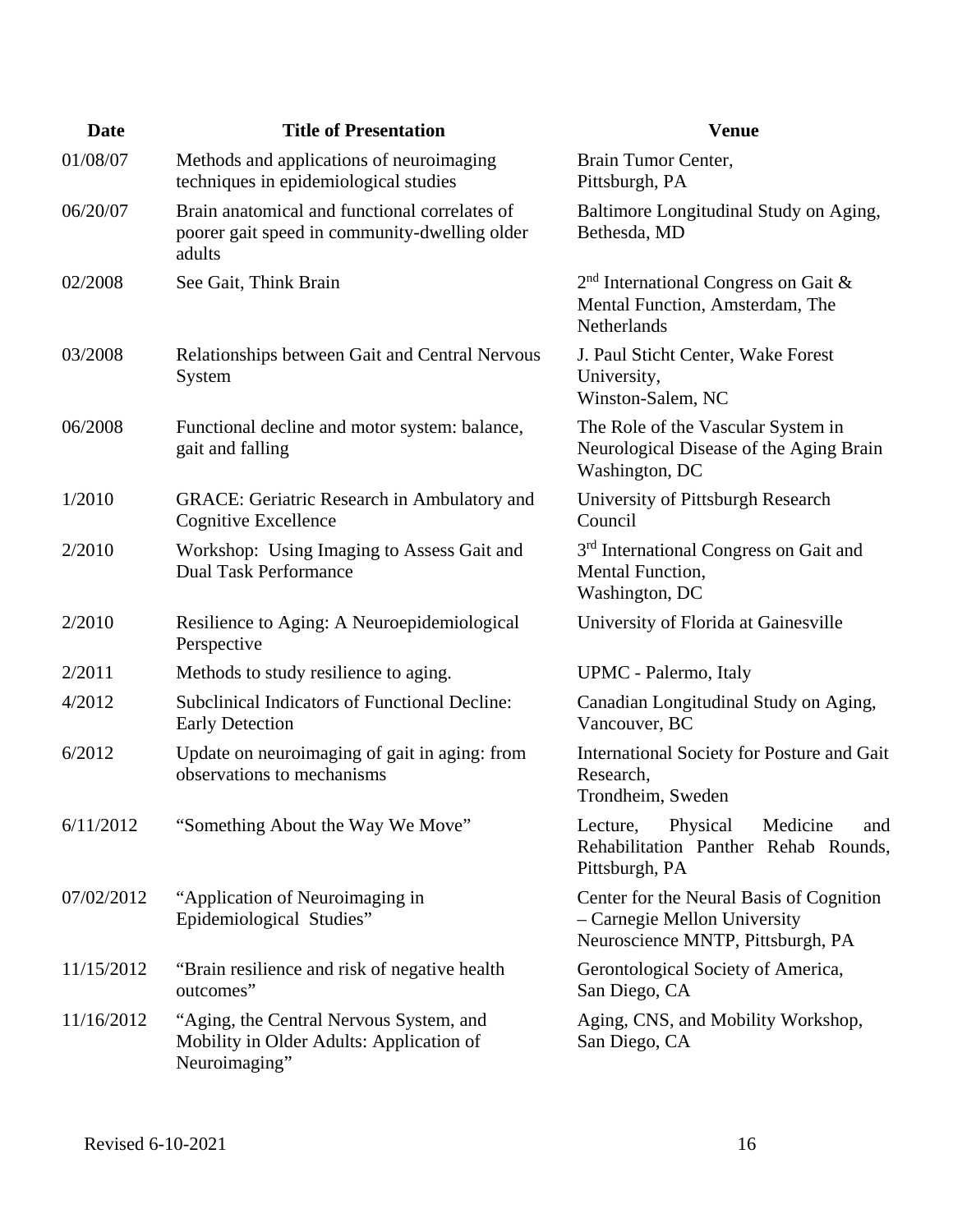| Date | Title of Presentation | Venue |
|---|---|---|
| 01/08/07 | Methods and applications of neuroimaging techniques in epidemiological studies | Brain Tumor Center, Pittsburgh, PA |
| 06/20/07 | Brain anatomical and functional correlates of poorer gait speed in community-dwelling older adults | Baltimore Longitudinal Study on Aging, Bethesda, MD |
| 02/2008 | See Gait, Think Brain | 2nd International Congress on Gait & Mental Function, Amsterdam, The Netherlands |
| 03/2008 | Relationships between Gait and Central Nervous System | J. Paul Sticht Center, Wake Forest University, Winston-Salem, NC |
| 06/2008 | Functional decline and motor system: balance, gait and falling | The Role of the Vascular System in Neurological Disease of the Aging Brain Washington, DC |
| 1/2010 | GRACE: Geriatric Research in Ambulatory and Cognitive Excellence | University of Pittsburgh Research Council |
| 2/2010 | Workshop: Using Imaging to Assess Gait and Dual Task Performance | 3rd International Congress on Gait and Mental Function, Washington, DC |
| 2/2010 | Resilience to Aging: A Neuroepidemiological Perspective | University of Florida at Gainesville |
| 2/2011 | Methods to study resilience to aging. | UPMC - Palermo, Italy |
| 4/2012 | Subclinical Indicators of Functional Decline: Early Detection | Canadian Longitudinal Study on Aging, Vancouver, BC |
| 6/2012 | Update on neuroimaging of gait in aging: from observations to mechanisms | International Society for Posture and Gait Research, Trondheim, Sweden |
| 6/11/2012 | "Something About the Way We Move" | Lecture, Physical Medicine and Rehabilitation Panther Rehab Rounds, Pittsburgh, PA |
| 07/02/2012 | "Application of Neuroimaging in Epidemiological Studies" | Center for the Neural Basis of Cognition – Carnegie Mellon University Neuroscience MNTP, Pittsburgh, PA |
| 11/15/2012 | "Brain resilience and risk of negative health outcomes" | Gerontological Society of America, San Diego, CA |
| 11/16/2012 | "Aging, the Central Nervous System, and Mobility in Older Adults: Application of Neuroimaging" | Aging, CNS, and Mobility Workshop, San Diego, CA |

Revised 6-10-2021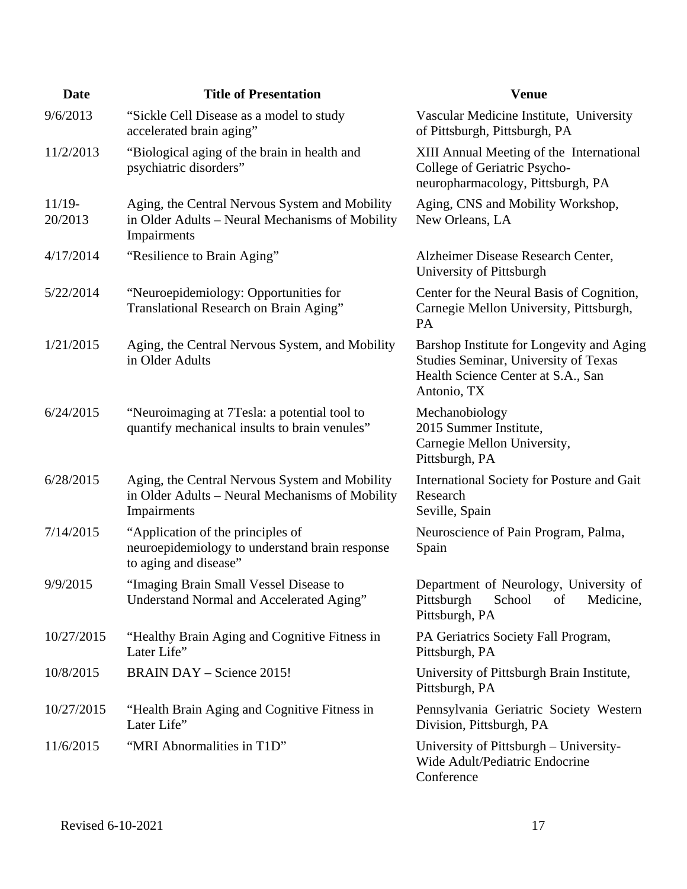| Date | Title of Presentation | Venue |
|---|---|---|
| 9/6/2013 | “Sickle Cell Disease as a model to study accelerated brain aging” | Vascular Medicine Institute, University of Pittsburgh, Pittsburgh, PA |
| 11/2/2013 | “Biological aging of the brain in health and psychiatric disorders” | XIII Annual Meeting of the International College of Geriatric Psycho-neuropharmacology, Pittsburgh, PA |
| 11/19-20/2013 | Aging, the Central Nervous System and Mobility in Older Adults – Neural Mechanisms of Mobility Impairments | Aging, CNS and Mobility Workshop, New Orleans, LA |
| 4/17/2014 | “Resilience to Brain Aging” | Alzheimer Disease Research Center, University of Pittsburgh |
| 5/22/2014 | “Neuroepidemiology: Opportunities for Translational Research on Brain Aging” | Center for the Neural Basis of Cognition, Carnegie Mellon University, Pittsburgh, PA |
| 1/21/2015 | Aging, the Central Nervous System, and Mobility in Older Adults | Barshop Institute for Longevity and Aging Studies Seminar, University of Texas Health Science Center at S.A., San Antonio, TX |
| 6/24/2015 | “Neuroimaging at 7Tesla: a potential tool to quantify mechanical insults to brain venules” | Mechanobiology 2015 Summer Institute, Carnegie Mellon University, Pittsburgh, PA |
| 6/28/2015 | Aging, the Central Nervous System and Mobility in Older Adults – Neural Mechanisms of Mobility Impairments | International Society for Posture and Gait Research Seville, Spain |
| 7/14/2015 | “Application of the principles of neuroepidemiology to understand brain response to aging and disease” | Neuroscience of Pain Program, Palma, Spain |
| 9/9/2015 | “Imaging Brain Small Vessel Disease to Understand Normal and Accelerated Aging” | Department of Neurology, University of Pittsburgh School of Medicine, Pittsburgh, PA |
| 10/27/2015 | “Healthy Brain Aging and Cognitive Fitness in Later Life” | PA Geriatrics Society Fall Program, Pittsburgh, PA |
| 10/8/2015 | BRAIN DAY – Science 2015! | University of Pittsburgh Brain Institute, Pittsburgh, PA |
| 10/27/2015 | “Health Brain Aging and Cognitive Fitness in Later Life” | Pennsylvania Geriatric Society Western Division, Pittsburgh, PA |
| 11/6/2015 | “MRI Abnormalities in T1D” | University of Pittsburgh – University-Wide Adult/Pediatric Endocrine Conference |

Revised 6-10-2021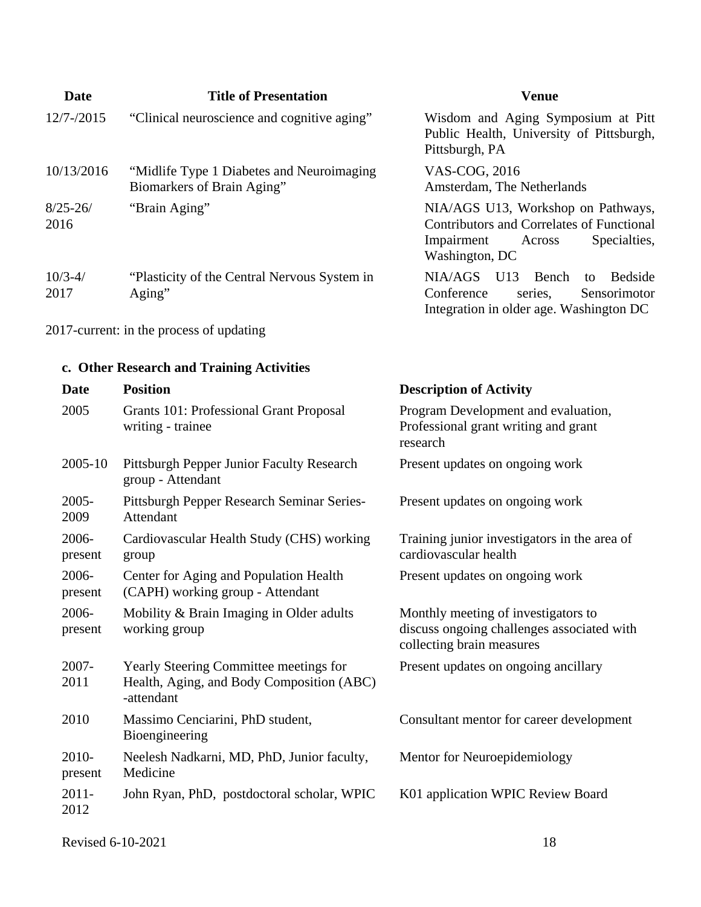| Date | Title of Presentation | Venue |
| --- | --- | --- |
| 12/7-/2015 | "Clinical neuroscience and cognitive aging" | Wisdom and Aging Symposium at Pitt Public Health, University of Pittsburgh, Pittsburgh, PA |
| 10/13/2016 | "Midlife Type 1 Diabetes and Neuroimaging Biomarkers of Brain Aging" | VAS-COG, 2016 Amsterdam, The Netherlands |
| 8/25-26/ 2016 | "Brain Aging" | NIA/AGS U13, Workshop on Pathways, Contributors and Correlates of Functional Impairment Across Specialties, Washington, DC |
| 10/3-4/ 2017 | "Plasticity of the Central Nervous System in Aging" | NIA/AGS U13 Bench to Bedside Conference series, Sensorimotor Integration in older age. Washington DC |

2017-current: in the process of updating

### c. Other Research and Training Activities

| Date | Position | Description of Activity |
| --- | --- | --- |
| 2005 | Grants 101: Professional Grant Proposal writing - trainee | Program Development and evaluation, Professional grant writing and grant research |
| 2005-10 | Pittsburgh Pepper Junior Faculty Research group - Attendant | Present updates on ongoing work |
| 2005-2009 | Pittsburgh Pepper Research Seminar Series-Attendant | Present updates on ongoing work |
| 2006-present | Cardiovascular Health Study (CHS) working group | Training junior investigators in the area of cardiovascular health |
| 2006-present | Center for Aging and Population Health (CAPH) working group - Attendant | Present updates on ongoing work |
| 2006-present | Mobility & Brain Imaging in Older adults working group | Monthly meeting of investigators to discuss ongoing challenges associated with collecting brain measures |
| 2007-2011 | Yearly Steering Committee meetings for Health, Aging, and Body Composition (ABC) -attendant | Present updates on ongoing ancillary |
| 2010 | Massimo Cenciarini, PhD student, Bioengineering | Consultant mentor for career development |
| 2010-present | Neelesh Nadkarni, MD, PhD, Junior faculty, Medicine | Mentor for Neuroepidemiology |
| 2011-2012 | John Ryan, PhD, postdoctoral scholar, WPIC | K01 application WPIC Review Board |

Revised 6-10-2021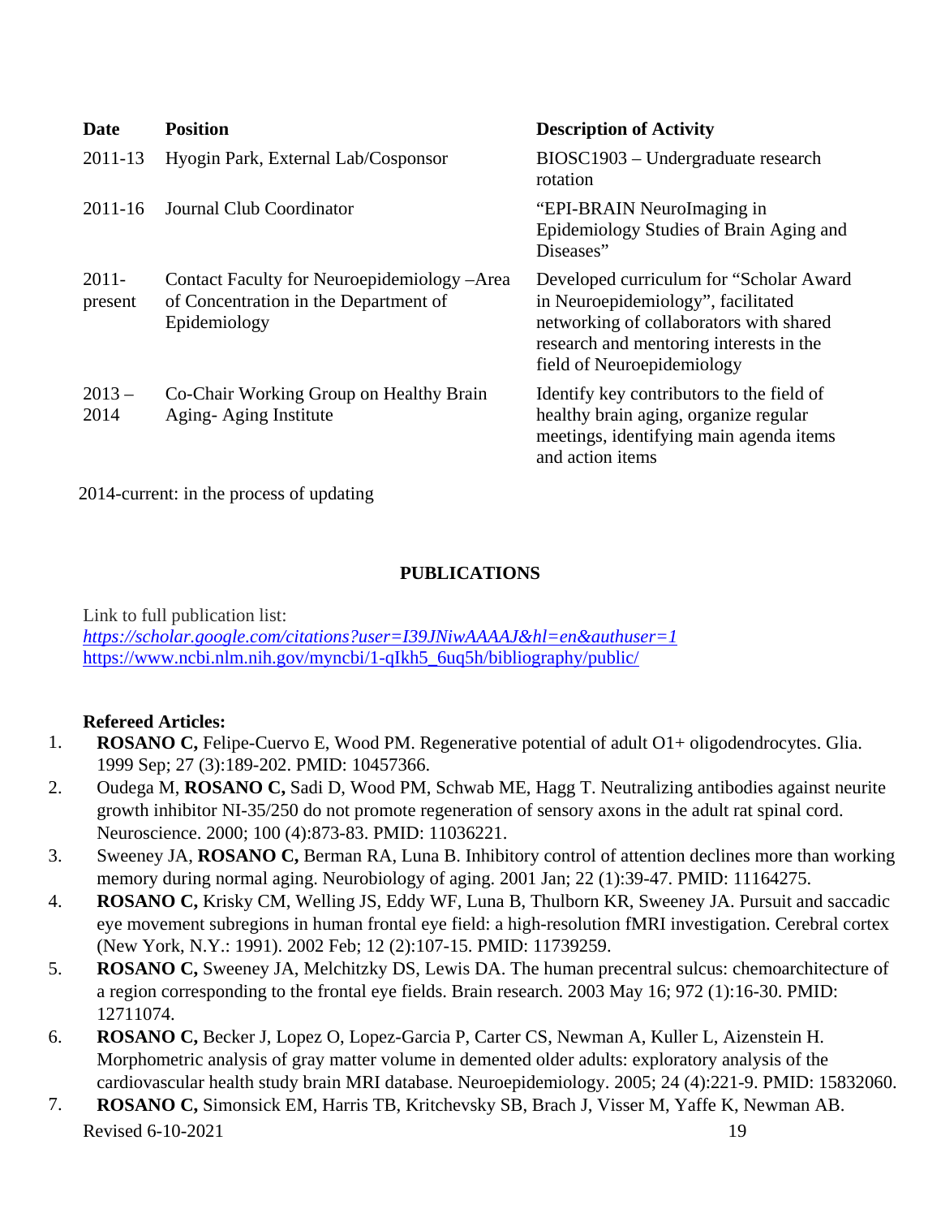| Date | Position | Description of Activity |
| --- | --- | --- |
| 2011-13 | Hyogin Park, External Lab/Cosponsor | BIOSC1903 – Undergraduate research rotation |
| 2011-16 | Journal Club Coordinator | "EPI-BRAIN NeuroImaging in Epidemiology Studies of Brain Aging and Diseases" |
| 2011-present | Contact Faculty for Neuroepidemiology –Area of Concentration in the Department of Epidemiology | Developed curriculum for "Scholar Award in Neuroepidemiology", facilitated networking of collaborators with shared research and mentoring interests in the field of Neuroepidemiology |
| 2013 – 2014 | Co-Chair Working Group on Healthy Brain Aging- Aging Institute | Identify key contributors to the field of healthy brain aging, organize regular meetings, identifying main agenda items and action items |

2014-current: in the process of updating

## PUBLICATIONS

Link to full publication list:
*https://scholar.google.com/citations?user=I39JNiwAAAAJ&hl=en&authuser=1*
https://www.ncbi.nlm.nih.gov/myncbi/1-qIkh5_6uq5h/bibliography/public/

**Refereed Articles:**

1. **ROSANO C,** Felipe-Cuervo E, Wood PM. Regenerative potential of adult O1+ oligodendrocytes. Glia. 1999 Sep; 27 (3):189-202. PMID: 10457366.
2. Oudega M, **ROSANO C,** Sadi D, Wood PM, Schwab ME, Hagg T. Neutralizing antibodies against neurite growth inhibitor NI-35/250 do not promote regeneration of sensory axons in the adult rat spinal cord. Neuroscience. 2000; 100 (4):873-83. PMID: 11036221.
3. Sweeney JA, **ROSANO C,** Berman RA, Luna B. Inhibitory control of attention declines more than working memory during normal aging. Neurobiology of aging. 2001 Jan; 22 (1):39-47. PMID: 11164275.
4. **ROSANO C,** Krisky CM, Welling JS, Eddy WF, Luna B, Thulborn KR, Sweeney JA. Pursuit and saccadic eye movement subregions in human frontal eye field: a high-resolution fMRI investigation. Cerebral cortex (New York, N.Y.: 1991). 2002 Feb; 12 (2):107-15. PMID: 11739259.
5. **ROSANO C,** Sweeney JA, Melchitzky DS, Lewis DA. The human precentral sulcus: chemoarchitecture of a region corresponding to the frontal eye fields. Brain research. 2003 May 16; 972 (1):16-30. PMID: 12711074.
6. **ROSANO C,** Becker J, Lopez O, Lopez-Garcia P, Carter CS, Newman A, Kuller L, Aizenstein H. Morphometric analysis of gray matter volume in demented older adults: exploratory analysis of the cardiovascular health study brain MRI database. Neuroepidemiology. 2005; 24 (4):221-9. PMID: 15832060.
7. **ROSANO C,** Simonsick EM, Harris TB, Kritchevsky SB, Brach J, Visser M, Yaffe K, Newman AB.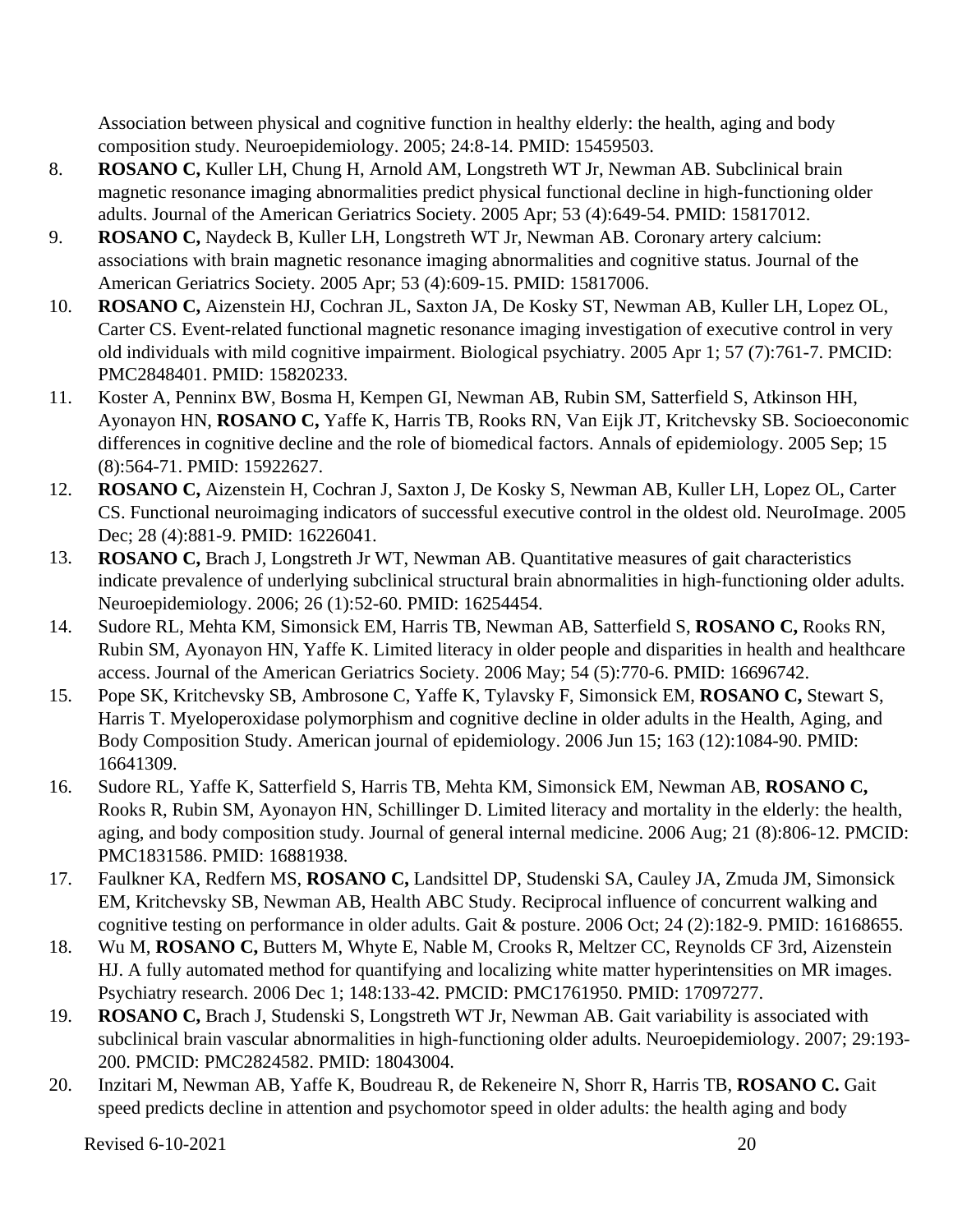Association between physical and cognitive function in healthy elderly: the health, aging and body composition study. Neuroepidemiology. 2005; 24:8-14. PMID: 15459503.

8. **ROSANO C,** Kuller LH, Chung H, Arnold AM, Longstreth WT Jr, Newman AB. Subclinical brain magnetic resonance imaging abnormalities predict physical functional decline in high-functioning older adults. Journal of the American Geriatrics Society. 2005 Apr; 53 (4):649-54. PMID: 15817012.
9. **ROSANO C,** Naydeck B, Kuller LH, Longstreth WT Jr, Newman AB. Coronary artery calcium: associations with brain magnetic resonance imaging abnormalities and cognitive status. Journal of the American Geriatrics Society. 2005 Apr; 53 (4):609-15. PMID: 15817006.
10. **ROSANO C,** Aizenstein HJ, Cochran JL, Saxton JA, De Kosky ST, Newman AB, Kuller LH, Lopez OL, Carter CS. Event-related functional magnetic resonance imaging investigation of executive control in very old individuals with mild cognitive impairment. Biological psychiatry. 2005 Apr 1; 57 (7):761-7. PMCID: PMC2848401. PMID: 15820233.
11. Koster A, Penninx BW, Bosma H, Kempen GI, Newman AB, Rubin SM, Satterfield S, Atkinson HH, Ayonayon HN, **ROSANO C,** Yaffe K, Harris TB, Rooks RN, Van Eijk JT, Kritchevsky SB. Socioeconomic differences in cognitive decline and the role of biomedical factors. Annals of epidemiology. 2005 Sep; 15 (8):564-71. PMID: 15922627.
12. **ROSANO C,** Aizenstein H, Cochran J, Saxton J, De Kosky S, Newman AB, Kuller LH, Lopez OL, Carter CS. Functional neuroimaging indicators of successful executive control in the oldest old. NeuroImage. 2005 Dec; 28 (4):881-9. PMID: 16226041.
13. **ROSANO C,** Brach J, Longstreth Jr WT, Newman AB. Quantitative measures of gait characteristics indicate prevalence of underlying subclinical structural brain abnormalities in high-functioning older adults. Neuroepidemiology. 2006; 26 (1):52-60. PMID: 16254454.
14. Sudore RL, Mehta KM, Simonsick EM, Harris TB, Newman AB, Satterfield S, **ROSANO C,** Rooks RN, Rubin SM, Ayonayon HN, Yaffe K. Limited literacy in older people and disparities in health and healthcare access. Journal of the American Geriatrics Society. 2006 May; 54 (5):770-6. PMID: 16696742.
15. Pope SK, Kritchevsky SB, Ambrosone C, Yaffe K, Tylavsky F, Simonsick EM, **ROSANO C,** Stewart S, Harris T. Myeloperoxidase polymorphism and cognitive decline in older adults in the Health, Aging, and Body Composition Study. American journal of epidemiology. 2006 Jun 15; 163 (12):1084-90. PMID: 16641309.
16. Sudore RL, Yaffe K, Satterfield S, Harris TB, Mehta KM, Simonsick EM, Newman AB, **ROSANO C,** Rooks R, Rubin SM, Ayonayon HN, Schillinger D. Limited literacy and mortality in the elderly: the health, aging, and body composition study. Journal of general internal medicine. 2006 Aug; 21 (8):806-12. PMCID: PMC1831586. PMID: 16881938.
17. Faulkner KA, Redfern MS, **ROSANO C,** Landsittel DP, Studenski SA, Cauley JA, Zmuda JM, Simonsick EM, Kritchevsky SB, Newman AB, Health ABC Study. Reciprocal influence of concurrent walking and cognitive testing on performance in older adults. Gait & posture. 2006 Oct; 24 (2):182-9. PMID: 16168655.
18. Wu M, **ROSANO C,** Butters M, Whyte E, Nable M, Crooks R, Meltzer CC, Reynolds CF 3rd, Aizenstein HJ. A fully automated method for quantifying and localizing white matter hyperintensities on MR images. Psychiatry research. 2006 Dec 1; 148:133-42. PMCID: PMC1761950. PMID: 17097277.
19. **ROSANO C,** Brach J, Studenski S, Longstreth WT Jr, Newman AB. Gait variability is associated with subclinical brain vascular abnormalities in high-functioning older adults. Neuroepidemiology. 2007; 29:193-200. PMCID: PMC2824582. PMID: 18043004.
20. Inzitari M, Newman AB, Yaffe K, Boudreau R, de Rekeneire N, Shorr R, Harris TB, **ROSANO C.** Gait speed predicts decline in attention and psychomotor speed in older adults: the health aging and body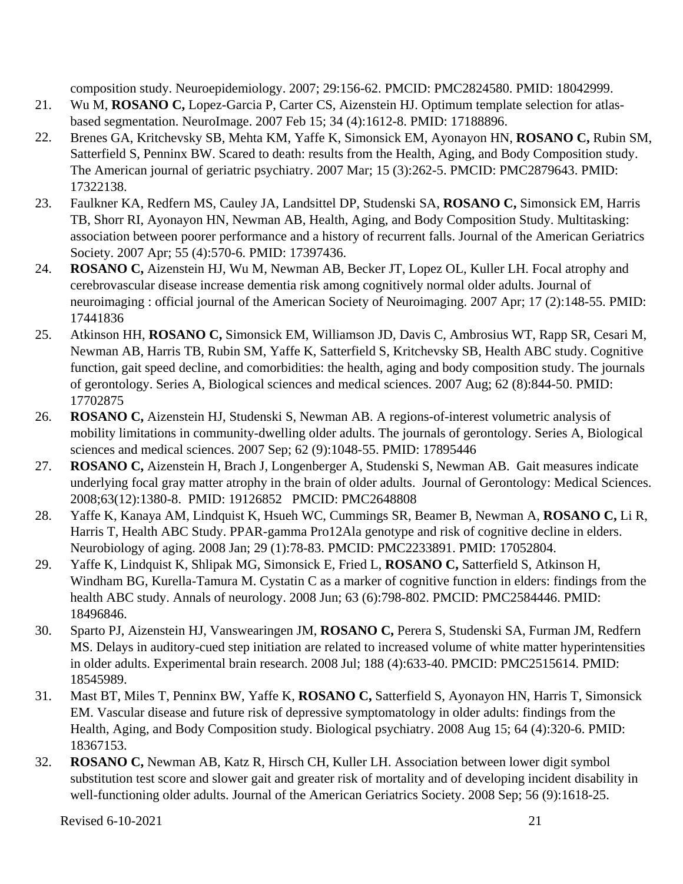composition study. Neuroepidemiology. 2007; 29:156-62. PMCID: PMC2824580. PMID: 18042999.

21. Wu M, **ROSANO C,** Lopez-Garcia P, Carter CS, Aizenstein HJ. Optimum template selection for atlas-based segmentation. NeuroImage. 2007 Feb 15; 34 (4):1612-8. PMID: 17188896.
22. Brenes GA, Kritchevsky SB, Mehta KM, Yaffe K, Simonsick EM, Ayonayon HN, **ROSANO C,** Rubin SM, Satterfield S, Penninx BW. Scared to death: results from the Health, Aging, and Body Composition study. The American journal of geriatric psychiatry. 2007 Mar; 15 (3):262-5. PMCID: PMC2879643. PMID: 17322138.
23. Faulkner KA, Redfern MS, Cauley JA, Landsittel DP, Studenski SA, **ROSANO C,** Simonsick EM, Harris TB, Shorr RI, Ayonayon HN, Newman AB, Health, Aging, and Body Composition Study. Multitasking: association between poorer performance and a history of recurrent falls. Journal of the American Geriatrics Society. 2007 Apr; 55 (4):570-6. PMID: 17397436.
24. **ROSANO C,** Aizenstein HJ, Wu M, Newman AB, Becker JT, Lopez OL, Kuller LH. Focal atrophy and cerebrovascular disease increase dementia risk among cognitively normal older adults. Journal of neuroimaging : official journal of the American Society of Neuroimaging. 2007 Apr; 17 (2):148-55. PMID: 17441836
25. Atkinson HH, **ROSANO C,** Simonsick EM, Williamson JD, Davis C, Ambrosius WT, Rapp SR, Cesari M, Newman AB, Harris TB, Rubin SM, Yaffe K, Satterfield S, Kritchevsky SB, Health ABC study. Cognitive function, gait speed decline, and comorbidities: the health, aging and body composition study. The journals of gerontology. Series A, Biological sciences and medical sciences. 2007 Aug; 62 (8):844-50. PMID: 17702875
26. **ROSANO C,** Aizenstein HJ, Studenski S, Newman AB. A regions-of-interest volumetric analysis of mobility limitations in community-dwelling older adults. The journals of gerontology. Series A, Biological sciences and medical sciences. 2007 Sep; 62 (9):1048-55. PMID: 17895446
27. **ROSANO C,** Aizenstein H, Brach J, Longenberger A, Studenski S, Newman AB. Gait measures indicate underlying focal gray matter atrophy in the brain of older adults. Journal of Gerontology: Medical Sciences. 2008;63(12):1380-8. PMID: 19126852 PMCID: PMC2648808
28. Yaffe K, Kanaya AM, Lindquist K, Hsueh WC, Cummings SR, Beamer B, Newman A, **ROSANO C,** Li R, Harris T, Health ABC Study. PPAR-gamma Pro12Ala genotype and risk of cognitive decline in elders. Neurobiology of aging. 2008 Jan; 29 (1):78-83. PMCID: PMC2233891. PMID: 17052804.
29. Yaffe K, Lindquist K, Shlipak MG, Simonsick E, Fried L, **ROSANO C,** Satterfield S, Atkinson H, Windham BG, Kurella-Tamura M. Cystatin C as a marker of cognitive function in elders: findings from the health ABC study. Annals of neurology. 2008 Jun; 63 (6):798-802. PMCID: PMC2584446. PMID: 18496846.
30. Sparto PJ, Aizenstein HJ, Vanswearingen JM, **ROSANO C,** Perera S, Studenski SA, Furman JM, Redfern MS. Delays in auditory-cued step initiation are related to increased volume of white matter hyperintensities in older adults. Experimental brain research. 2008 Jul; 188 (4):633-40. PMCID: PMC2515614. PMID: 18545989.
31. Mast BT, Miles T, Penninx BW, Yaffe K, **ROSANO C,** Satterfield S, Ayonayon HN, Harris T, Simonsick EM. Vascular disease and future risk of depressive symptomatology in older adults: findings from the Health, Aging, and Body Composition study. Biological psychiatry. 2008 Aug 15; 64 (4):320-6. PMID: 18367153.
32. **ROSANO C,** Newman AB, Katz R, Hirsch CH, Kuller LH. Association between lower digit symbol substitution test score and slower gait and greater risk of mortality and of developing incident disability in well-functioning older adults. Journal of the American Geriatrics Society. 2008 Sep; 56 (9):1618-25.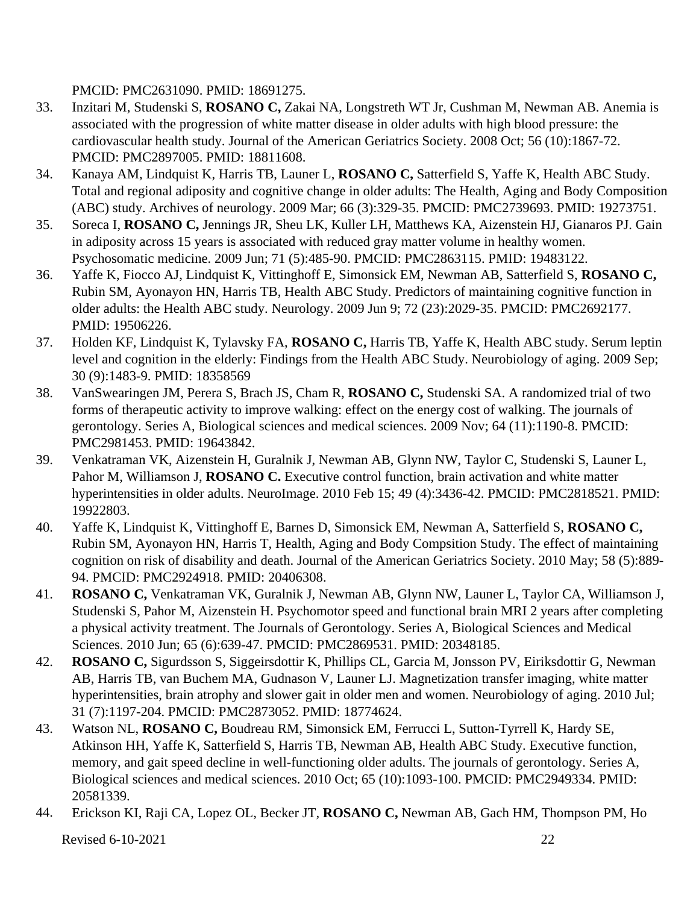PMCID: PMC2631090. PMID: 18691275.

33. Inzitari M, Studenski S, **ROSANO C,** Zakai NA, Longstreth WT Jr, Cushman M, Newman AB. Anemia is associated with the progression of white matter disease in older adults with high blood pressure: the cardiovascular health study. Journal of the American Geriatrics Society. 2008 Oct; 56 (10):1867-72. PMCID: PMC2897005. PMID: 18811608.
34. Kanaya AM, Lindquist K, Harris TB, Launer L, **ROSANO C,** Satterfield S, Yaffe K, Health ABC Study. Total and regional adiposity and cognitive change in older adults: The Health, Aging and Body Composition (ABC) study. Archives of neurology. 2009 Mar; 66 (3):329-35. PMCID: PMC2739693. PMID: 19273751.
35. Soreca I, **ROSANO C,** Jennings JR, Sheu LK, Kuller LH, Matthews KA, Aizenstein HJ, Gianaros PJ. Gain in adiposity across 15 years is associated with reduced gray matter volume in healthy women. Psychosomatic medicine. 2009 Jun; 71 (5):485-90. PMCID: PMC2863115. PMID: 19483122.
36. Yaffe K, Fiocco AJ, Lindquist K, Vittinghoff E, Simonsick EM, Newman AB, Satterfield S, **ROSANO C,** Rubin SM, Ayonayon HN, Harris TB, Health ABC Study. Predictors of maintaining cognitive function in older adults: the Health ABC study. Neurology. 2009 Jun 9; 72 (23):2029-35. PMCID: PMC2692177. PMID: 19506226.
37. Holden KF, Lindquist K, Tylavsky FA, **ROSANO C,** Harris TB, Yaffe K, Health ABC study. Serum leptin level and cognition in the elderly: Findings from the Health ABC Study. Neurobiology of aging. 2009 Sep; 30 (9):1483-9. PMID: 18358569
38. VanSwearingen JM, Perera S, Brach JS, Cham R, **ROSANO C,** Studenski SA. A randomized trial of two forms of therapeutic activity to improve walking: effect on the energy cost of walking. The journals of gerontology. Series A, Biological sciences and medical sciences. 2009 Nov; 64 (11):1190-8. PMCID: PMC2981453. PMID: 19643842.
39. Venkatraman VK, Aizenstein H, Guralnik J, Newman AB, Glynn NW, Taylor C, Studenski S, Launer L, Pahor M, Williamson J, **ROSANO C.** Executive control function, brain activation and white matter hyperintensities in older adults. NeuroImage. 2010 Feb 15; 49 (4):3436-42. PMCID: PMC2818521. PMID: 19922803.
40. Yaffe K, Lindquist K, Vittinghoff E, Barnes D, Simonsick EM, Newman A, Satterfield S, **ROSANO C,** Rubin SM, Ayonayon HN, Harris T, Health, Aging and Body Compsition Study. The effect of maintaining cognition on risk of disability and death. Journal of the American Geriatrics Society. 2010 May; 58 (5):889-94. PMCID: PMC2924918. PMID: 20406308.
41. **ROSANO C,** Venkatraman VK, Guralnik J, Newman AB, Glynn NW, Launer L, Taylor CA, Williamson J, Studenski S, Pahor M, Aizenstein H. Psychomotor speed and functional brain MRI 2 years after completing a physical activity treatment. The Journals of Gerontology. Series A, Biological Sciences and Medical Sciences. 2010 Jun; 65 (6):639-47. PMCID: PMC2869531. PMID: 20348185.
42. **ROSANO C,** Sigurdsson S, Siggeirsdottir K, Phillips CL, Garcia M, Jonsson PV, Eiriksdottir G, Newman AB, Harris TB, van Buchem MA, Gudnason V, Launer LJ. Magnetization transfer imaging, white matter hyperintensities, brain atrophy and slower gait in older men and women. Neurobiology of aging. 2010 Jul; 31 (7):1197-204. PMCID: PMC2873052. PMID: 18774624.
43. Watson NL, **ROSANO C,** Boudreau RM, Simonsick EM, Ferrucci L, Sutton-Tyrrell K, Hardy SE, Atkinson HH, Yaffe K, Satterfield S, Harris TB, Newman AB, Health ABC Study. Executive function, memory, and gait speed decline in well-functioning older adults. The journals of gerontology. Series A, Biological sciences and medical sciences. 2010 Oct; 65 (10):1093-100. PMCID: PMC2949334. PMID: 20581339.
44. Erickson KI, Raji CA, Lopez OL, Becker JT, **ROSANO C,** Newman AB, Gach HM, Thompson PM, Ho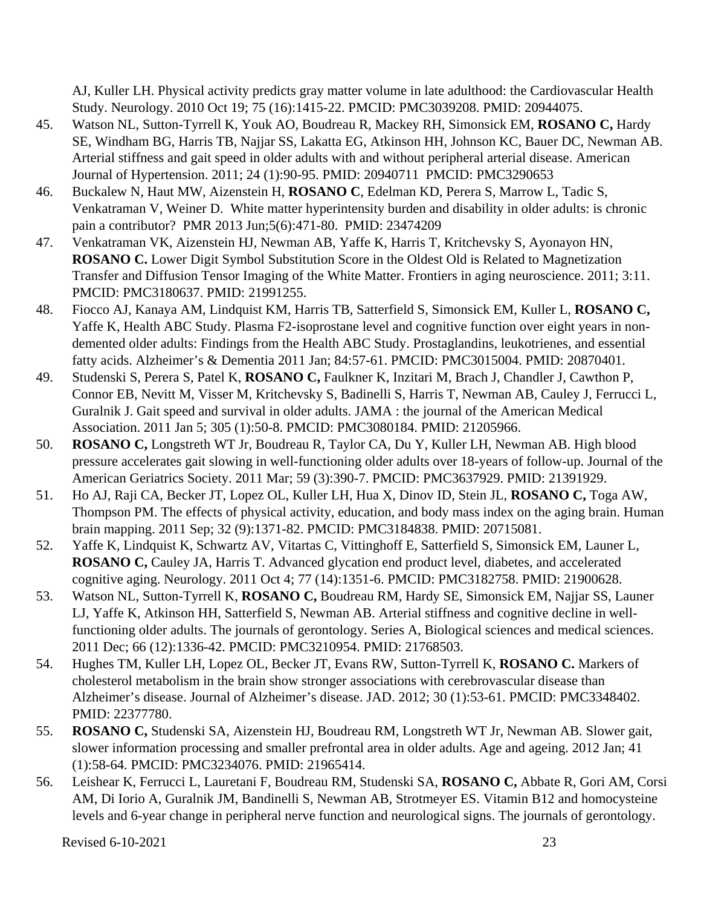AJ, Kuller LH. Physical activity predicts gray matter volume in late adulthood: the Cardiovascular Health Study. Neurology. 2010 Oct 19; 75 (16):1415-22. PMCID: PMC3039208. PMID: 20944075.

45. Watson NL, Sutton-Tyrrell K, Youk AO, Boudreau R, Mackey RH, Simonsick EM, **ROSANO C,** Hardy SE, Windham BG, Harris TB, Najjar SS, Lakatta EG, Atkinson HH, Johnson KC, Bauer DC, Newman AB. Arterial stiffness and gait speed in older adults with and without peripheral arterial disease. American Journal of Hypertension. 2011; 24 (1):90-95. PMID: 20940711 PMCID: PMC3290653
46. Buckalew N, Haut MW, Aizenstein H, **ROSANO C**, Edelman KD, Perera S, Marrow L, Tadic S, Venkatraman V, Weiner D. White matter hyperintensity burden and disability in older adults: is chronic pain a contributor? PMR 2013 Jun;5(6):471-80. PMID: 23474209
47. Venkatraman VK, Aizenstein HJ, Newman AB, Yaffe K, Harris T, Kritchevsky S, Ayonayon HN, **ROSANO C.** Lower Digit Symbol Substitution Score in the Oldest Old is Related to Magnetization Transfer and Diffusion Tensor Imaging of the White Matter. Frontiers in aging neuroscience. 2011; 3:11. PMCID: PMC3180637. PMID: 21991255.
48. Fiocco AJ, Kanaya AM, Lindquist KM, Harris TB, Satterfield S, Simonsick EM, Kuller L, **ROSANO C,** Yaffe K, Health ABC Study. Plasma F2-isoprostane level and cognitive function over eight years in non-demented older adults: Findings from the Health ABC Study. Prostaglandins, leukotrienes, and essential fatty acids. Alzheimer's & Dementia 2011 Jan; 84:57-61. PMCID: PMC3015004. PMID: 20870401.
49. Studenski S, Perera S, Patel K, **ROSANO C,** Faulkner K, Inzitari M, Brach J, Chandler J, Cawthon P, Connor EB, Nevitt M, Visser M, Kritchevsky S, Badinelli S, Harris T, Newman AB, Cauley J, Ferrucci L, Guralnik J. Gait speed and survival in older adults. JAMA : the journal of the American Medical Association. 2011 Jan 5; 305 (1):50-8. PMCID: PMC3080184. PMID: 21205966.
50. **ROSANO C,** Longstreth WT Jr, Boudreau R, Taylor CA, Du Y, Kuller LH, Newman AB. High blood pressure accelerates gait slowing in well-functioning older adults over 18-years of follow-up. Journal of the American Geriatrics Society. 2011 Mar; 59 (3):390-7. PMCID: PMC3637929. PMID: 21391929.
51. Ho AJ, Raji CA, Becker JT, Lopez OL, Kuller LH, Hua X, Dinov ID, Stein JL, **ROSANO C,** Toga AW, Thompson PM. The effects of physical activity, education, and body mass index on the aging brain. Human brain mapping. 2011 Sep; 32 (9):1371-82. PMCID: PMC3184838. PMID: 20715081.
52. Yaffe K, Lindquist K, Schwartz AV, Vitartas C, Vittinghoff E, Satterfield S, Simonsick EM, Launer L, **ROSANO C,** Cauley JA, Harris T. Advanced glycation end product level, diabetes, and accelerated cognitive aging. Neurology. 2011 Oct 4; 77 (14):1351-6. PMCID: PMC3182758. PMID: 21900628.
53. Watson NL, Sutton-Tyrrell K, **ROSANO C,** Boudreau RM, Hardy SE, Simonsick EM, Najjar SS, Launer LJ, Yaffe K, Atkinson HH, Satterfield S, Newman AB. Arterial stiffness and cognitive decline in well-functioning older adults. The journals of gerontology. Series A, Biological sciences and medical sciences. 2011 Dec; 66 (12):1336-42. PMCID: PMC3210954. PMID: 21768503.
54. Hughes TM, Kuller LH, Lopez OL, Becker JT, Evans RW, Sutton-Tyrrell K, **ROSANO C.** Markers of cholesterol metabolism in the brain show stronger associations with cerebrovascular disease than Alzheimer's disease. Journal of Alzheimer's disease. JAD. 2012; 30 (1):53-61. PMCID: PMC3348402. PMID: 22377780.
55. **ROSANO C,** Studenski SA, Aizenstein HJ, Boudreau RM, Longstreth WT Jr, Newman AB. Slower gait, slower information processing and smaller prefrontal area in older adults. Age and ageing. 2012 Jan; 41 (1):58-64. PMCID: PMC3234076. PMID: 21965414.
56. Leishear K, Ferrucci L, Lauretani F, Boudreau RM, Studenski SA, **ROSANO C,** Abbate R, Gori AM, Corsi AM, Di Iorio A, Guralnik JM, Bandinelli S, Newman AB, Strotmeyer ES. Vitamin B12 and homocysteine levels and 6-year change in peripheral nerve function and neurological signs. The journals of gerontology.

Revised 6-10-2021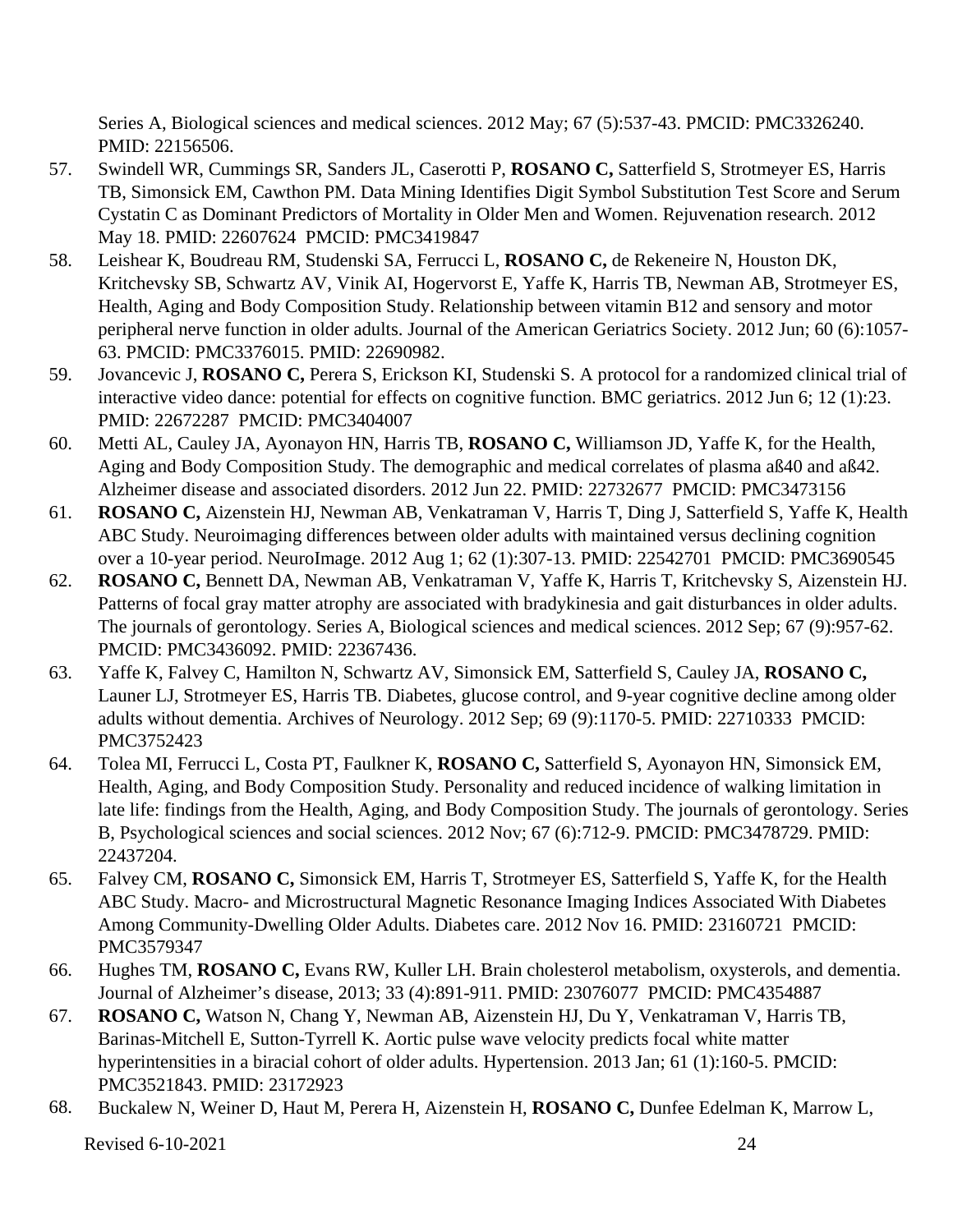Series A, Biological sciences and medical sciences. 2012 May; 67 (5):537-43. PMCID: PMC3326240. PMID: 22156506.

57. Swindell WR, Cummings SR, Sanders JL, Caserotti P, **ROSANO C,** Satterfield S, Strotmeyer ES, Harris TB, Simonsick EM, Cawthon PM. Data Mining Identifies Digit Symbol Substitution Test Score and Serum Cystatin C as Dominant Predictors of Mortality in Older Men and Women. Rejuvenation research. 2012 May 18. PMID: 22607624 PMCID: PMC3419847
58. Leishear K, Boudreau RM, Studenski SA, Ferrucci L, **ROSANO C,** de Rekeneire N, Houston DK, Kritchevsky SB, Schwartz AV, Vinik AI, Hogervorst E, Yaffe K, Harris TB, Newman AB, Strotmeyer ES, Health, Aging and Body Composition Study. Relationship between vitamin B12 and sensory and motor peripheral nerve function in older adults. Journal of the American Geriatrics Society. 2012 Jun; 60 (6):1057-63. PMCID: PMC3376015. PMID: 22690982.
59. Jovancevic J, **ROSANO C,** Perera S, Erickson KI, Studenski S. A protocol for a randomized clinical trial of interactive video dance: potential for effects on cognitive function. BMC geriatrics. 2012 Jun 6; 12 (1):23. PMID: 22672287 PMCID: PMC3404007
60. Metti AL, Cauley JA, Ayonayon HN, Harris TB, **ROSANO C,** Williamson JD, Yaffe K, for the Health, Aging and Body Composition Study. The demographic and medical correlates of plasma aß40 and aß42. Alzheimer disease and associated disorders. 2012 Jun 22. PMID: 22732677 PMCID: PMC3473156
61. **ROSANO C,** Aizenstein HJ, Newman AB, Venkatraman V, Harris T, Ding J, Satterfield S, Yaffe K, Health ABC Study. Neuroimaging differences between older adults with maintained versus declining cognition over a 10-year period. NeuroImage. 2012 Aug 1; 62 (1):307-13. PMID: 22542701 PMCID: PMC3690545
62. **ROSANO C,** Bennett DA, Newman AB, Venkatraman V, Yaffe K, Harris T, Kritchevsky S, Aizenstein HJ. Patterns of focal gray matter atrophy are associated with bradykinesia and gait disturbances in older adults. The journals of gerontology. Series A, Biological sciences and medical sciences. 2012 Sep; 67 (9):957-62. PMCID: PMC3436092. PMID: 22367436.
63. Yaffe K, Falvey C, Hamilton N, Schwartz AV, Simonsick EM, Satterfield S, Cauley JA, **ROSANO C,** Launer LJ, Strotmeyer ES, Harris TB. Diabetes, glucose control, and 9-year cognitive decline among older adults without dementia. Archives of Neurology. 2012 Sep; 69 (9):1170-5. PMID: 22710333 PMCID: PMC3752423
64. Tolea MI, Ferrucci L, Costa PT, Faulkner K, **ROSANO C,** Satterfield S, Ayonayon HN, Simonsick EM, Health, Aging, and Body Composition Study. Personality and reduced incidence of walking limitation in late life: findings from the Health, Aging, and Body Composition Study. The journals of gerontology. Series B, Psychological sciences and social sciences. 2012 Nov; 67 (6):712-9. PMCID: PMC3478729. PMID: 22437204.
65. Falvey CM, **ROSANO C,** Simonsick EM, Harris T, Strotmeyer ES, Satterfield S, Yaffe K, for the Health ABC Study. Macro- and Microstructural Magnetic Resonance Imaging Indices Associated With Diabetes Among Community-Dwelling Older Adults. Diabetes care. 2012 Nov 16. PMID: 23160721 PMCID: PMC3579347
66. Hughes TM, **ROSANO C,** Evans RW, Kuller LH. Brain cholesterol metabolism, oxysterols, and dementia. Journal of Alzheimer's disease, 2013; 33 (4):891-911. PMID: 23076077 PMCID: PMC4354887
67. **ROSANO C,** Watson N, Chang Y, Newman AB, Aizenstein HJ, Du Y, Venkatraman V, Harris TB, Barinas-Mitchell E, Sutton-Tyrrell K. Aortic pulse wave velocity predicts focal white matter hyperintensities in a biracial cohort of older adults. Hypertension. 2013 Jan; 61 (1):160-5. PMCID: PMC3521843. PMID: 23172923
68. Buckalew N, Weiner D, Haut M, Perera H, Aizenstein H, **ROSANO C,** Dunfee Edelman K, Marrow L,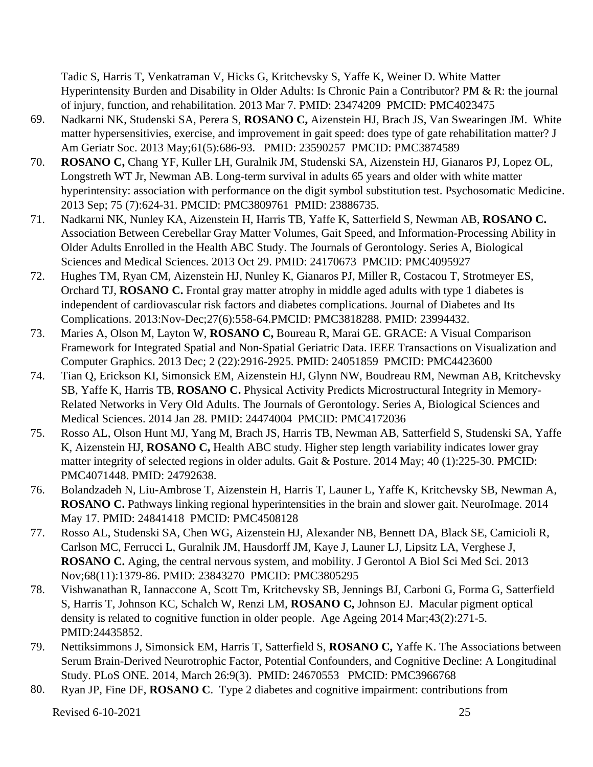Tadic S, Harris T, Venkatraman V, Hicks G, Kritchevsky S, Yaffe K, Weiner D. White Matter Hyperintensity Burden and Disability in Older Adults: Is Chronic Pain a Contributor? PM & R: the journal of injury, function, and rehabilitation. 2013 Mar 7. PMID: 23474209 PMCID: PMC4023475

69. Nadkarni NK, Studenski SA, Perera S, **ROSANO C,** Aizenstein HJ, Brach JS, Van Swearingen JM. White matter hypersensitivies, exercise, and improvement in gait speed: does type of gate rehabilitation matter? J Am Geriatr Soc. 2013 May;61(5):686-93. PMID: 23590257 PMCID: PMC3874589

70. **ROSANO C,** Chang YF, Kuller LH, Guralnik JM, Studenski SA, Aizenstein HJ, Gianaros PJ, Lopez OL, Longstreth WT Jr, Newman AB. Long-term survival in adults 65 years and older with white matter hyperintensity: association with performance on the digit symbol substitution test. Psychosomatic Medicine. 2013 Sep; 75 (7):624-31. PMCID: PMC3809761 PMID: 23886735.

71. Nadkarni NK, Nunley KA, Aizenstein H, Harris TB, Yaffe K, Satterfield S, Newman AB, **ROSANO C.** Association Between Cerebellar Gray Matter Volumes, Gait Speed, and Information-Processing Ability in Older Adults Enrolled in the Health ABC Study. The Journals of Gerontology. Series A, Biological Sciences and Medical Sciences. 2013 Oct 29. PMID: 24170673 PMCID: PMC4095927

72. Hughes TM, Ryan CM, Aizenstein HJ, Nunley K, Gianaros PJ, Miller R, Costacou T, Strotmeyer ES, Orchard TJ, **ROSANO C.** Frontal gray matter atrophy in middle aged adults with type 1 diabetes is independent of cardiovascular risk factors and diabetes complications. Journal of Diabetes and Its Complications. 2013:Nov-Dec;27(6):558-64.PMCID: PMC3818288. PMID: 23994432.

73. Maries A, Olson M, Layton W, **ROSANO C,** Boureau R, Marai GE. GRACE: A Visual Comparison Framework for Integrated Spatial and Non-Spatial Geriatric Data. IEEE Transactions on Visualization and Computer Graphics. 2013 Dec; 2 (22):2916-2925. PMID: 24051859 PMCID: PMC4423600

74. Tian Q, Erickson KI, Simonsick EM, Aizenstein HJ, Glynn NW, Boudreau RM, Newman AB, Kritchevsky SB, Yaffe K, Harris TB, **ROSANO C.** Physical Activity Predicts Microstructural Integrity in Memory-Related Networks in Very Old Adults. The Journals of Gerontology. Series A, Biological Sciences and Medical Sciences. 2014 Jan 28. PMID: 24474004 PMCID: PMC4172036

75. Rosso AL, Olson Hunt MJ, Yang M, Brach JS, Harris TB, Newman AB, Satterfield S, Studenski SA, Yaffe K, Aizenstein HJ, **ROSANO C,** Health ABC study. Higher step length variability indicates lower gray matter integrity of selected regions in older adults. Gait & Posture. 2014 May; 40 (1):225-30. PMCID: PMC4071448. PMID: 24792638.

76. Bolandzadeh N, Liu-Ambrose T, Aizenstein H, Harris T, Launer L, Yaffe K, Kritchevsky SB, Newman A, **ROSANO C.** Pathways linking regional hyperintensities in the brain and slower gait. NeuroImage. 2014 May 17. PMID: 24841418 PMCID: PMC4508128

77. Rosso AL, Studenski SA, Chen WG, Aizenstein HJ, Alexander NB, Bennett DA, Black SE, Camicioli R, Carlson MC, Ferrucci L, Guralnik JM, Hausdorff JM, Kaye J, Launer LJ, Lipsitz LA, Verghese J, **ROSANO C.** Aging, the central nervous system, and mobility. J Gerontol A Biol Sci Med Sci. 2013 Nov;68(11):1379-86. PMID: 23843270 PMCID: PMC3805295

78. Vishwanathan R, Iannaccone A, Scott Tm, Kritchevsky SB, Jennings BJ, Carboni G, Forma G, Satterfield S, Harris T, Johnson KC, Schalch W, Renzi LM, **ROSANO C,** Johnson EJ. Macular pigment optical density is related to cognitive function in older people. Age Ageing 2014 Mar;43(2):271-5. PMID:24435852.

79. Nettiksimmons J, Simonsick EM, Harris T, Satterfield S, **ROSANO C,** Yaffe K. The Associations between Serum Brain-Derived Neurotrophic Factor, Potential Confounders, and Cognitive Decline: A Longitudinal Study. PLoS ONE. 2014, March 26:9(3). PMID: 24670553 PMCID: PMC3966768

80. Ryan JP, Fine DF, **ROSANO C**. Type 2 diabetes and cognitive impairment: contributions from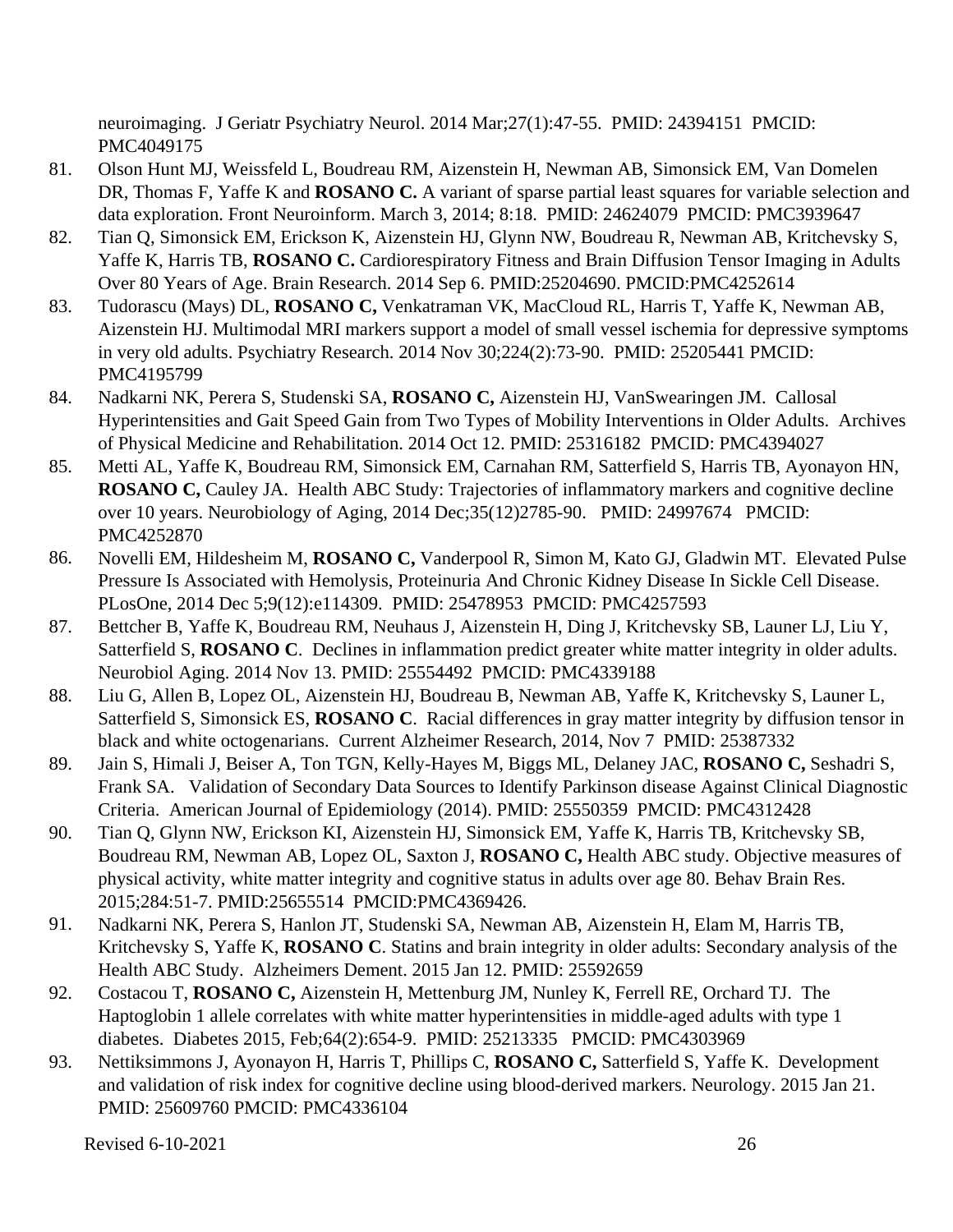neuroimaging. J Geriatr Psychiatry Neurol. 2014 Mar;27(1):47-55. PMID: 24394151 PMCID: PMC4049175

81. Olson Hunt MJ, Weissfeld L, Boudreau RM, Aizenstein H, Newman AB, Simonsick EM, Van Domelen DR, Thomas F, Yaffe K and **ROSANO C.** A variant of sparse partial least squares for variable selection and data exploration. Front Neuroinform. March 3, 2014; 8:18. PMID: 24624079 PMCID: PMC3939647
82. Tian Q, Simonsick EM, Erickson K, Aizenstein HJ, Glynn NW, Boudreau R, Newman AB, Kritchevsky S, Yaffe K, Harris TB, **ROSANO C.** Cardiorespiratory Fitness and Brain Diffusion Tensor Imaging in Adults Over 80 Years of Age. Brain Research. 2014 Sep 6. PMID:25204690. PMCID:PMC4252614
83. Tudorascu (Mays) DL, **ROSANO C,** Venkatraman VK, MacCloud RL, Harris T, Yaffe K, Newman AB, Aizenstein HJ. Multimodal MRI markers support a model of small vessel ischemia for depressive symptoms in very old adults. Psychiatry Research. 2014 Nov 30;224(2):73-90. PMID: 25205441 PMCID: PMC4195799
84. Nadkarni NK, Perera S, Studenski SA, **ROSANO C,** Aizenstein HJ, VanSwearingen JM. Callosal Hyperintensities and Gait Speed Gain from Two Types of Mobility Interventions in Older Adults. Archives of Physical Medicine and Rehabilitation. 2014 Oct 12. PMID: 25316182 PMCID: PMC4394027
85. Metti AL, Yaffe K, Boudreau RM, Simonsick EM, Carnahan RM, Satterfield S, Harris TB, Ayonayon HN, **ROSANO C,** Cauley JA. Health ABC Study: Trajectories of inflammatory markers and cognitive decline over 10 years. Neurobiology of Aging, 2014 Dec;35(12)2785-90. PMID: 24997674 PMCID: PMC4252870
86. Novelli EM, Hildesheim M, **ROSANO C,** Vanderpool R, Simon M, Kato GJ, Gladwin MT. Elevated Pulse Pressure Is Associated with Hemolysis, Proteinuria And Chronic Kidney Disease In Sickle Cell Disease. PLosOne, 2014 Dec 5;9(12):e114309. PMID: 25478953 PMCID: PMC4257593
87. Bettcher B, Yaffe K, Boudreau RM, Neuhaus J, Aizenstein H, Ding J, Kritchevsky SB, Launer LJ, Liu Y, Satterfield S, **ROSANO C**. Declines in inflammation predict greater white matter integrity in older adults. Neurobiol Aging. 2014 Nov 13. PMID: 25554492 PMCID: PMC4339188
88. Liu G, Allen B, Lopez OL, Aizenstein HJ, Boudreau B, Newman AB, Yaffe K, Kritchevsky S, Launer L, Satterfield S, Simonsick ES, **ROSANO C**. Racial differences in gray matter integrity by diffusion tensor in black and white octogenarians. Current Alzheimer Research, 2014, Nov 7 PMID: 25387332
89. Jain S, Himali J, Beiser A, Ton TGN, Kelly-Hayes M, Biggs ML, Delaney JAC, **ROSANO C,** Seshadri S, Frank SA. Validation of Secondary Data Sources to Identify Parkinson disease Against Clinical Diagnostic Criteria. American Journal of Epidemiology (2014). PMID: 25550359 PMCID: PMC4312428
90. Tian Q, Glynn NW, Erickson KI, Aizenstein HJ, Simonsick EM, Yaffe K, Harris TB, Kritchevsky SB, Boudreau RM, Newman AB, Lopez OL, Saxton J, **ROSANO C,** Health ABC study. Objective measures of physical activity, white matter integrity and cognitive status in adults over age 80. Behav Brain Res. 2015;284:51-7. PMID:25655514 PMCID:PMC4369426.
91. Nadkarni NK, Perera S, Hanlon JT, Studenski SA, Newman AB, Aizenstein H, Elam M, Harris TB, Kritchevsky S, Yaffe K, **ROSANO C**. Statins and brain integrity in older adults: Secondary analysis of the Health ABC Study. Alzheimers Dement. 2015 Jan 12. PMID: 25592659
92. Costacou T, **ROSANO C,** Aizenstein H, Mettenburg JM, Nunley K, Ferrell RE, Orchard TJ. The Haptoglobin 1 allele correlates with white matter hyperintensities in middle-aged adults with type 1 diabetes. Diabetes 2015, Feb;64(2):654-9. PMID: 25213335 PMCID: PMC4303969
93. Nettiksimmons J, Ayonayon H, Harris T, Phillips C, **ROSANO C,** Satterfield S, Yaffe K. Development and validation of risk index for cognitive decline using blood-derived markers. Neurology. 2015 Jan 21. PMID: 25609760 PMCID: PMC4336104

Revised 6-10-2021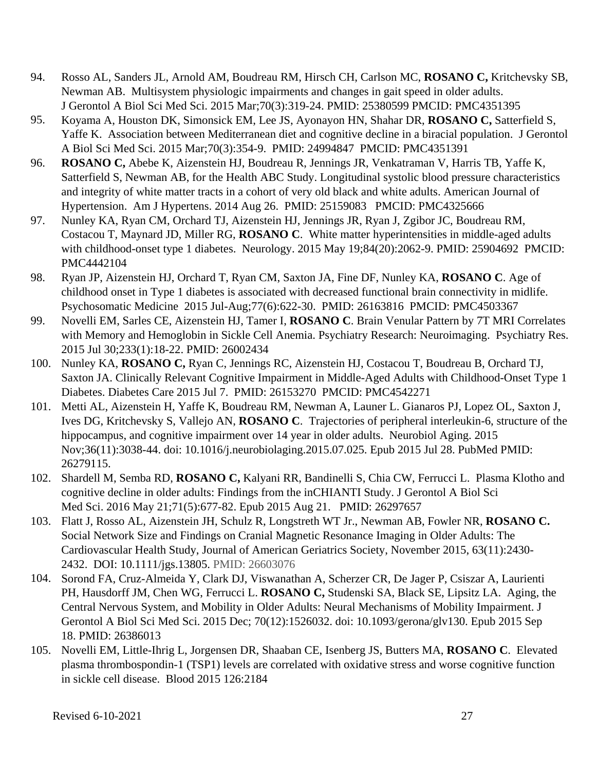94. Rosso AL, Sanders JL, Arnold AM, Boudreau RM, Hirsch CH, Carlson MC, **ROSANO C,** Kritchevsky SB, Newman AB. Multisystem physiologic impairments and changes in gait speed in older adults. J Gerontol A Biol Sci Med Sci. 2015 Mar;70(3):319-24. PMID: 25380599 PMCID: PMC4351395

95. Koyama A, Houston DK, Simonsick EM, Lee JS, Ayonayon HN, Shahar DR, **ROSANO C,** Satterfield S, Yaffe K. Association between Mediterranean diet and cognitive decline in a biracial population. J Gerontol A Biol Sci Med Sci. 2015 Mar;70(3):354-9. PMID: 24994847 PMCID: PMC4351391

96. **ROSANO C,** Abebe K, Aizenstein HJ, Boudreau R, Jennings JR, Venkatraman V, Harris TB, Yaffe K, Satterfield S, Newman AB, for the Health ABC Study. Longitudinal systolic blood pressure characteristics and integrity of white matter tracts in a cohort of very old black and white adults. American Journal of Hypertension. Am J Hypertens. 2014 Aug 26. PMID: 25159083 PMCID: PMC4325666

97. Nunley KA, Ryan CM, Orchard TJ, Aizenstein HJ, Jennings JR, Ryan J, Zgibor JC, Boudreau RM, Costacou T, Maynard JD, Miller RG, **ROSANO C**. White matter hyperintensities in middle-aged adults with childhood-onset type 1 diabetes. Neurology. 2015 May 19;84(20):2062-9. PMID: 25904692 PMCID: PMC4442104

98. Ryan JP, Aizenstein HJ, Orchard T, Ryan CM, Saxton JA, Fine DF, Nunley KA, **ROSANO C**. Age of childhood onset in Type 1 diabetes is associated with decreased functional brain connectivity in midlife. Psychosomatic Medicine 2015 Jul-Aug;77(6):622-30. PMID: 26163816 PMCID: PMC4503367

99. Novelli EM, Sarles CE, Aizenstein HJ, Tamer I, **ROSANO C**. Brain Venular Pattern by 7T MRI Correlates with Memory and Hemoglobin in Sickle Cell Anemia. Psychiatry Research: Neuroimaging. Psychiatry Res. 2015 Jul 30;233(1):18-22. PMID: 26002434

100. Nunley KA, **ROSANO C,** Ryan C, Jennings RC, Aizenstein HJ, Costacou T, Boudreau B, Orchard TJ, Saxton JA. Clinically Relevant Cognitive Impairment in Middle-Aged Adults with Childhood-Onset Type 1 Diabetes. Diabetes Care 2015 Jul 7. PMID: 26153270 PMCID: PMC4542271

101. Metti AL, Aizenstein H, Yaffe K, Boudreau RM, Newman A, Launer L. Gianaros PJ, Lopez OL, Saxton J, Ives DG, Kritchevsky S, Vallejo AN, **ROSANO C**. Trajectories of peripheral interleukin-6, structure of the hippocampus, and cognitive impairment over 14 year in older adults. Neurobiol Aging. 2015 Nov;36(11):3038-44. doi: 10.1016/j.neurobiolaging.2015.07.025. Epub 2015 Jul 28. PubMed PMID: 26279115.

102. Shardell M, Semba RD, **ROSANO C,** Kalyani RR, Bandinelli S, Chia CW, Ferrucci L. Plasma Klotho and cognitive decline in older adults: Findings from the inCHIANTI Study. J Gerontol A Biol Sci Med Sci. 2016 May 21;71(5):677-82. Epub 2015 Aug 21. PMID: 26297657

103. Flatt J, Rosso AL, Aizenstein JH, Schulz R, Longstreth WT Jr., Newman AB, Fowler NR, **ROSANO C.** Social Network Size and Findings on Cranial Magnetic Resonance Imaging in Older Adults: The Cardiovascular Health Study, Journal of American Geriatrics Society, November 2015, 63(11):2430-2432. DOI: 10.1111/jgs.13805. PMID: 26603076

104. Sorond FA, Cruz-Almeida Y, Clark DJ, Viswanathan A, Scherzer CR, De Jager P, Csiszar A, Laurienti PH, Hausdorff JM, Chen WG, Ferrucci L. **ROSANO C,** Studenski SA, Black SE, Lipsitz LA. Aging, the Central Nervous System, and Mobility in Older Adults: Neural Mechanisms of Mobility Impairment. J Gerontol A Biol Sci Med Sci. 2015 Dec; 70(12):1526032. doi: 10.1093/gerona/glv130. Epub 2015 Sep 18. PMID: 26386013

105. Novelli EM, Little-Ihrig L, Jorgensen DR, Shaaban CE, Isenberg JS, Butters MA, **ROSANO C**. Elevated plasma thrombospondin-1 (TSP1) levels are correlated with oxidative stress and worse cognitive function in sickle cell disease. Blood 2015 126:2184

Revised 6-10-2021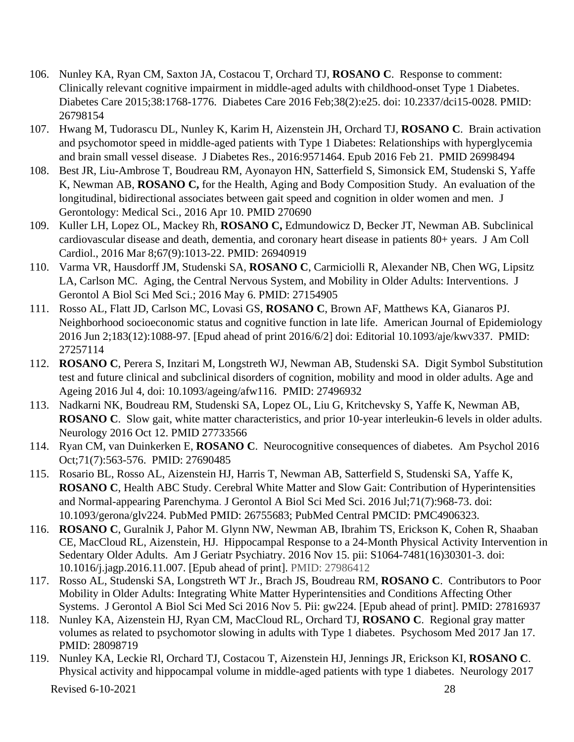106. Nunley KA, Ryan CM, Saxton JA, Costacou T, Orchard TJ, **ROSANO C**. Response to comment: Clinically relevant cognitive impairment in middle-aged adults with childhood-onset Type 1 Diabetes. Diabetes Care 2015;38:1768-1776. Diabetes Care 2016 Feb;38(2):e25. doi: 10.2337/dci15-0028. PMID: 26798154
107. Hwang M, Tudorascu DL, Nunley K, Karim H, Aizenstein JH, Orchard TJ, **ROSANO C**. Brain activation and psychomotor speed in middle-aged patients with Type 1 Diabetes: Relationships with hyperglycemia and brain small vessel disease. J Diabetes Res., 2016:9571464. Epub 2016 Feb 21. PMID 26998494
108. Best JR, Liu-Ambrose T, Boudreau RM, Ayonayon HN, Satterfield S, Simonsick EM, Studenski S, Yaffe K, Newman AB, **ROSANO C,** for the Health, Aging and Body Composition Study. An evaluation of the longitudinal, bidirectional associates between gait speed and cognition in older women and men. J Gerontology: Medical Sci., 2016 Apr 10. PMID 270690
109. Kuller LH, Lopez OL, Mackey Rh, **ROSANO C,** Edmundowicz D, Becker JT, Newman AB. Subclinical cardiovascular disease and death, dementia, and coronary heart disease in patients 80+ years. J Am Coll Cardiol., 2016 Mar 8;67(9):1013-22. PMID: 26940919
110. Varma VR, Hausdorff JM, Studenski SA, **ROSANO C**, Carmiciolli R, Alexander NB, Chen WG, Lipsitz LA, Carlson MC. Aging, the Central Nervous System, and Mobility in Older Adults: Interventions. J Gerontol A Biol Sci Med Sci.; 2016 May 6. PMID: 27154905
111. Rosso AL, Flatt JD, Carlson MC, Lovasi GS, **ROSANO C**, Brown AF, Matthews KA, Gianaros PJ. Neighborhood socioeconomic status and cognitive function in late life. American Journal of Epidemiology 2016 Jun 2;183(12):1088-97. [Epud ahead of print 2016/6/2] doi: Editorial 10.1093/aje/kwv337. PMID: 27257114
112. **ROSANO C**, Perera S, Inzitari M, Longstreth WJ, Newman AB, Studenski SA. Digit Symbol Substitution test and future clinical and subclinical disorders of cognition, mobility and mood in older adults. Age and Ageing 2016 Jul 4, doi: 10.1093/ageing/afw116. PMID: 27496932
113. Nadkarni NK, Boudreau RM, Studenski SA, Lopez OL, Liu G, Kritchevsky S, Yaffe K, Newman AB, **ROSANO C**. Slow gait, white matter characteristics, and prior 10-year interleukin-6 levels in older adults. Neurology 2016 Oct 12. PMID 27733566
114. Ryan CM, van Duinkerken E, **ROSANO C**. Neurocognitive consequences of diabetes. Am Psychol 2016 Oct;71(7):563-576. PMID: 27690485
115. Rosario BL, Rosso AL, Aizenstein HJ, Harris T, Newman AB, Satterfield S, Studenski SA, Yaffe K, **ROSANO C**, Health ABC Study. Cerebral White Matter and Slow Gait: Contribution of Hyperintensities and Normal-appearing Parenchyma. J Gerontol A Biol Sci Med Sci. 2016 Jul;71(7):968-73. doi: 10.1093/gerona/glv224. PubMed PMID: 26755683; PubMed Central PMCID: PMC4906323.
116. **ROSANO C**, Guralnik J, Pahor M. Glynn NW, Newman AB, Ibrahim TS, Erickson K, Cohen R, Shaaban CE, MacCloud RL, Aizenstein, HJ. Hippocampal Response to a 24-Month Physical Activity Intervention in Sedentary Older Adults. Am J Geriatr Psychiatry. 2016 Nov 15. pii: S1064-7481(16)30301-3. doi: 10.1016/j.jagp.2016.11.007. [Epub ahead of print]. PMID: 27986412
117. Rosso AL, Studenski SA, Longstreth WT Jr., Brach JS, Boudreau RM, **ROSANO C**. Contributors to Poor Mobility in Older Adults: Integrating White Matter Hyperintensities and Conditions Affecting Other Systems. J Gerontol A Biol Sci Med Sci 2016 Nov 5. Pii: gw224. [Epub ahead of print]. PMID: 27816937
118. Nunley KA, Aizenstein HJ, Ryan CM, MacCloud RL, Orchard TJ, **ROSANO C**. Regional gray matter volumes as related to psychomotor slowing in adults with Type 1 diabetes. Psychosom Med 2017 Jan 17. PMID: 28098719
119. Nunley KA, Leckie Rl, Orchard TJ, Costacou T, Aizenstein HJ, Jennings JR, Erickson KI, **ROSANO C**. Physical activity and hippocampal volume in middle-aged patients with type 1 diabetes. Neurology 2017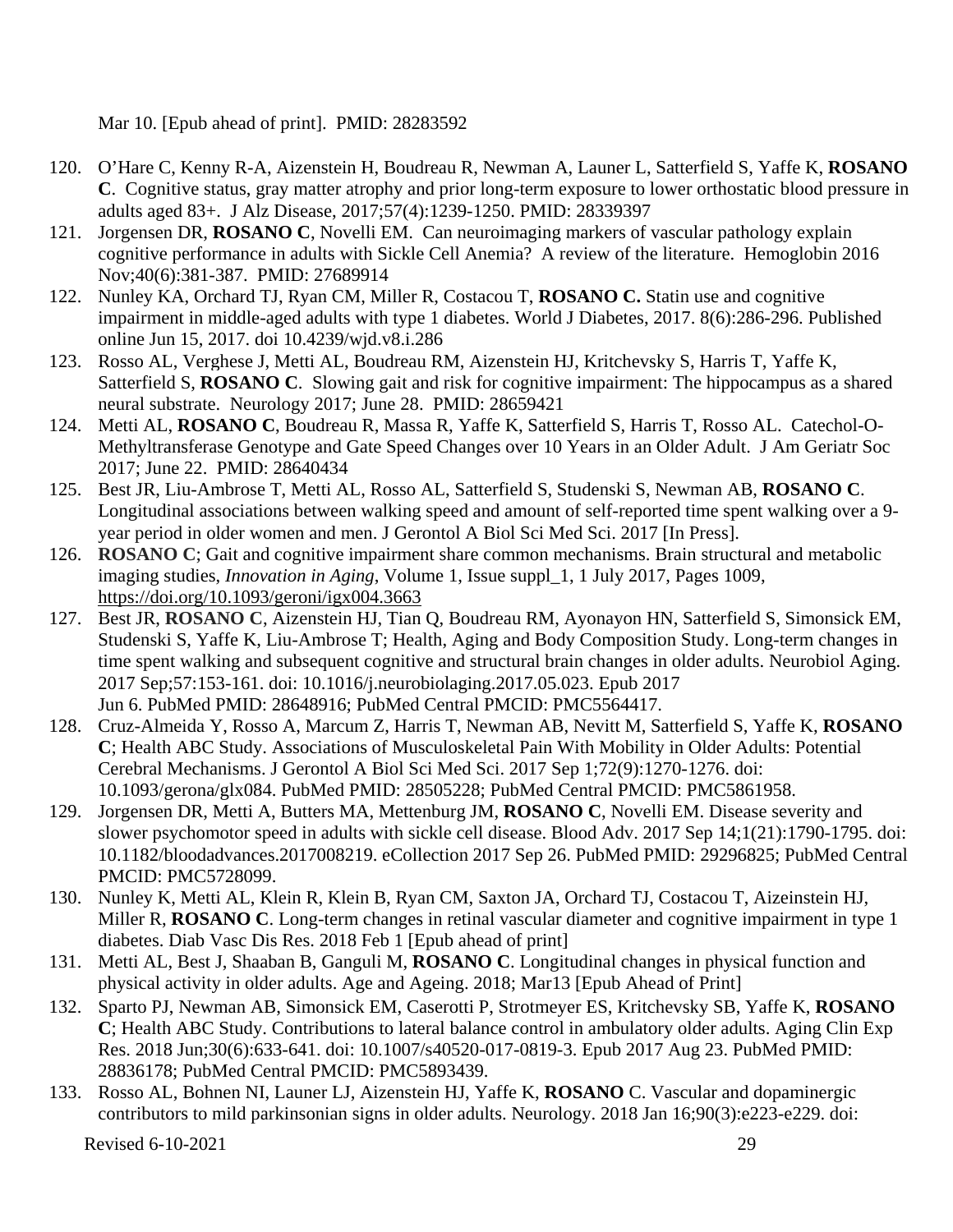Mar 10. [Epub ahead of print]. PMID: 28283592

120. O'Hare C, Kenny R-A, Aizenstein H, Boudreau R, Newman A, Launer L, Satterfield S, Yaffe K, **ROSANO C**. Cognitive status, gray matter atrophy and prior long-term exposure to lower orthostatic blood pressure in adults aged 83+. J Alz Disease, 2017;57(4):1239-1250. PMID: 28339397
121. Jorgensen DR, **ROSANO C**, Novelli EM. Can neuroimaging markers of vascular pathology explain cognitive performance in adults with Sickle Cell Anemia? A review of the literature. Hemoglobin 2016 Nov;40(6):381-387. PMID: 27689914
122. Nunley KA, Orchard TJ, Ryan CM, Miller R, Costacou T, **ROSANO C.** Statin use and cognitive impairment in middle-aged adults with type 1 diabetes. World J Diabetes, 2017. 8(6):286-296. Published online Jun 15, 2017. doi 10.4239/wjd.v8.i.286
123. Rosso AL, Verghese J, Metti AL, Boudreau RM, Aizenstein HJ, Kritchevsky S, Harris T, Yaffe K, Satterfield S, **ROSANO C**. Slowing gait and risk for cognitive impairment: The hippocampus as a shared neural substrate. Neurology 2017; June 28. PMID: 28659421
124. Metti AL, **ROSANO C**, Boudreau R, Massa R, Yaffe K, Satterfield S, Harris T, Rosso AL. Catechol-O-Methyltransferase Genotype and Gate Speed Changes over 10 Years in an Older Adult. J Am Geriatr Soc 2017; June 22. PMID: 28640434
125. Best JR, Liu-Ambrose T, Metti AL, Rosso AL, Satterfield S, Studenski S, Newman AB, **ROSANO C**. Longitudinal associations between walking speed and amount of self-reported time spent walking over a 9-year period in older women and men. J Gerontol A Biol Sci Med Sci. 2017 [In Press].
126. **ROSANO C**; Gait and cognitive impairment share common mechanisms. Brain structural and metabolic imaging studies, *Innovation in Aging*, Volume 1, Issue suppl_1, 1 July 2017, Pages 1009, https://doi.org/10.1093/geroni/igx004.3663
127. Best JR, **ROSANO C**, Aizenstein HJ, Tian Q, Boudreau RM, Ayonayon HN, Satterfield S, Simonsick EM, Studenski S, Yaffe K, Liu-Ambrose T; Health, Aging and Body Composition Study. Long-term changes in time spent walking and subsequent cognitive and structural brain changes in older adults. Neurobiol Aging. 2017 Sep;57:153-161. doi: 10.1016/j.neurobiolaging.2017.05.023. Epub 2017 Jun 6. PubMed PMID: 28648916; PubMed Central PMCID: PMC5564417.
128. Cruz-Almeida Y, Rosso A, Marcum Z, Harris T, Newman AB, Nevitt M, Satterfield S, Yaffe K, **ROSANO C**; Health ABC Study. Associations of Musculoskeletal Pain With Mobility in Older Adults: Potential Cerebral Mechanisms. J Gerontol A Biol Sci Med Sci. 2017 Sep 1;72(9):1270-1276. doi: 10.1093/gerona/glx084. PubMed PMID: 28505228; PubMed Central PMCID: PMC5861958.
129. Jorgensen DR, Metti A, Butters MA, Mettenburg JM, **ROSANO C**, Novelli EM. Disease severity and slower psychomotor speed in adults with sickle cell disease. Blood Adv. 2017 Sep 14;1(21):1790-1795. doi: 10.1182/bloodadvances.2017008219. eCollection 2017 Sep 26. PubMed PMID: 29296825; PubMed Central PMCID: PMC5728099.
130. Nunley K, Metti AL, Klein R, Klein B, Ryan CM, Saxton JA, Orchard TJ, Costacou T, Aizeinstein HJ, Miller R, **ROSANO C**. Long-term changes in retinal vascular diameter and cognitive impairment in type 1 diabetes. Diab Vasc Dis Res. 2018 Feb 1 [Epub ahead of print]
131. Metti AL, Best J, Shaaban B, Ganguli M, **ROSANO C**. Longitudinal changes in physical function and physical activity in older adults. Age and Ageing. 2018; Mar13 [Epub Ahead of Print]
132. Sparto PJ, Newman AB, Simonsick EM, Caserotti P, Strotmeyer ES, Kritchevsky SB, Yaffe K, **ROSANO C**; Health ABC Study. Contributions to lateral balance control in ambulatory older adults. Aging Clin Exp Res. 2018 Jun;30(6):633-641. doi: 10.1007/s40520-017-0819-3. Epub 2017 Aug 23. PubMed PMID: 28836178; PubMed Central PMCID: PMC5893439.
133. Rosso AL, Bohnen NI, Launer LJ, Aizenstein HJ, Yaffe K, **ROSANO** C. Vascular and dopaminergic contributors to mild parkinsonian signs in older adults. Neurology. 2018 Jan 16;90(3):e223-e229. doi:

Revised 6-10-2021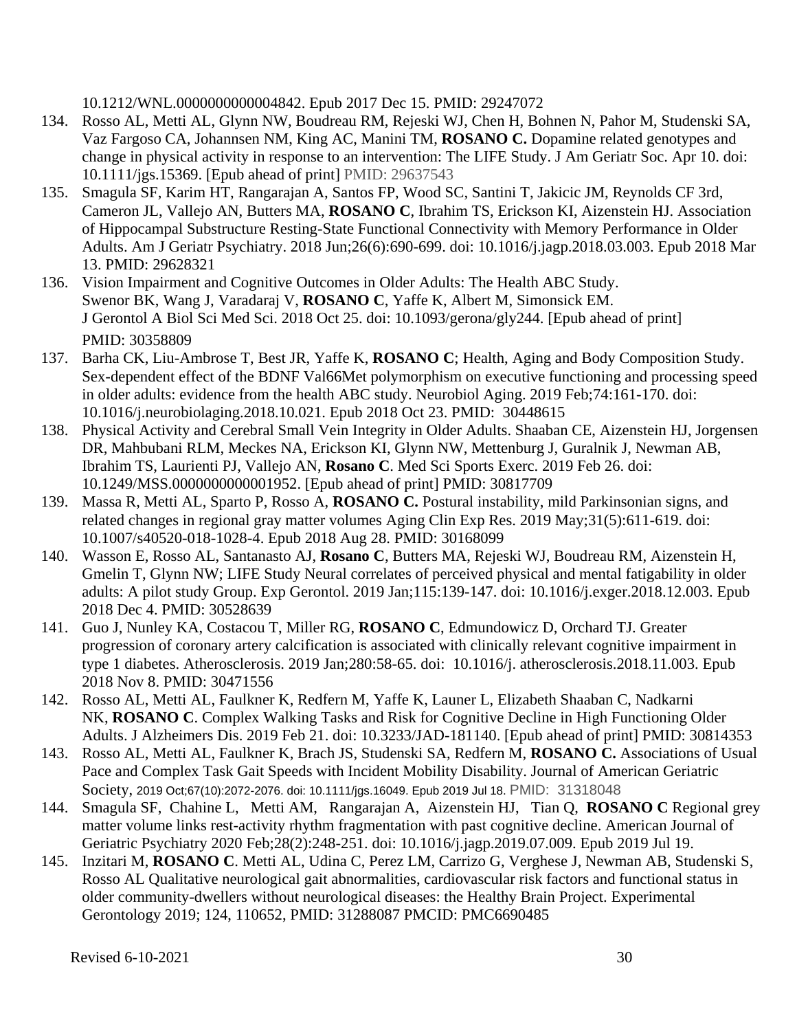10.1212/WNL.0000000000004842. Epub 2017 Dec 15. PMID: 29247072

134. Rosso AL, Metti AL, Glynn NW, Boudreau RM, Rejeski WJ, Chen H, Bohnen N, Pahor M, Studenski SA, Vaz Fargoso CA, Johannsen NM, King AC, Manini TM, **ROSANO C.** Dopamine related genotypes and change in physical activity in response to an intervention: The LIFE Study. J Am Geriatr Soc. Apr 10. doi: 10.1111/jgs.15369. [Epub ahead of print] PMID: 29637543
135. Smagula SF, Karim HT, Rangarajan A, Santos FP, Wood SC, Santini T, Jakicic JM, Reynolds CF 3rd, Cameron JL, Vallejo AN, Butters MA, **ROSANO C**, Ibrahim TS, Erickson KI, Aizenstein HJ. Association of Hippocampal Substructure Resting-State Functional Connectivity with Memory Performance in Older Adults. Am J Geriatr Psychiatry. 2018 Jun;26(6):690-699. doi: 10.1016/j.jagp.2018.03.003. Epub 2018 Mar 13. PMID: 29628321
136. Vision Impairment and Cognitive Outcomes in Older Adults: The Health ABC Study. Swenor BK, Wang J, Varadaraj V, **ROSANO C**, Yaffe K, Albert M, Simonsick EM. J Gerontol A Biol Sci Med Sci. 2018 Oct 25. doi: 10.1093/gerona/gly244. [Epub ahead of print] PMID: 30358809
137. Barha CK, Liu-Ambrose T, Best JR, Yaffe K, **ROSANO C**; Health, Aging and Body Composition Study. Sex-dependent effect of the BDNF Val66Met polymorphism on executive functioning and processing speed in older adults: evidence from the health ABC study. Neurobiol Aging. 2019 Feb;74:161-170. doi: 10.1016/j.neurobiolaging.2018.10.021. Epub 2018 Oct 23. PMID: 30448615
138. Physical Activity and Cerebral Small Vein Integrity in Older Adults. Shaaban CE, Aizenstein HJ, Jorgensen DR, Mahbubani RLM, Meckes NA, Erickson KI, Glynn NW, Mettenburg J, Guralnik J, Newman AB, Ibrahim TS, Laurienti PJ, Vallejo AN, **Rosano C**. Med Sci Sports Exerc. 2019 Feb 26. doi: 10.1249/MSS.0000000000001952. [Epub ahead of print] PMID: 30817709
139. Massa R, Metti AL, Sparto P, Rosso A, **ROSANO C.** Postural instability, mild Parkinsonian signs, and related changes in regional gray matter volumes Aging Clin Exp Res. 2019 May;31(5):611-619. doi: 10.1007/s40520-018-1028-4. Epub 2018 Aug 28. PMID: 30168099
140. Wasson E, Rosso AL, Santanasto AJ, **Rosano C**, Butters MA, Rejeski WJ, Boudreau RM, Aizenstein H, Gmelin T, Glynn NW; LIFE Study Neural correlates of perceived physical and mental fatigability in older adults: A pilot study Group. Exp Gerontol. 2019 Jan;115:139-147. doi: 10.1016/j.exger.2018.12.003. Epub 2018 Dec 4. PMID: 30528639
141. Guo J, Nunley KA, Costacou T, Miller RG, **ROSANO C**, Edmundowicz D, Orchard TJ. Greater progression of coronary artery calcification is associated with clinically relevant cognitive impairment in type 1 diabetes. Atherosclerosis. 2019 Jan;280:58-65. doi: 10.1016/j. atherosclerosis.2018.11.003. Epub 2018 Nov 8. PMID: 30471556
142. Rosso AL, Metti AL, Faulkner K, Redfern M, Yaffe K, Launer L, Elizabeth Shaaban C, Nadkarni NK, **ROSANO C**. Complex Walking Tasks and Risk for Cognitive Decline in High Functioning Older Adults. J Alzheimers Dis. 2019 Feb 21. doi: 10.3233/JAD-181140. [Epub ahead of print] PMID: 30814353
143. Rosso AL, Metti AL, Faulkner K, Brach JS, Studenski SA, Redfern M, **ROSANO C.** Associations of Usual Pace and Complex Task Gait Speeds with Incident Mobility Disability. Journal of American Geriatric Society, 2019 Oct;67(10):2072-2076. doi: 10.1111/jgs.16049. Epub 2019 Jul 18. PMID: 31318048
144. Smagula SF, Chahine L, Metti AM, Rangarajan A, Aizenstein HJ, Tian Q, **ROSANO C** Regional grey matter volume links rest-activity rhythm fragmentation with past cognitive decline. American Journal of Geriatric Psychiatry 2020 Feb;28(2):248-251. doi: 10.1016/j.jagp.2019.07.009. Epub 2019 Jul 19.
145. Inzitari M, **ROSANO C**. Metti AL, Udina C, Perez LM, Carrizo G, Verghese J, Newman AB, Studenski S, Rosso AL Qualitative neurological gait abnormalities, cardiovascular risk factors and functional status in older community-dwellers without neurological diseases: the Healthy Brain Project. Experimental Gerontology 2019; 124, 110652, PMID: 31288087 PMCID: PMC6690485

Revised 6-10-2021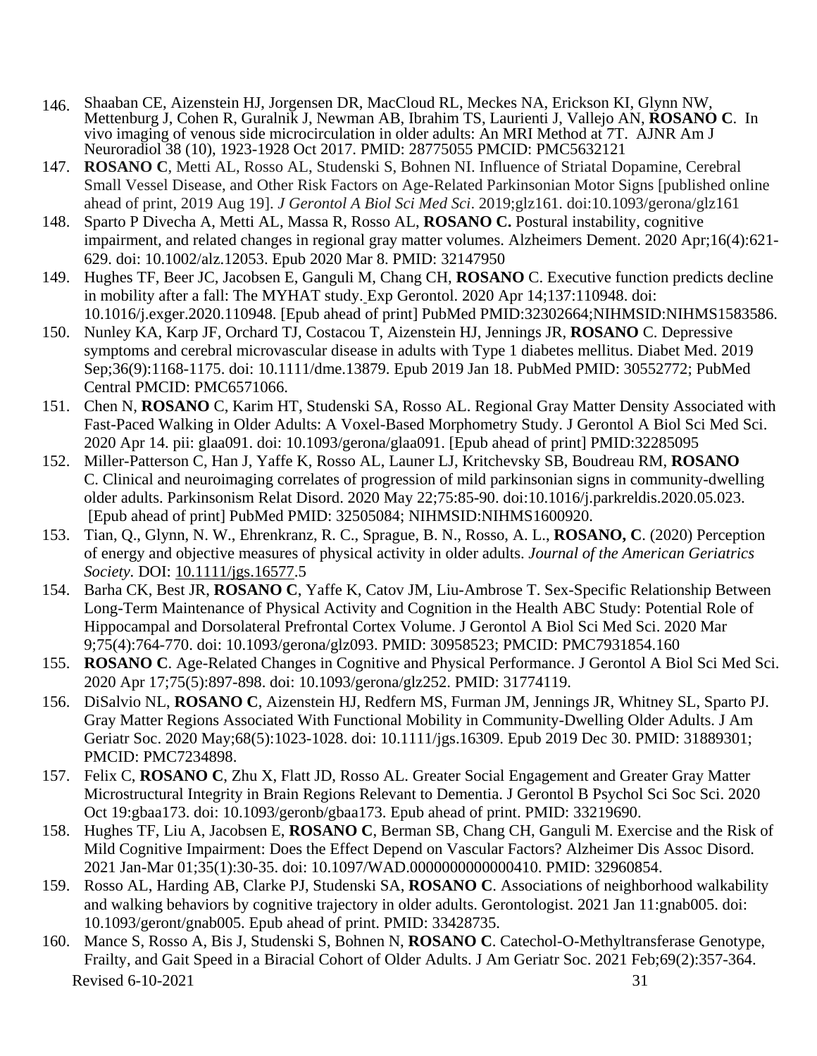146. Shaaban CE, Aizenstein HJ, Jorgensen DR, MacCloud RL, Meckes NA, Erickson KI, Glynn NW, Mettenburg J, Cohen R, Guralnik J, Newman AB, Ibrahim TS, Laurienti J, Vallejo AN, **ROSANO C**. In vivo imaging of venous side microcirculation in older adults: An MRI Method at 7T. AJNR Am J Neuroradiol 38 (10), 1923-1928 Oct 2017. PMID: 28775055 PMCID: PMC5632121
147. **ROSANO C**, Metti AL, Rosso AL, Studenski S, Bohnen NI. Influence of Striatal Dopamine, Cerebral Small Vessel Disease, and Other Risk Factors on Age-Related Parkinsonian Motor Signs [published online ahead of print, 2019 Aug 19]. *J Gerontol A Biol Sci Med Sci*. 2019;glz161. doi:10.1093/gerona/glz161
148. Sparto P Divecha A, Metti AL, Massa R, Rosso AL, **ROSANO C.** Postural instability, cognitive impairment, and related changes in regional gray matter volumes. Alzheimers Dement. 2020 Apr;16(4):621-629. doi: 10.1002/alz.12053. Epub 2020 Mar 8. PMID: 32147950
149. Hughes TF, Beer JC, Jacobsen E, Ganguli M, Chang CH, **ROSANO** C. Executive function predicts decline in mobility after a fall: The MYHAT study. Exp Gerontol. 2020 Apr 14;137:110948. doi: 10.1016/j.exger.2020.110948. [Epub ahead of print] PubMed PMID:32302664;NIHMSID:NIHMS1583586.
150. Nunley KA, Karp JF, Orchard TJ, Costacou T, Aizenstein HJ, Jennings JR, **ROSANO** C. Depressive symptoms and cerebral microvascular disease in adults with Type 1 diabetes mellitus. Diabet Med. 2019 Sep;36(9):1168-1175. doi: 10.1111/dme.13879. Epub 2019 Jan 18. PubMed PMID: 30552772; PubMed Central PMCID: PMC6571066.
151. Chen N, **ROSANO** C, Karim HT, Studenski SA, Rosso AL. Regional Gray Matter Density Associated with Fast-Paced Walking in Older Adults: A Voxel-Based Morphometry Study. J Gerontol A Biol Sci Med Sci. 2020 Apr 14. pii: glaa091. doi: 10.1093/gerona/glaa091. [Epub ahead of print] PMID:32285095
152. Miller-Patterson C, Han J, Yaffe K, Rosso AL, Launer LJ, Kritchevsky SB, Boudreau RM, **ROSANO** C. Clinical and neuroimaging correlates of progression of mild parkinsonian signs in community-dwelling older adults. Parkinsonism Relat Disord. 2020 May 22;75:85-90. doi:10.1016/j.parkreldis.2020.05.023. [Epub ahead of print] PubMed PMID: 32505084; NIHMSID:NIHMS1600920.
153. Tian, Q., Glynn, N. W., Ehrenkranz, R. C., Sprague, B. N., Rosso, A. L., **ROSANO, C**. (2020) Perception of energy and objective measures of physical activity in older adults. *Journal of the American Geriatrics Society.* DOI: 10.1111/jgs.16577.5
154. Barha CK, Best JR, **ROSANO C**, Yaffe K, Catov JM, Liu-Ambrose T. Sex-Specific Relationship Between Long-Term Maintenance of Physical Activity and Cognition in the Health ABC Study: Potential Role of Hippocampal and Dorsolateral Prefrontal Cortex Volume. J Gerontol A Biol Sci Med Sci. 2020 Mar 9;75(4):764-770. doi: 10.1093/gerona/glz093. PMID: 30958523; PMCID: PMC7931854.160
155. **ROSANO C**. Age-Related Changes in Cognitive and Physical Performance. J Gerontol A Biol Sci Med Sci. 2020 Apr 17;75(5):897-898. doi: 10.1093/gerona/glz252. PMID: 31774119.
156. DiSalvio NL, **ROSANO C**, Aizenstein HJ, Redfern MS, Furman JM, Jennings JR, Whitney SL, Sparto PJ. Gray Matter Regions Associated With Functional Mobility in Community-Dwelling Older Adults. J Am Geriatr Soc. 2020 May;68(5):1023-1028. doi: 10.1111/jgs.16309. Epub 2019 Dec 30. PMID: 31889301; PMCID: PMC7234898.
157. Felix C, **ROSANO C**, Zhu X, Flatt JD, Rosso AL. Greater Social Engagement and Greater Gray Matter Microstructural Integrity in Brain Regions Relevant to Dementia. J Gerontol B Psychol Sci Soc Sci. 2020 Oct 19:gbaa173. doi: 10.1093/geronb/gbaa173. Epub ahead of print. PMID: 33219690.
158. Hughes TF, Liu A, Jacobsen E, **ROSANO C**, Berman SB, Chang CH, Ganguli M. Exercise and the Risk of Mild Cognitive Impairment: Does the Effect Depend on Vascular Factors? Alzheimer Dis Assoc Disord. 2021 Jan-Mar 01;35(1):30-35. doi: 10.1097/WAD.0000000000000410. PMID: 32960854.
159. Rosso AL, Harding AB, Clarke PJ, Studenski SA, **ROSANO C**. Associations of neighborhood walkability and walking behaviors by cognitive trajectory in older adults. Gerontologist. 2021 Jan 11:gnab005. doi: 10.1093/geront/gnab005. Epub ahead of print. PMID: 33428735.
160. Mance S, Rosso A, Bis J, Studenski S, Bohnen N, **ROSANO C**. Catechol-O-Methyltransferase Genotype, Frailty, and Gait Speed in a Biracial Cohort of Older Adults. J Am Geriatr Soc. 2021 Feb;69(2):357-364.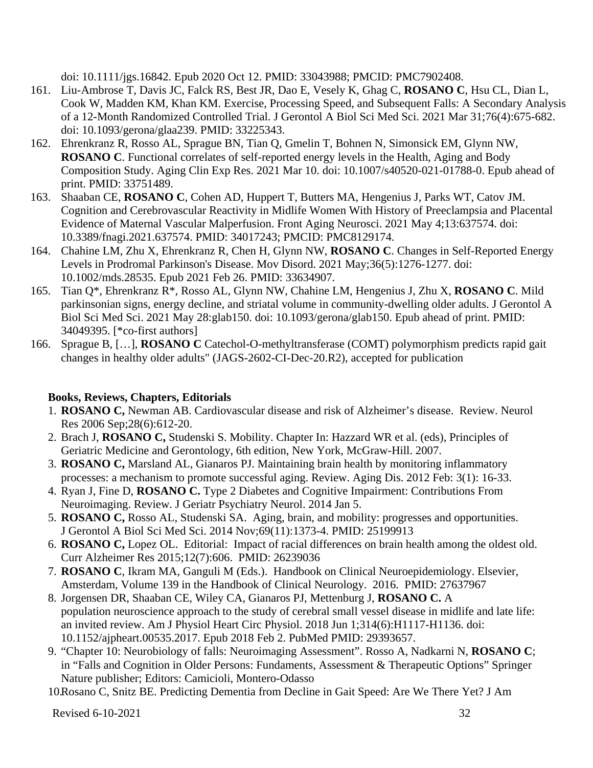doi: 10.1111/jgs.16842. Epub 2020 Oct 12. PMID: 33043988; PMCID: PMC7902408.

161. Liu-Ambrose T, Davis JC, Falck RS, Best JR, Dao E, Vesely K, Ghag C, **ROSANO C**, Hsu CL, Dian L, Cook W, Madden KM, Khan KM. Exercise, Processing Speed, and Subsequent Falls: A Secondary Analysis of a 12-Month Randomized Controlled Trial. J Gerontol A Biol Sci Med Sci. 2021 Mar 31;76(4):675-682. doi: 10.1093/gerona/glaa239. PMID: 33225343.
162. Ehrenkranz R, Rosso AL, Sprague BN, Tian Q, Gmelin T, Bohnen N, Simonsick EM, Glynn NW, **ROSANO C**. Functional correlates of self-reported energy levels in the Health, Aging and Body Composition Study. Aging Clin Exp Res. 2021 Mar 10. doi: 10.1007/s40520-021-01788-0. Epub ahead of print. PMID: 33751489.
163. Shaaban CE, **ROSANO C**, Cohen AD, Huppert T, Butters MA, Hengenius J, Parks WT, Catov JM. Cognition and Cerebrovascular Reactivity in Midlife Women With History of Preeclampsia and Placental Evidence of Maternal Vascular Malperfusion. Front Aging Neurosci. 2021 May 4;13:637574. doi: 10.3389/fnagi.2021.637574. PMID: 34017243; PMCID: PMC8129174.
164. Chahine LM, Zhu X, Ehrenkranz R, Chen H, Glynn NW, **ROSANO C**. Changes in Self-Reported Energy Levels in Prodromal Parkinson's Disease. Mov Disord. 2021 May;36(5):1276-1277. doi: 10.1002/mds.28535. Epub 2021 Feb 26. PMID: 33634907.
165. Tian Q*, Ehrenkranz R*, Rosso AL, Glynn NW, Chahine LM, Hengenius J, Zhu X, **ROSANO C**. Mild parkinsonian signs, energy decline, and striatal volume in community-dwelling older adults. J Gerontol A Biol Sci Med Sci. 2021 May 28:glab150. doi: 10.1093/gerona/glab150. Epub ahead of print. PMID: 34049395. [*co-first authors]
166. Sprague B, […], **ROSANO C** Catechol-O-methyltransferase (COMT) polymorphism predicts rapid gait changes in healthy older adults" (JAGS-2602-CI-Dec-20.R2), accepted for publication

**Books, Reviews, Chapters, Editorials**

1. **ROSANO C,** Newman AB. Cardiovascular disease and risk of Alzheimer's disease. Review. Neurol Res 2006 Sep;28(6):612-20.
2. Brach J, **ROSANO C,** Studenski S. Mobility. Chapter In: Hazzard WR et al. (eds), Principles of Geriatric Medicine and Gerontology, 6th edition, New York, McGraw-Hill. 2007.
3. **ROSANO C,** Marsland AL, Gianaros PJ. Maintaining brain health by monitoring inflammatory processes: a mechanism to promote successful aging. Review. Aging Dis. 2012 Feb: 3(1): 16-33.
4. Ryan J, Fine D, **ROSANO C.** Type 2 Diabetes and Cognitive Impairment: Contributions From Neuroimaging. Review. J Geriatr Psychiatry Neurol. 2014 Jan 5.
5. **ROSANO C,** Rosso AL, Studenski SA. Aging, brain, and mobility: progresses and opportunities. J Gerontol A Biol Sci Med Sci. 2014 Nov;69(11):1373-4. PMID: 25199913
6. **ROSANO C,** Lopez OL. Editorial: Impact of racial differences on brain health among the oldest old. Curr Alzheimer Res 2015;12(7):606. PMID: 26239036
7. **ROSANO C**, Ikram MA, Ganguli M (Eds.). Handbook on Clinical Neuroepidemiology. Elsevier, Amsterdam, Volume 139 in the Handbook of Clinical Neurology. 2016. PMID: 27637967
8. Jorgensen DR, Shaaban CE, Wiley CA, Gianaros PJ, Mettenburg J, **ROSANO C.** A population neuroscience approach to the study of cerebral small vessel disease in midlife and late life: an invited review. Am J Physiol Heart Circ Physiol. 2018 Jun 1;314(6):H1117-H1136. doi: 10.1152/ajpheart.00535.2017. Epub 2018 Feb 2. PubMed PMID: 29393657.
9. "Chapter 10: Neurobiology of falls: Neuroimaging Assessment". Rosso A, Nadkarni N, **ROSANO C**; in "Falls and Cognition in Older Persons: Fundaments, Assessment & Therapeutic Options" Springer Nature publisher; Editors: Camicioli, Montero-Odasso
10. Rosano C, Snitz BE. Predicting Dementia from Decline in Gait Speed: Are We There Yet? J Am

Revised 6-10-2021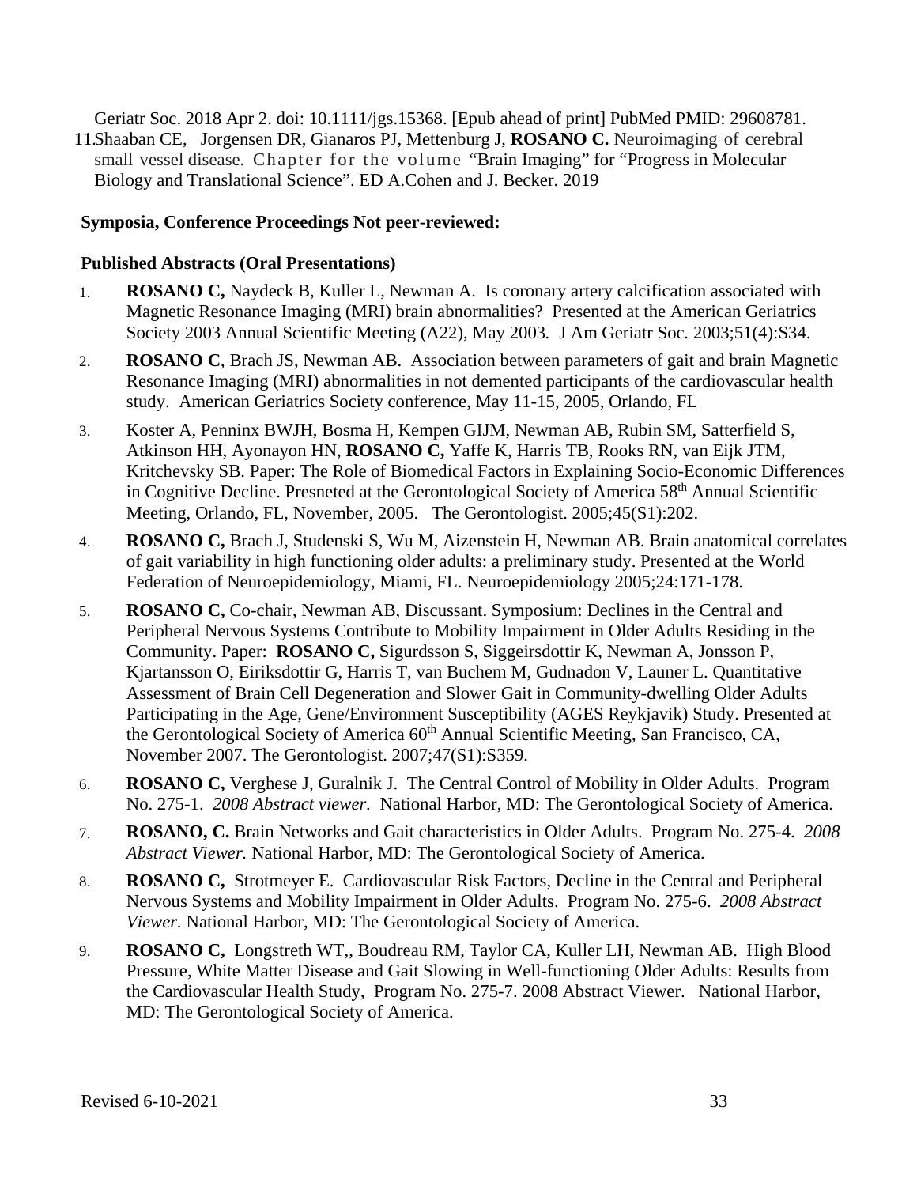Geriatr Soc. 2018 Apr 2. doi: 10.1111/jgs.15368. [Epub ahead of print] PubMed PMID: 29608781.

11. Shaaban CE, Jorgensen DR, Gianaros PJ, Mettenburg J, **ROSANO C.** Neuroimaging of cerebral small vessel disease. Chapter for the volume "Brain Imaging" for "Progress in Molecular Biology and Translational Science". ED A.Cohen and J. Becker. 2019

**Symposia, Conference Proceedings Not peer-reviewed:**

**Published Abstracts (Oral Presentations)**

1. **ROSANO C,** Naydeck B, Kuller L, Newman A. Is coronary artery calcification associated with Magnetic Resonance Imaging (MRI) brain abnormalities? Presented at the American Geriatrics Society 2003 Annual Scientific Meeting (A22), May 2003*.* J Am Geriatr Soc*.* 2003;51(4):S34.
2. **ROSANO C**, Brach JS, Newman AB. Association between parameters of gait and brain Magnetic Resonance Imaging (MRI) abnormalities in not demented participants of the cardiovascular health study. American Geriatrics Society conference, May 11-15, 2005, Orlando, FL
3. Koster A, Penninx BWJH, Bosma H, Kempen GIJM, Newman AB, Rubin SM, Satterfield S, Atkinson HH, Ayonayon HN, **ROSANO C,** Yaffe K, Harris TB, Rooks RN, van Eijk JTM, Kritchevsky SB. Paper: The Role of Biomedical Factors in Explaining Socio-Economic Differences in Cognitive Decline. Presneted at the Gerontological Society of America 58th Annual Scientific Meeting, Orlando, FL, November, 2005. The Gerontologist. 2005;45(S1):202.
4. **ROSANO C,** Brach J, Studenski S, Wu M, Aizenstein H, Newman AB. Brain anatomical correlates of gait variability in high functioning older adults: a preliminary study. Presented at the World Federation of Neuroepidemiology, Miami, FL. Neuroepidemiology 2005;24:171-178.
5. **ROSANO C,** Co-chair, Newman AB, Discussant. Symposium: Declines in the Central and Peripheral Nervous Systems Contribute to Mobility Impairment in Older Adults Residing in the Community. Paper: **ROSANO C,** Sigurdsson S, Siggeirsdottir K, Newman A, Jonsson P, Kjartansson O, Eiriksdottir G, Harris T, van Buchem M, Gudnadon V, Launer L. Quantitative Assessment of Brain Cell Degeneration and Slower Gait in Community-dwelling Older Adults Participating in the Age, Gene/Environment Susceptibility (AGES Reykjavik) Study. Presented at the Gerontological Society of America 60th Annual Scientific Meeting, San Francisco, CA, November 2007. The Gerontologist. 2007;47(S1):S359.
6. **ROSANO C,** Verghese J, Guralnik J. The Central Control of Mobility in Older Adults. Program No. 275-1. *2008 Abstract viewer.* National Harbor, MD: The Gerontological Society of America.
7. **ROSANO, C.** Brain Networks and Gait characteristics in Older Adults. Program No. 275-4. *2008 Abstract Viewer.* National Harbor, MD: The Gerontological Society of America.
8. **ROSANO C,** Strotmeyer E. Cardiovascular Risk Factors, Decline in the Central and Peripheral Nervous Systems and Mobility Impairment in Older Adults. Program No. 275-6. *2008 Abstract Viewer.* National Harbor, MD: The Gerontological Society of America.
9. **ROSANO C,** Longstreth WT,, Boudreau RM, Taylor CA, Kuller LH, Newman AB. High Blood Pressure, White Matter Disease and Gait Slowing in Well-functioning Older Adults: Results from the Cardiovascular Health Study, Program No. 275-7. 2008 Abstract Viewer. National Harbor, MD: The Gerontological Society of America.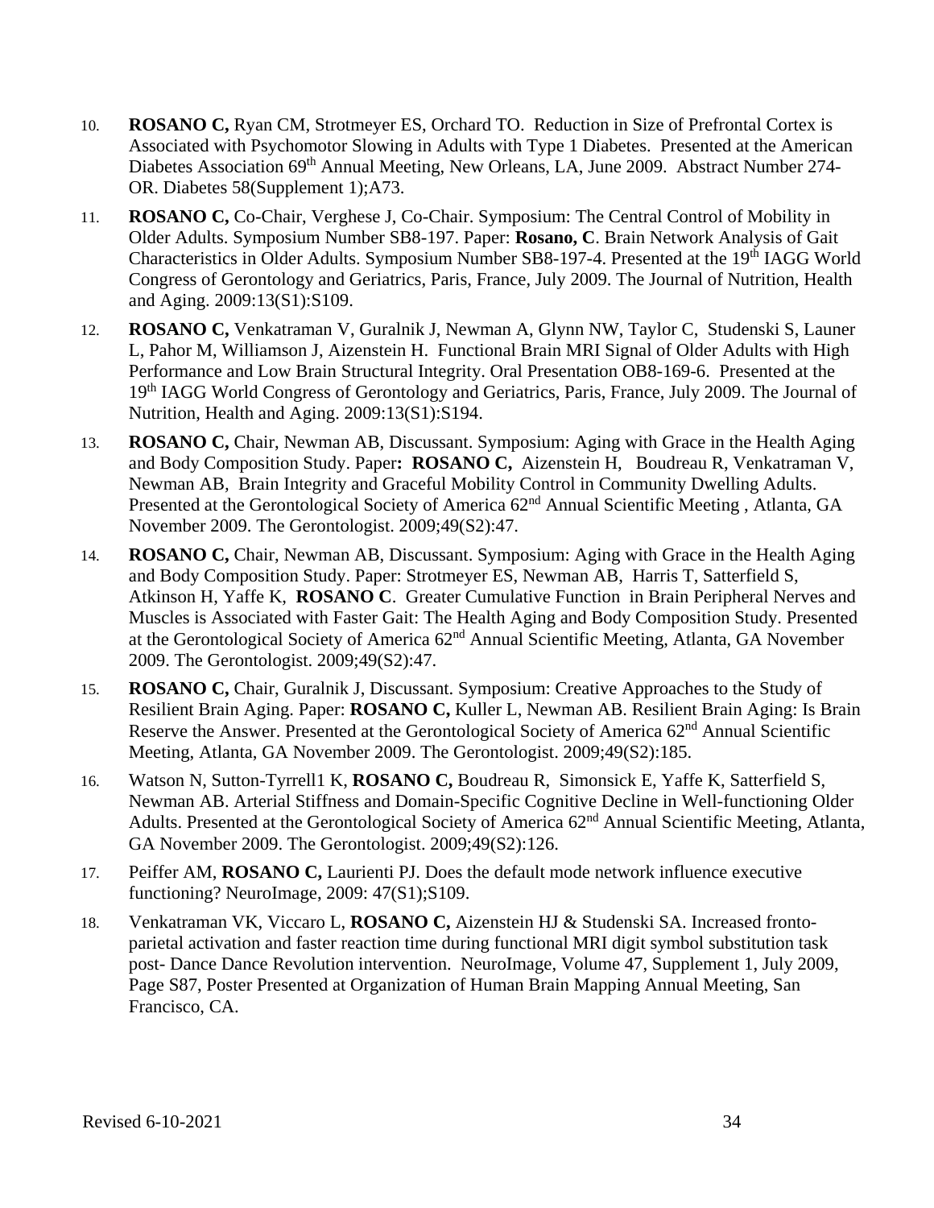10. **ROSANO C,** Ryan CM, Strotmeyer ES, Orchard TO. Reduction in Size of Prefrontal Cortex is Associated with Psychomotor Slowing in Adults with Type 1 Diabetes. Presented at the American Diabetes Association 69th Annual Meeting, New Orleans, LA, June 2009. Abstract Number 274-OR. Diabetes 58(Supplement 1);A73.

11. **ROSANO C,** Co-Chair, Verghese J, Co-Chair. Symposium: The Central Control of Mobility in Older Adults. Symposium Number SB8-197. Paper: **Rosano, C**. Brain Network Analysis of Gait Characteristics in Older Adults. Symposium Number SB8-197-4. Presented at the 19th IAGG World Congress of Gerontology and Geriatrics, Paris, France, July 2009. The Journal of Nutrition, Health and Aging. 2009:13(S1):S109.

12. **ROSANO C,** Venkatraman V, Guralnik J, Newman A, Glynn NW, Taylor C, Studenski S, Launer L, Pahor M, Williamson J, Aizenstein H. Functional Brain MRI Signal of Older Adults with High Performance and Low Brain Structural Integrity. Oral Presentation OB8-169-6. Presented at the 19th IAGG World Congress of Gerontology and Geriatrics, Paris, France, July 2009. The Journal of Nutrition, Health and Aging. 2009:13(S1):S194.

13. **ROSANO C,** Chair, Newman AB, Discussant. Symposium: Aging with Grace in the Health Aging and Body Composition Study. Paper**: ROSANO C,** Aizenstein H, Boudreau R, Venkatraman V, Newman AB, Brain Integrity and Graceful Mobility Control in Community Dwelling Adults. Presented at the Gerontological Society of America 62nd Annual Scientific Meeting , Atlanta, GA November 2009. The Gerontologist. 2009;49(S2):47.

14. **ROSANO C,** Chair, Newman AB, Discussant. Symposium: Aging with Grace in the Health Aging and Body Composition Study. Paper: Strotmeyer ES, Newman AB, Harris T, Satterfield S, Atkinson H, Yaffe K, **ROSANO C**. Greater Cumulative Function in Brain Peripheral Nerves and Muscles is Associated with Faster Gait: The Health Aging and Body Composition Study. Presented at the Gerontological Society of America 62nd Annual Scientific Meeting, Atlanta, GA November 2009. The Gerontologist. 2009;49(S2):47.

15. **ROSANO C,** Chair, Guralnik J, Discussant. Symposium: Creative Approaches to the Study of Resilient Brain Aging. Paper: **ROSANO C,** Kuller L, Newman AB. Resilient Brain Aging: Is Brain Reserve the Answer. Presented at the Gerontological Society of America 62nd Annual Scientific Meeting, Atlanta, GA November 2009. The Gerontologist. 2009;49(S2):185.

16. Watson N, Sutton-Tyrrell1 K, **ROSANO C,** Boudreau R, Simonsick E, Yaffe K, Satterfield S, Newman AB. Arterial Stiffness and Domain-Specific Cognitive Decline in Well-functioning Older Adults. Presented at the Gerontological Society of America 62nd Annual Scientific Meeting, Atlanta, GA November 2009. The Gerontologist. 2009;49(S2):126.

17. Peiffer AM, **ROSANO C,** Laurienti PJ. Does the default mode network influence executive functioning? NeuroImage, 2009: 47(S1);S109.

18. Venkatraman VK, Viccaro L, **ROSANO C,** Aizenstein HJ & Studenski SA. Increased fronto-parietal activation and faster reaction time during functional MRI digit symbol substitution task post- Dance Dance Revolution intervention. NeuroImage, Volume 47, Supplement 1, July 2009, Page S87, Poster Presented at Organization of Human Brain Mapping Annual Meeting, San Francisco, CA.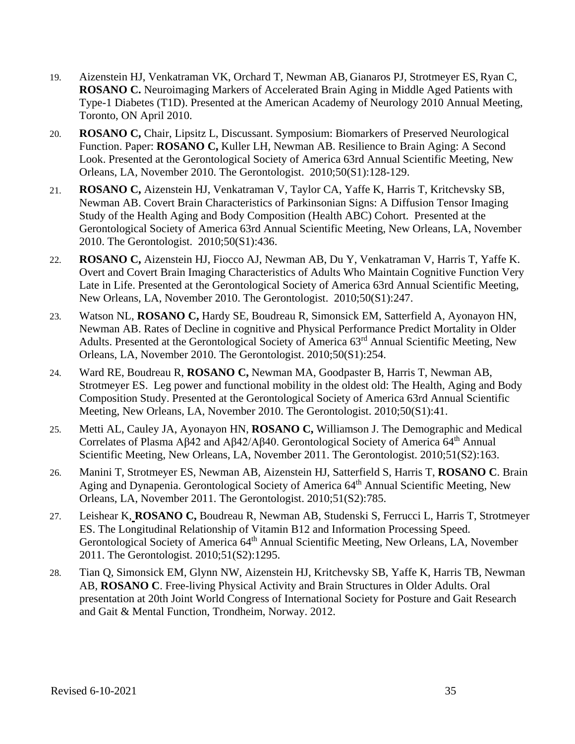19. Aizenstein HJ, Venkatraman VK, Orchard T, Newman AB, Gianaros PJ, Strotmeyer ES, Ryan C, **ROSANO C.** Neuroimaging Markers of Accelerated Brain Aging in Middle Aged Patients with Type-1 Diabetes (T1D). Presented at the American Academy of Neurology 2010 Annual Meeting, Toronto, ON April 2010.

20. **ROSANO C,** Chair, Lipsitz L, Discussant. Symposium: Biomarkers of Preserved Neurological Function. Paper: **ROSANO C,** Kuller LH, Newman AB. Resilience to Brain Aging: A Second Look. Presented at the Gerontological Society of America 63rd Annual Scientific Meeting, New Orleans, LA, November 2010. The Gerontologist. 2010;50(S1):128-129.

21. **ROSANO C,** Aizenstein HJ, Venkatraman V, Taylor CA, Yaffe K, Harris T, Kritchevsky SB, Newman AB. Covert Brain Characteristics of Parkinsonian Signs: A Diffusion Tensor Imaging Study of the Health Aging and Body Composition (Health ABC) Cohort. Presented at the Gerontological Society of America 63rd Annual Scientific Meeting, New Orleans, LA, November 2010. The Gerontologist. 2010;50(S1):436.

22. **ROSANO C,** Aizenstein HJ, Fiocco AJ, Newman AB, Du Y, Venkatraman V, Harris T, Yaffe K. Overt and Covert Brain Imaging Characteristics of Adults Who Maintain Cognitive Function Very Late in Life. Presented at the Gerontological Society of America 63rd Annual Scientific Meeting, New Orleans, LA, November 2010. The Gerontologist. 2010;50(S1):247.

23. Watson NL, **ROSANO C,** Hardy SE, Boudreau R, Simonsick EM, Satterfield A, Ayonayon HN, Newman AB. Rates of Decline in cognitive and Physical Performance Predict Mortality in Older Adults. Presented at the Gerontological Society of America 63rd Annual Scientific Meeting, New Orleans, LA, November 2010. The Gerontologist. 2010;50(S1):254.

24. Ward RE, Boudreau R, **ROSANO C,** Newman MA, Goodpaster B, Harris T, Newman AB, Strotmeyer ES. Leg power and functional mobility in the oldest old: The Health, Aging and Body Composition Study. Presented at the Gerontological Society of America 63rd Annual Scientific Meeting, New Orleans, LA, November 2010. The Gerontologist. 2010;50(S1):41.

25. Metti AL, Cauley JA, Ayonayon HN, **ROSANO C,** Williamson J. The Demographic and Medical Correlates of Plasma Aβ42 and Aβ42/Aβ40. Gerontological Society of America 64th Annual Scientific Meeting, New Orleans, LA, November 2011. The Gerontologist. 2010;51(S2):163.

26. Manini T, Strotmeyer ES, Newman AB, Aizenstein HJ, Satterfield S, Harris T, **ROSANO C**. Brain Aging and Dynapenia. Gerontological Society of America 64th Annual Scientific Meeting, New Orleans, LA, November 2011. The Gerontologist. 2010;51(S2):785.

27. Leishear K, **ROSANO C,** Boudreau R, Newman AB, Studenski S, Ferrucci L, Harris T, Strotmeyer ES. The Longitudinal Relationship of Vitamin B12 and Information Processing Speed. Gerontological Society of America 64th Annual Scientific Meeting, New Orleans, LA, November 2011. The Gerontologist. 2010;51(S2):1295.

28. Tian Q, Simonsick EM, Glynn NW, Aizenstein HJ, Kritchevsky SB, Yaffe K, Harris TB, Newman AB, **ROSANO C**. Free-living Physical Activity and Brain Structures in Older Adults. Oral presentation at 20th Joint World Congress of International Society for Posture and Gait Research and Gait & Mental Function, Trondheim, Norway. 2012.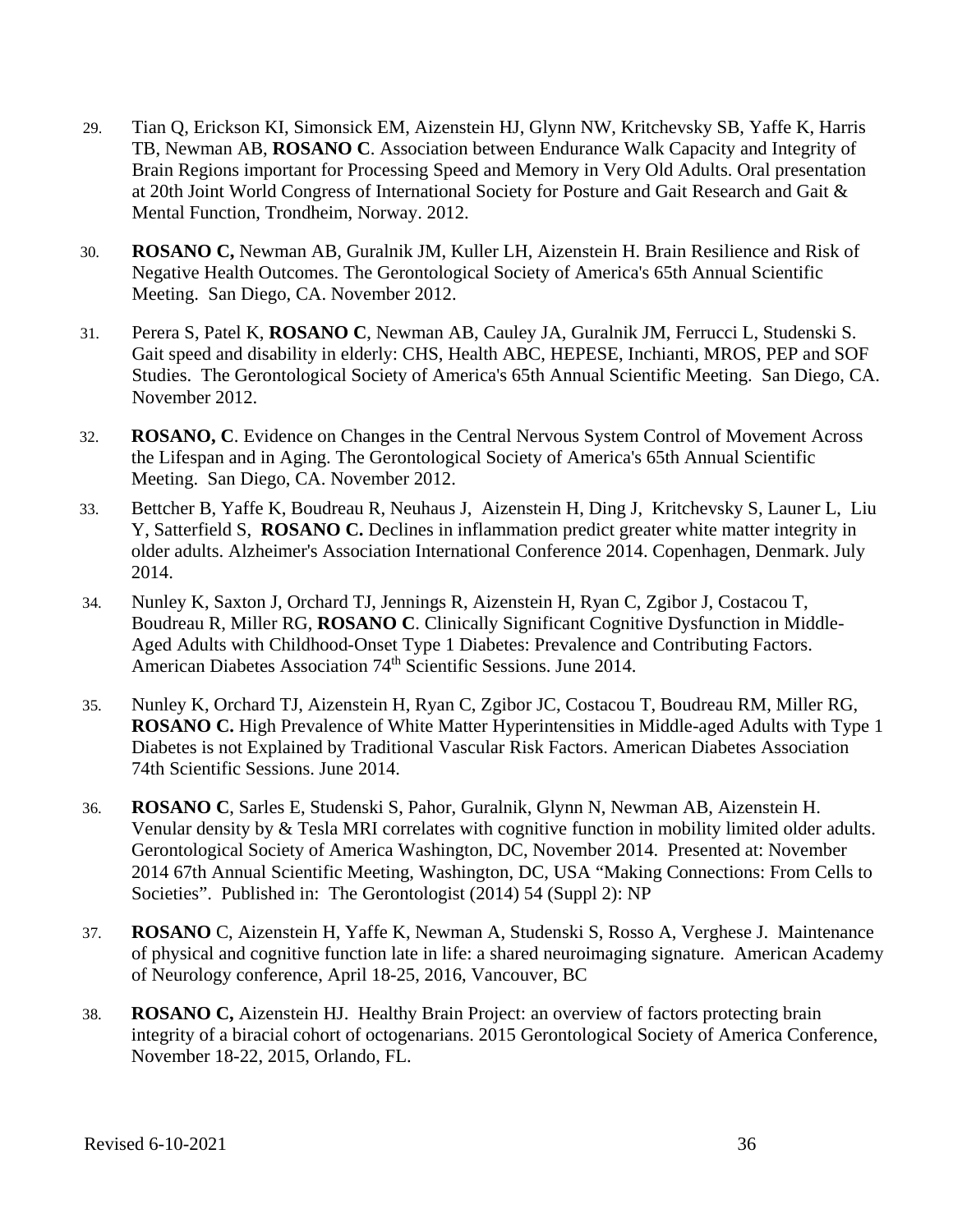29. Tian Q, Erickson KI, Simonsick EM, Aizenstein HJ, Glynn NW, Kritchevsky SB, Yaffe K, Harris TB, Newman AB, **ROSANO C**. Association between Endurance Walk Capacity and Integrity of Brain Regions important for Processing Speed and Memory in Very Old Adults. Oral presentation at 20th Joint World Congress of International Society for Posture and Gait Research and Gait & Mental Function, Trondheim, Norway. 2012.

30. **ROSANO C,** Newman AB, Guralnik JM, Kuller LH, Aizenstein H. Brain Resilience and Risk of Negative Health Outcomes. The Gerontological Society of America's 65th Annual Scientific Meeting. San Diego, CA. November 2012.

31. Perera S, Patel K, **ROSANO C**, Newman AB, Cauley JA, Guralnik JM, Ferrucci L, Studenski S. Gait speed and disability in elderly: CHS, Health ABC, HEPESE, Inchianti, MROS, PEP and SOF Studies. The Gerontological Society of America's 65th Annual Scientific Meeting. San Diego, CA. November 2012.

32. **ROSANO, C**. Evidence on Changes in the Central Nervous System Control of Movement Across the Lifespan and in Aging. The Gerontological Society of America's 65th Annual Scientific Meeting. San Diego, CA. November 2012.

33. Bettcher B, Yaffe K, Boudreau R, Neuhaus J, Aizenstein H, Ding J, Kritchevsky S, Launer L, Liu Y, Satterfield S, **ROSANO C.** Declines in inflammation predict greater white matter integrity in older adults. Alzheimer's Association International Conference 2014. Copenhagen, Denmark. July 2014.

34. Nunley K, Saxton J, Orchard TJ, Jennings R, Aizenstein H, Ryan C, Zgibor J, Costacou T, Boudreau R, Miller RG, **ROSANO C**. Clinically Significant Cognitive Dysfunction in Middle-Aged Adults with Childhood-Onset Type 1 Diabetes: Prevalence and Contributing Factors. American Diabetes Association 74th Scientific Sessions. June 2014.

35. Nunley K, Orchard TJ, Aizenstein H, Ryan C, Zgibor JC, Costacou T, Boudreau RM, Miller RG, **ROSANO C.** High Prevalence of White Matter Hyperintensities in Middle-aged Adults with Type 1 Diabetes is not Explained by Traditional Vascular Risk Factors. American Diabetes Association 74th Scientific Sessions. June 2014.

36. **ROSANO C**, Sarles E, Studenski S, Pahor, Guralnik, Glynn N, Newman AB, Aizenstein H. Venular density by & Tesla MRI correlates with cognitive function in mobility limited older adults. Gerontological Society of America Washington, DC, November 2014. Presented at: November 2014 67th Annual Scientific Meeting, Washington, DC, USA "Making Connections: From Cells to Societies". Published in: The Gerontologist (2014) 54 (Suppl 2): NP

37. **ROSANO** C, Aizenstein H, Yaffe K, Newman A, Studenski S, Rosso A, Verghese J. Maintenance of physical and cognitive function late in life: a shared neuroimaging signature. American Academy of Neurology conference, April 18-25, 2016, Vancouver, BC

38. **ROSANO C,** Aizenstein HJ. Healthy Brain Project: an overview of factors protecting brain integrity of a biracial cohort of octogenarians. 2015 Gerontological Society of America Conference, November 18-22, 2015, Orlando, FL.

Revised 6-10-2021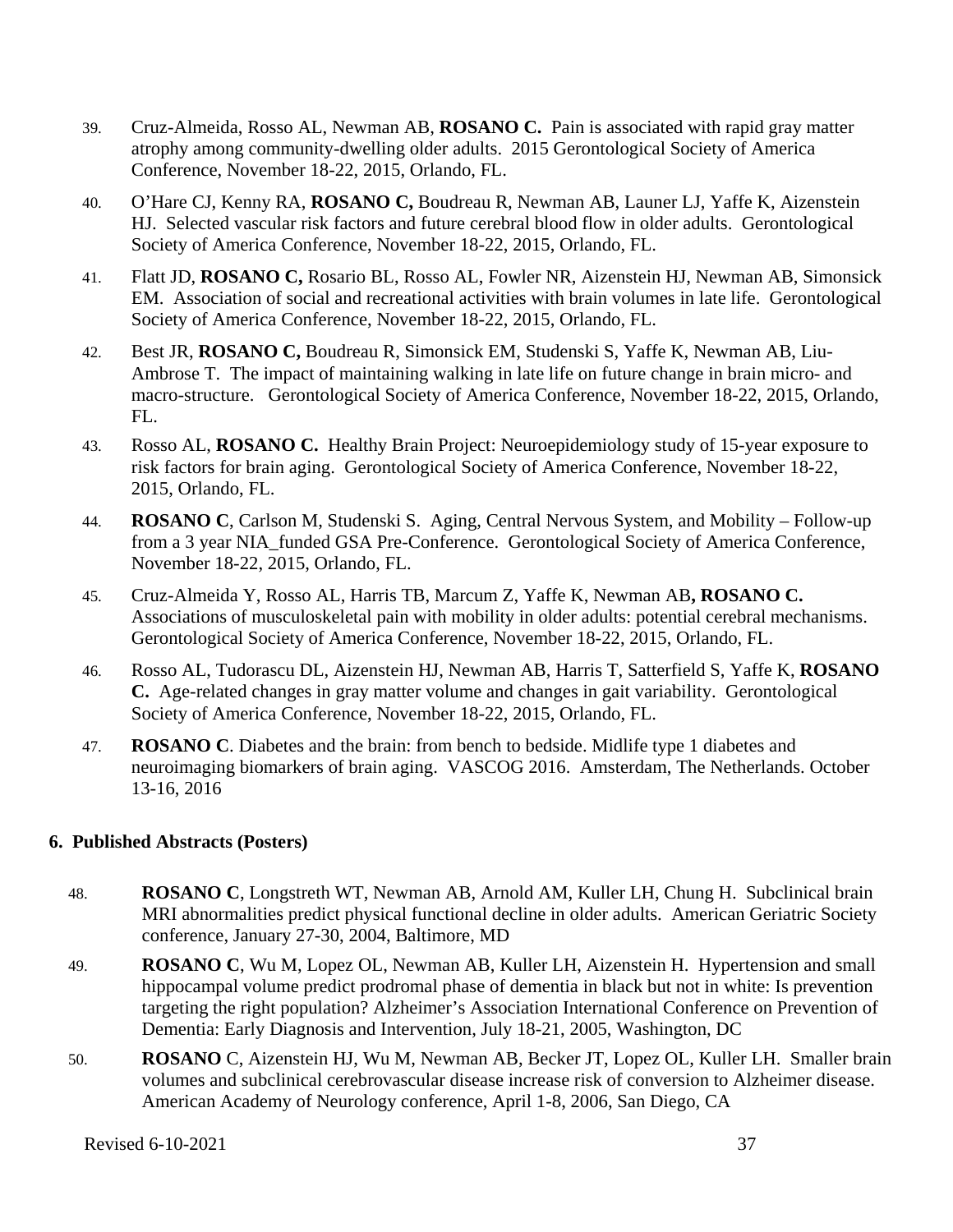39. Cruz-Almeida, Rosso AL, Newman AB, **ROSANO C.** Pain is associated with rapid gray matter atrophy among community-dwelling older adults. 2015 Gerontological Society of America Conference, November 18-22, 2015, Orlando, FL.

40. O'Hare CJ, Kenny RA, **ROSANO C,** Boudreau R, Newman AB, Launer LJ, Yaffe K, Aizenstein HJ. Selected vascular risk factors and future cerebral blood flow in older adults. Gerontological Society of America Conference, November 18-22, 2015, Orlando, FL.

41. Flatt JD, **ROSANO C,** Rosario BL, Rosso AL, Fowler NR, Aizenstein HJ, Newman AB, Simonsick EM. Association of social and recreational activities with brain volumes in late life. Gerontological Society of America Conference, November 18-22, 2015, Orlando, FL.

42. Best JR, **ROSANO C,** Boudreau R, Simonsick EM, Studenski S, Yaffe K, Newman AB, Liu-Ambrose T. The impact of maintaining walking in late life on future change in brain micro- and macro-structure. Gerontological Society of America Conference, November 18-22, 2015, Orlando, FL.

43. Rosso AL, **ROSANO C.** Healthy Brain Project: Neuroepidemiology study of 15-year exposure to risk factors for brain aging. Gerontological Society of America Conference, November 18-22, 2015, Orlando, FL.

44. **ROSANO C**, Carlson M, Studenski S. Aging, Central Nervous System, and Mobility – Follow-up from a 3 year NIA_funded GSA Pre-Conference. Gerontological Society of America Conference, November 18-22, 2015, Orlando, FL.

45. Cruz-Almeida Y, Rosso AL, Harris TB, Marcum Z, Yaffe K, Newman AB**, ROSANO C.** Associations of musculoskeletal pain with mobility in older adults: potential cerebral mechanisms. Gerontological Society of America Conference, November 18-22, 2015, Orlando, FL.

46. Rosso AL, Tudorascu DL, Aizenstein HJ, Newman AB, Harris T, Satterfield S, Yaffe K, **ROSANO C.** Age-related changes in gray matter volume and changes in gait variability. Gerontological Society of America Conference, November 18-22, 2015, Orlando, FL.

47. **ROSANO C**. Diabetes and the brain: from bench to bedside. Midlife type 1 diabetes and neuroimaging biomarkers of brain aging. VASCOG 2016. Amsterdam, The Netherlands. October 13-16, 2016

### 6. Published Abstracts (Posters)

48. **ROSANO C**, Longstreth WT, Newman AB, Arnold AM, Kuller LH, Chung H. Subclinical brain MRI abnormalities predict physical functional decline in older adults. American Geriatric Society conference, January 27-30, 2004, Baltimore, MD

49. **ROSANO C**, Wu M, Lopez OL, Newman AB, Kuller LH, Aizenstein H. Hypertension and small hippocampal volume predict prodromal phase of dementia in black but not in white: Is prevention targeting the right population? Alzheimer's Association International Conference on Prevention of Dementia: Early Diagnosis and Intervention, July 18-21, 2005, Washington, DC

50. **ROSANO** C, Aizenstein HJ, Wu M, Newman AB, Becker JT, Lopez OL, Kuller LH. Smaller brain volumes and subclinical cerebrovascular disease increase risk of conversion to Alzheimer disease. American Academy of Neurology conference, April 1-8, 2006, San Diego, CA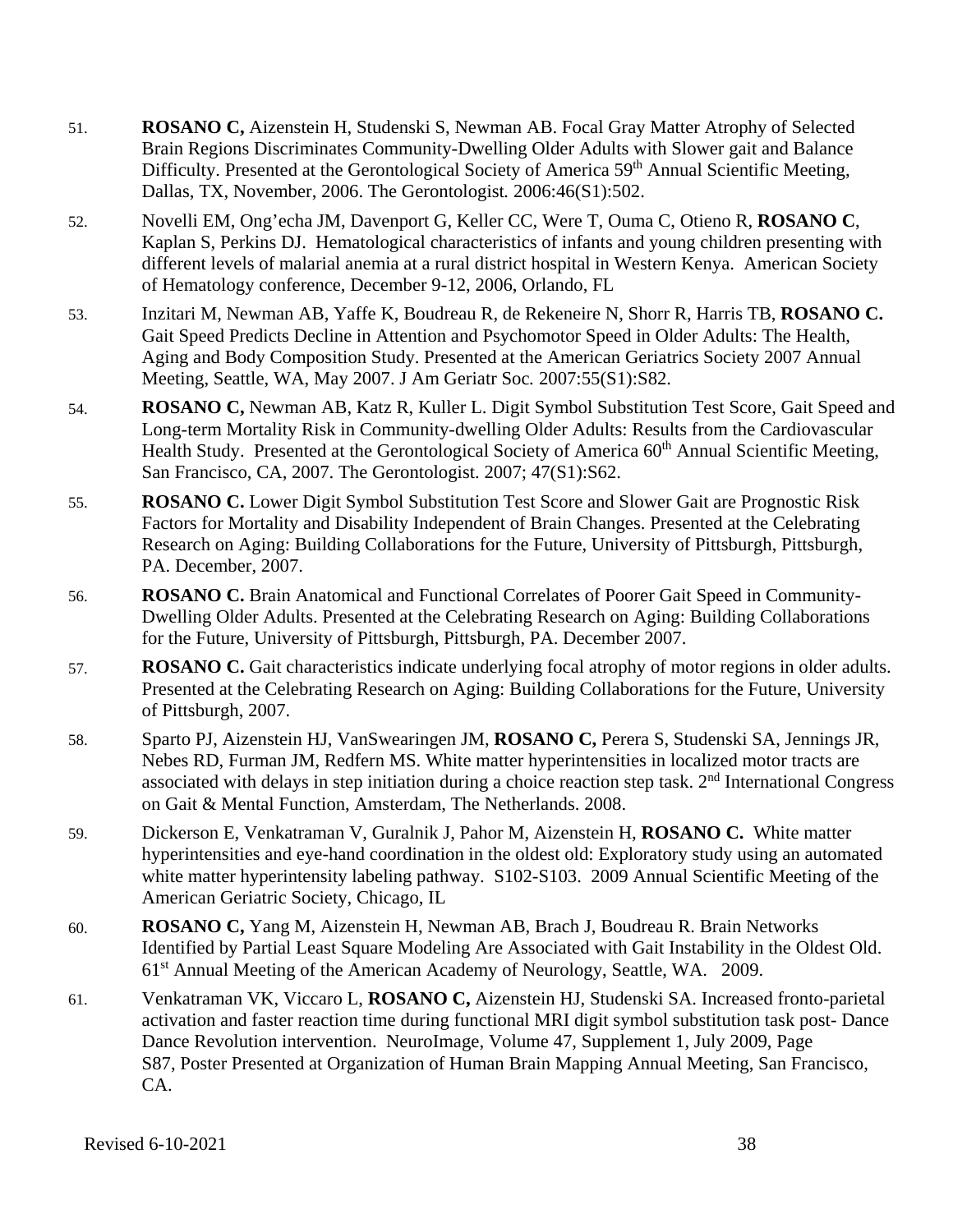51. **ROSANO C,** Aizenstein H, Studenski S, Newman AB. Focal Gray Matter Atrophy of Selected Brain Regions Discriminates Community-Dwelling Older Adults with Slower gait and Balance Difficulty. Presented at the Gerontological Society of America 59th Annual Scientific Meeting, Dallas, TX, November, 2006. The Gerontologist*.* 2006:46(S1):502.

52. Novelli EM, Ong'echa JM, Davenport G, Keller CC, Were T, Ouma C, Otieno R, **ROSANO C**, Kaplan S, Perkins DJ. Hematological characteristics of infants and young children presenting with different levels of malarial anemia at a rural district hospital in Western Kenya. American Society of Hematology conference, December 9-12, 2006, Orlando, FL

53. Inzitari M, Newman AB, Yaffe K, Boudreau R, de Rekeneire N, Shorr R, Harris TB, **ROSANO C.** Gait Speed Predicts Decline in Attention and Psychomotor Speed in Older Adults: The Health, Aging and Body Composition Study. Presented at the American Geriatrics Society 2007 Annual Meeting, Seattle, WA, May 2007. J Am Geriatr Soc*.* 2007:55(S1):S82.

54. **ROSANO C,** Newman AB, Katz R, Kuller L. Digit Symbol Substitution Test Score, Gait Speed and Long-term Mortality Risk in Community-dwelling Older Adults: Results from the Cardiovascular Health Study. Presented at the Gerontological Society of America 60th Annual Scientific Meeting, San Francisco, CA, 2007. The Gerontologist. 2007; 47(S1):S62.

55. **ROSANO C.** Lower Digit Symbol Substitution Test Score and Slower Gait are Prognostic Risk Factors for Mortality and Disability Independent of Brain Changes. Presented at the Celebrating Research on Aging: Building Collaborations for the Future, University of Pittsburgh, Pittsburgh, PA. December, 2007.

56. **ROSANO C.** Brain Anatomical and Functional Correlates of Poorer Gait Speed in Community-Dwelling Older Adults. Presented at the Celebrating Research on Aging: Building Collaborations for the Future, University of Pittsburgh, Pittsburgh, PA. December 2007.

57. **ROSANO C.** Gait characteristics indicate underlying focal atrophy of motor regions in older adults. Presented at the Celebrating Research on Aging: Building Collaborations for the Future, University of Pittsburgh, 2007.

58. Sparto PJ, Aizenstein HJ, VanSwearingen JM, **ROSANO C,** Perera S, Studenski SA, Jennings JR, Nebes RD, Furman JM, Redfern MS. White matter hyperintensities in localized motor tracts are associated with delays in step initiation during a choice reaction step task. 2nd International Congress on Gait & Mental Function, Amsterdam, The Netherlands. 2008.

59. Dickerson E, Venkatraman V, Guralnik J, Pahor M, Aizenstein H, **ROSANO C.** White matter hyperintensities and eye-hand coordination in the oldest old: Exploratory study using an automated white matter hyperintensity labeling pathway. S102-S103. 2009 Annual Scientific Meeting of the American Geriatric Society, Chicago, IL

60. **ROSANO C,** Yang M, Aizenstein H, Newman AB, Brach J, Boudreau R. Brain Networks Identified by Partial Least Square Modeling Are Associated with Gait Instability in the Oldest Old. 61st Annual Meeting of the American Academy of Neurology, Seattle, WA. 2009.

61. Venkatraman VK, Viccaro L, **ROSANO C,** Aizenstein HJ, Studenski SA. Increased fronto-parietal activation and faster reaction time during functional MRI digit symbol substitution task post- Dance Dance Revolution intervention. NeuroImage, Volume 47, Supplement 1, July 2009, Page S87, Poster Presented at Organization of Human Brain Mapping Annual Meeting, San Francisco, CA.

Revised 6-10-2021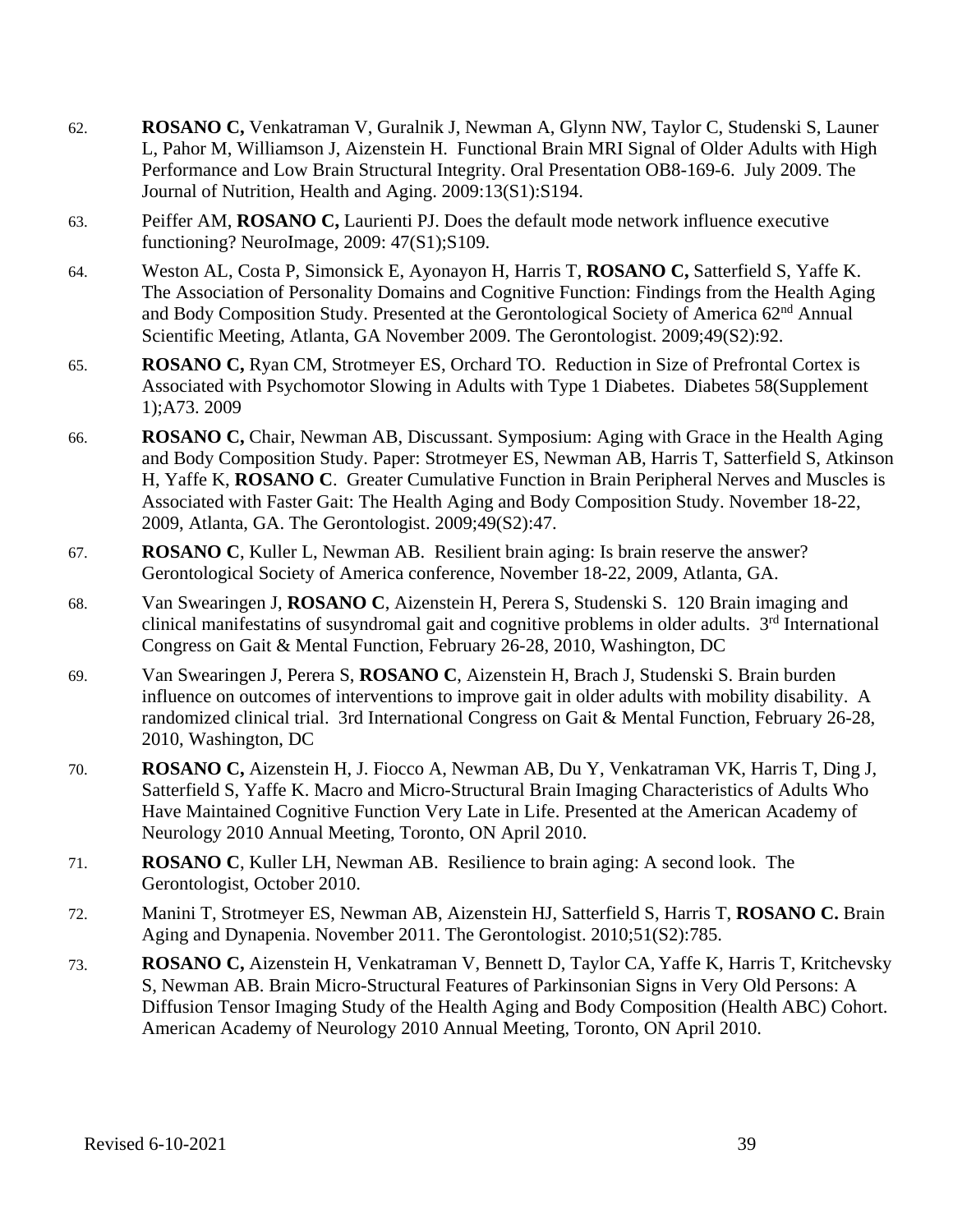62. **ROSANO C,** Venkatraman V, Guralnik J, Newman A, Glynn NW, Taylor C, Studenski S, Launer L, Pahor M, Williamson J, Aizenstein H. Functional Brain MRI Signal of Older Adults with High Performance and Low Brain Structural Integrity. Oral Presentation OB8-169-6. July 2009. The Journal of Nutrition, Health and Aging. 2009:13(S1):S194.

63. Peiffer AM, **ROSANO C,** Laurienti PJ. Does the default mode network influence executive functioning? NeuroImage, 2009: 47(S1);S109.

64. Weston AL, Costa P, Simonsick E, Ayonayon H, Harris T, **ROSANO C,** Satterfield S, Yaffe K. The Association of Personality Domains and Cognitive Function: Findings from the Health Aging and Body Composition Study. Presented at the Gerontological Society of America 62nd Annual Scientific Meeting, Atlanta, GA November 2009. The Gerontologist. 2009;49(S2):92.

65. **ROSANO C,** Ryan CM, Strotmeyer ES, Orchard TO. Reduction in Size of Prefrontal Cortex is Associated with Psychomotor Slowing in Adults with Type 1 Diabetes. Diabetes 58(Supplement 1);A73. 2009

66. **ROSANO C,** Chair, Newman AB, Discussant. Symposium: Aging with Grace in the Health Aging and Body Composition Study. Paper: Strotmeyer ES, Newman AB, Harris T, Satterfield S, Atkinson H, Yaffe K, **ROSANO C**. Greater Cumulative Function in Brain Peripheral Nerves and Muscles is Associated with Faster Gait: The Health Aging and Body Composition Study. November 18-22, 2009, Atlanta, GA. The Gerontologist. 2009;49(S2):47.

67. **ROSANO C**, Kuller L, Newman AB. Resilient brain aging: Is brain reserve the answer? Gerontological Society of America conference, November 18-22, 2009, Atlanta, GA.

68. Van Swearingen J, **ROSANO C**, Aizenstein H, Perera S, Studenski S. 120 Brain imaging and clinical manifestatins of susyndromal gait and cognitive problems in older adults. 3rd International Congress on Gait & Mental Function, February 26-28, 2010, Washington, DC

69. Van Swearingen J, Perera S, **ROSANO C**, Aizenstein H, Brach J, Studenski S. Brain burden influence on outcomes of interventions to improve gait in older adults with mobility disability. A randomized clinical trial. 3rd International Congress on Gait & Mental Function, February 26-28, 2010, Washington, DC

70. **ROSANO C,** Aizenstein H, J. Fiocco A, Newman AB, Du Y, Venkatraman VK, Harris T, Ding J, Satterfield S, Yaffe K. Macro and Micro-Structural Brain Imaging Characteristics of Adults Who Have Maintained Cognitive Function Very Late in Life. Presented at the American Academy of Neurology 2010 Annual Meeting, Toronto, ON April 2010.

71. **ROSANO C**, Kuller LH, Newman AB. Resilience to brain aging: A second look. The Gerontologist, October 2010.

72. Manini T, Strotmeyer ES, Newman AB, Aizenstein HJ, Satterfield S, Harris T, **ROSANO C.** Brain Aging and Dynapenia. November 2011. The Gerontologist. 2010;51(S2):785.

73. **ROSANO C,** Aizenstein H, Venkatraman V, Bennett D, Taylor CA, Yaffe K, Harris T, Kritchevsky S, Newman AB. Brain Micro-Structural Features of Parkinsonian Signs in Very Old Persons: A Diffusion Tensor Imaging Study of the Health Aging and Body Composition (Health ABC) Cohort. American Academy of Neurology 2010 Annual Meeting, Toronto, ON April 2010.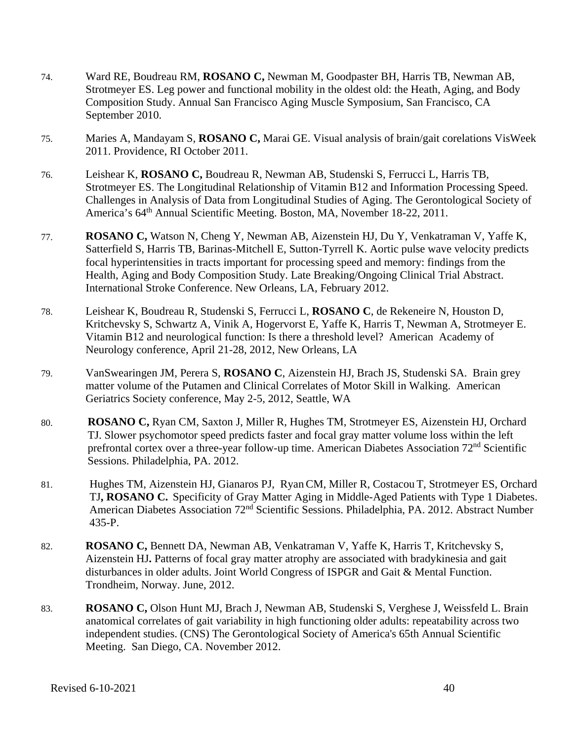74. Ward RE, Boudreau RM, **ROSANO C,** Newman M, Goodpaster BH, Harris TB, Newman AB, Strotmeyer ES. Leg power and functional mobility in the oldest old: the Heath, Aging, and Body Composition Study. Annual San Francisco Aging Muscle Symposium, San Francisco, CA September 2010.

75. Maries A, Mandayam S, **ROSANO C,** Marai GE. Visual analysis of brain/gait corelations VisWeek 2011. Providence, RI October 2011.

76. Leishear K, **ROSANO C,** Boudreau R, Newman AB, Studenski S, Ferrucci L, Harris TB, Strotmeyer ES. The Longitudinal Relationship of Vitamin B12 and Information Processing Speed. Challenges in Analysis of Data from Longitudinal Studies of Aging. The Gerontological Society of America's 64th Annual Scientific Meeting. Boston, MA, November 18-22, 2011.

77. **ROSANO C,** Watson N, Cheng Y, Newman AB, Aizenstein HJ, Du Y, Venkatraman V, Yaffe K, Satterfield S, Harris TB, Barinas-Mitchell E, Sutton-Tyrrell K. Aortic pulse wave velocity predicts focal hyperintensities in tracts important for processing speed and memory: findings from the Health, Aging and Body Composition Study. Late Breaking/Ongoing Clinical Trial Abstract. International Stroke Conference. New Orleans, LA, February 2012.

78. Leishear K, Boudreau R, Studenski S, Ferrucci L, **ROSANO C**, de Rekeneire N, Houston D, Kritchevsky S, Schwartz A, Vinik A, Hogervorst E, Yaffe K, Harris T, Newman A, Strotmeyer E. Vitamin B12 and neurological function: Is there a threshold level? American Academy of Neurology conference, April 21-28, 2012, New Orleans, LA

79. VanSwearingen JM, Perera S, **ROSANO C**, Aizenstein HJ, Brach JS, Studenski SA. Brain grey matter volume of the Putamen and Clinical Correlates of Motor Skill in Walking. American Geriatrics Society conference, May 2-5, 2012, Seattle, WA

80. **ROSANO C,** Ryan CM, Saxton J, Miller R, Hughes TM, Strotmeyer ES, Aizenstein HJ, Orchard TJ. Slower psychomotor speed predicts faster and focal gray matter volume loss within the left prefrontal cortex over a three-year follow-up time. American Diabetes Association 72nd Scientific Sessions. Philadelphia, PA. 2012.

81. Hughes TM, Aizenstein HJ, Gianaros PJ, Ryan CM, Miller R, Costacou T, Strotmeyer ES, Orchard TJ**, ROSANO C.** Specificity of Gray Matter Aging in Middle-Aged Patients with Type 1 Diabetes. American Diabetes Association 72nd Scientific Sessions. Philadelphia, PA. 2012. Abstract Number 435-P.

82. **ROSANO C,** Bennett DA, Newman AB, Venkatraman V, Yaffe K, Harris T, Kritchevsky S, Aizenstein HJ**.** Patterns of focal gray matter atrophy are associated with bradykinesia and gait disturbances in older adults. Joint World Congress of ISPGR and Gait & Mental Function. Trondheim, Norway. June, 2012.

83. **ROSANO C,** Olson Hunt MJ, Brach J, Newman AB, Studenski S, Verghese J, Weissfeld L. Brain anatomical correlates of gait variability in high functioning older adults: repeatability across two independent studies. (CNS) The Gerontological Society of America's 65th Annual Scientific Meeting. San Diego, CA. November 2012.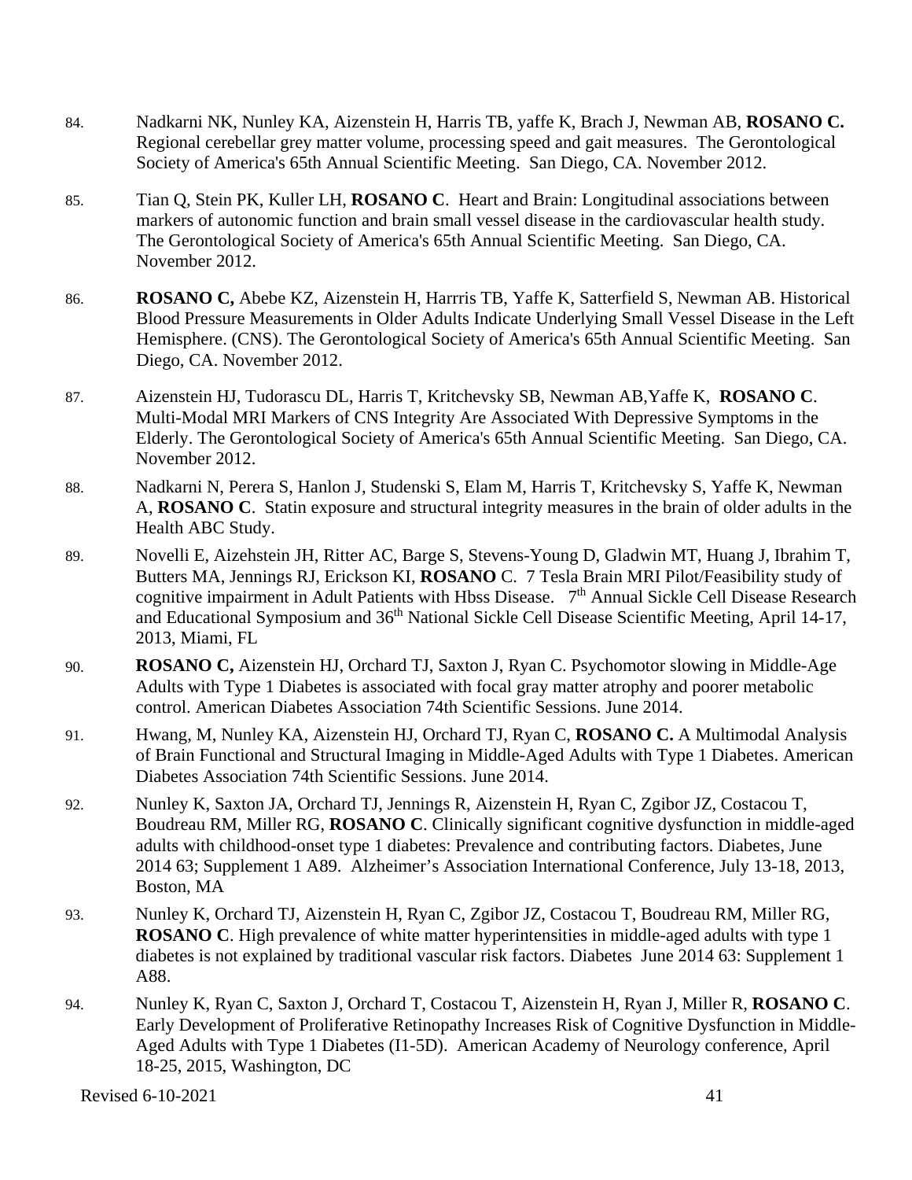84. Nadkarni NK, Nunley KA, Aizenstein H, Harris TB, yaffe K, Brach J, Newman AB, **ROSANO C.** Regional cerebellar grey matter volume, processing speed and gait measures. The Gerontological Society of America's 65th Annual Scientific Meeting. San Diego, CA. November 2012.

85. Tian Q, Stein PK, Kuller LH, **ROSANO C**. Heart and Brain: Longitudinal associations between markers of autonomic function and brain small vessel disease in the cardiovascular health study. The Gerontological Society of America's 65th Annual Scientific Meeting. San Diego, CA. November 2012.

86. **ROSANO C,** Abebe KZ, Aizenstein H, Harrris TB, Yaffe K, Satterfield S, Newman AB. Historical Blood Pressure Measurements in Older Adults Indicate Underlying Small Vessel Disease in the Left Hemisphere. (CNS). The Gerontological Society of America's 65th Annual Scientific Meeting. San Diego, CA. November 2012.

87. Aizenstein HJ, Tudorascu DL, Harris T, Kritchevsky SB, Newman AB,Yaffe K, **ROSANO C**. Multi-Modal MRI Markers of CNS Integrity Are Associated With Depressive Symptoms in the Elderly. The Gerontological Society of America's 65th Annual Scientific Meeting. San Diego, CA. November 2012.

88. Nadkarni N, Perera S, Hanlon J, Studenski S, Elam M, Harris T, Kritchevsky S, Yaffe K, Newman A, **ROSANO C**. Statin exposure and structural integrity measures in the brain of older adults in the Health ABC Study.

89. Novelli E, Aizehstein JH, Ritter AC, Barge S, Stevens-Young D, Gladwin MT, Huang J, Ibrahim T, Butters MA, Jennings RJ, Erickson KI, **ROSANO** C. 7 Tesla Brain MRI Pilot/Feasibility study of cognitive impairment in Adult Patients with Hbss Disease. 7th Annual Sickle Cell Disease Research and Educational Symposium and 36th National Sickle Cell Disease Scientific Meeting, April 14-17, 2013, Miami, FL

90. **ROSANO C,** Aizenstein HJ, Orchard TJ, Saxton J, Ryan C. Psychomotor slowing in Middle-Age Adults with Type 1 Diabetes is associated with focal gray matter atrophy and poorer metabolic control. American Diabetes Association 74th Scientific Sessions. June 2014.

91. Hwang, M, Nunley KA, Aizenstein HJ, Orchard TJ, Ryan C, **ROSANO C.** A Multimodal Analysis of Brain Functional and Structural Imaging in Middle-Aged Adults with Type 1 Diabetes. American Diabetes Association 74th Scientific Sessions. June 2014.

92. Nunley K, Saxton JA, Orchard TJ, Jennings R, Aizenstein H, Ryan C, Zgibor JZ, Costacou T, Boudreau RM, Miller RG, **ROSANO C**. Clinically significant cognitive dysfunction in middle-aged adults with childhood-onset type 1 diabetes: Prevalence and contributing factors. Diabetes, June 2014 63; Supplement 1 A89. Alzheimer's Association International Conference, July 13-18, 2013, Boston, MA

93. Nunley K, Orchard TJ, Aizenstein H, Ryan C, Zgibor JZ, Costacou T, Boudreau RM, Miller RG, **ROSANO C**. High prevalence of white matter hyperintensities in middle-aged adults with type 1 diabetes is not explained by traditional vascular risk factors. Diabetes June 2014 63: Supplement 1 A88.

94. Nunley K, Ryan C, Saxton J, Orchard T, Costacou T, Aizenstein H, Ryan J, Miller R, **ROSANO C**. Early Development of Proliferative Retinopathy Increases Risk of Cognitive Dysfunction in Middle-Aged Adults with Type 1 Diabetes (I1-5D). American Academy of Neurology conference, April 18-25, 2015, Washington, DC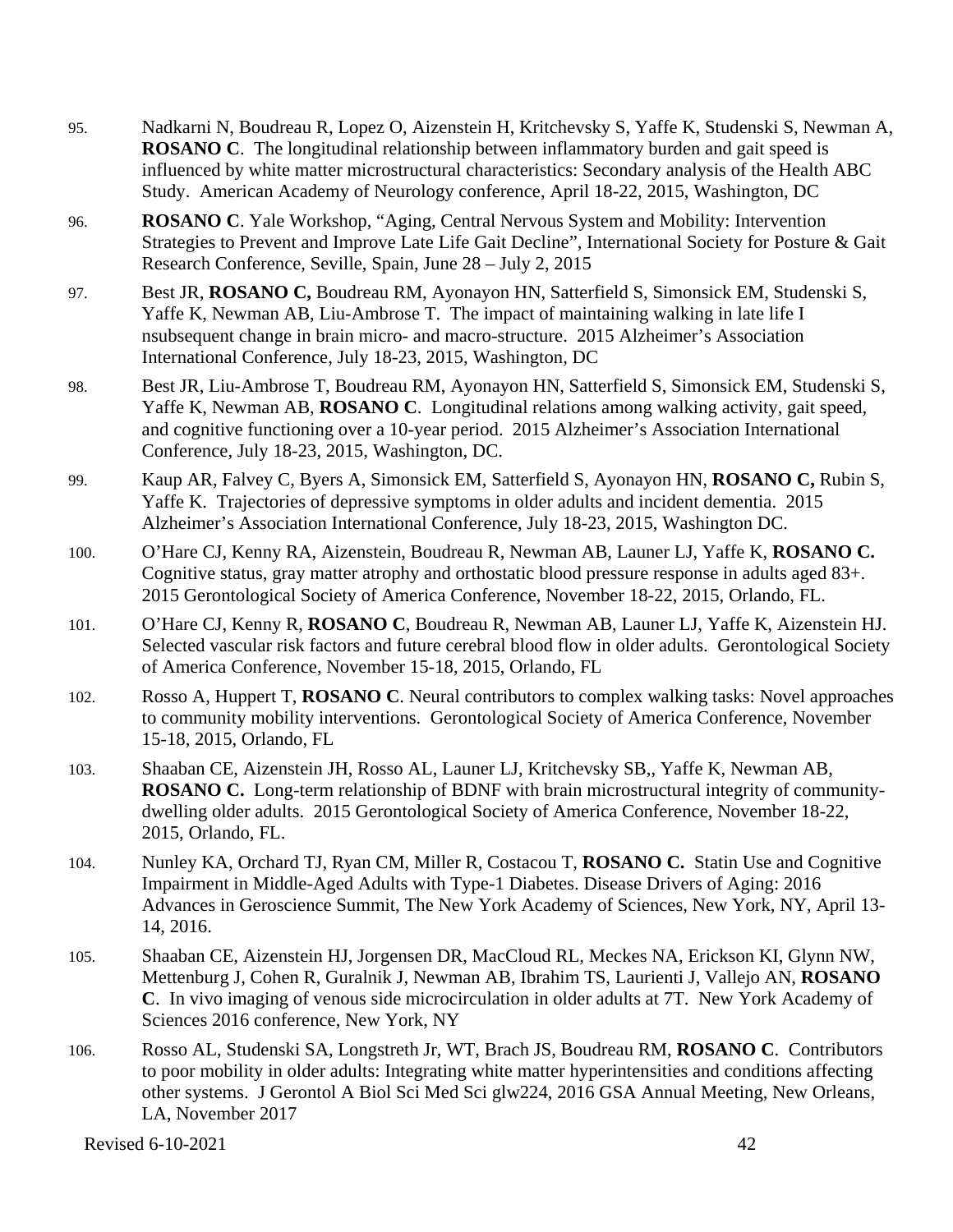95. Nadkarni N, Boudreau R, Lopez O, Aizenstein H, Kritchevsky S, Yaffe K, Studenski S, Newman A, **ROSANO C**. The longitudinal relationship between inflammatory burden and gait speed is influenced by white matter microstructural characteristics: Secondary analysis of the Health ABC Study. American Academy of Neurology conference, April 18-22, 2015, Washington, DC

96. **ROSANO C**. Yale Workshop, "Aging, Central Nervous System and Mobility: Intervention Strategies to Prevent and Improve Late Life Gait Decline", International Society for Posture & Gait Research Conference, Seville, Spain, June 28 – July 2, 2015

97. Best JR, **ROSANO C,** Boudreau RM, Ayonayon HN, Satterfield S, Simonsick EM, Studenski S, Yaffe K, Newman AB, Liu-Ambrose T. The impact of maintaining walking in late life I nsubsequent change in brain micro- and macro-structure. 2015 Alzheimer's Association International Conference, July 18-23, 2015, Washington, DC

98. Best JR, Liu-Ambrose T, Boudreau RM, Ayonayon HN, Satterfield S, Simonsick EM, Studenski S, Yaffe K, Newman AB, **ROSANO C**. Longitudinal relations among walking activity, gait speed, and cognitive functioning over a 10-year period. 2015 Alzheimer's Association International Conference, July 18-23, 2015, Washington, DC.

99. Kaup AR, Falvey C, Byers A, Simonsick EM, Satterfield S, Ayonayon HN, **ROSANO C,** Rubin S, Yaffe K. Trajectories of depressive symptoms in older adults and incident dementia. 2015 Alzheimer's Association International Conference, July 18-23, 2015, Washington DC.

100. O'Hare CJ, Kenny RA, Aizenstein, Boudreau R, Newman AB, Launer LJ, Yaffe K, **ROSANO C.** Cognitive status, gray matter atrophy and orthostatic blood pressure response in adults aged 83+. 2015 Gerontological Society of America Conference, November 18-22, 2015, Orlando, FL.

101. O'Hare CJ, Kenny R, **ROSANO C**, Boudreau R, Newman AB, Launer LJ, Yaffe K, Aizenstein HJ. Selected vascular risk factors and future cerebral blood flow in older adults. Gerontological Society of America Conference, November 15-18, 2015, Orlando, FL

102. Rosso A, Huppert T, **ROSANO C**. Neural contributors to complex walking tasks: Novel approaches to community mobility interventions. Gerontological Society of America Conference, November 15-18, 2015, Orlando, FL

103. Shaaban CE, Aizenstein JH, Rosso AL, Launer LJ, Kritchevsky SB,, Yaffe K, Newman AB, **ROSANO C.** Long-term relationship of BDNF with brain microstructural integrity of community-dwelling older adults. 2015 Gerontological Society of America Conference, November 18-22, 2015, Orlando, FL.

104. Nunley KA, Orchard TJ, Ryan CM, Miller R, Costacou T, **ROSANO C.** Statin Use and Cognitive Impairment in Middle-Aged Adults with Type-1 Diabetes. Disease Drivers of Aging: 2016 Advances in Geroscience Summit, The New York Academy of Sciences, New York, NY, April 13-14, 2016.

105. Shaaban CE, Aizenstein HJ, Jorgensen DR, MacCloud RL, Meckes NA, Erickson KI, Glynn NW, Mettenburg J, Cohen R, Guralnik J, Newman AB, Ibrahim TS, Laurienti J, Vallejo AN, **ROSANO C**. In vivo imaging of venous side microcirculation in older adults at 7T. New York Academy of Sciences 2016 conference, New York, NY

106. Rosso AL, Studenski SA, Longstreth Jr, WT, Brach JS, Boudreau RM, **ROSANO C**. Contributors to poor mobility in older adults: Integrating white matter hyperintensities and conditions affecting other systems. J Gerontol A Biol Sci Med Sci glw224, 2016 GSA Annual Meeting, New Orleans, LA, November 2017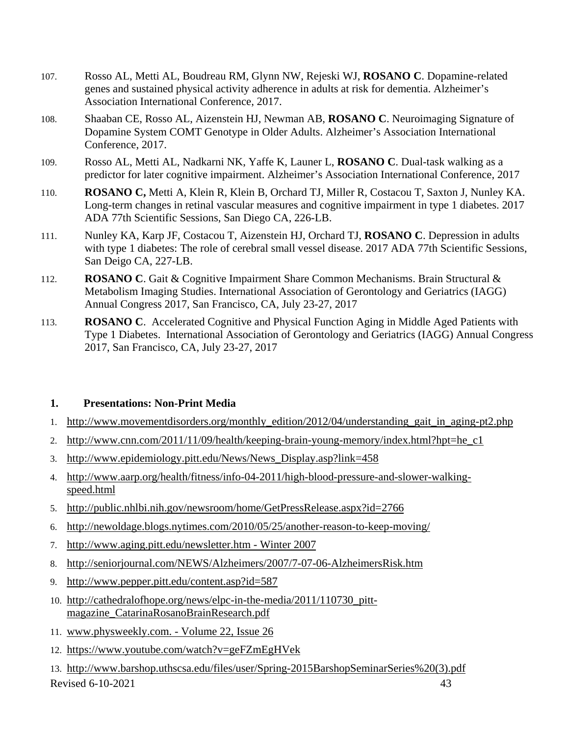107. Rosso AL, Metti AL, Boudreau RM, Glynn NW, Rejeski WJ, **ROSANO C**. Dopamine-related genes and sustained physical activity adherence in adults at risk for dementia. Alzheimer's Association International Conference, 2017.

108. Shaaban CE, Rosso AL, Aizenstein HJ, Newman AB, **ROSANO C**. Neuroimaging Signature of Dopamine System COMT Genotype in Older Adults. Alzheimer's Association International Conference, 2017.

109. Rosso AL, Metti AL, Nadkarni NK, Yaffe K, Launer L, **ROSANO C**. Dual-task walking as a predictor for later cognitive impairment. Alzheimer's Association International Conference, 2017

110. **ROSANO C,** Metti A, Klein R, Klein B, Orchard TJ, Miller R, Costacou T, Saxton J, Nunley KA. Long-term changes in retinal vascular measures and cognitive impairment in type 1 diabetes. 2017 ADA 77th Scientific Sessions, San Diego CA, 226-LB.

111. Nunley KA, Karp JF, Costacou T, Aizenstein HJ, Orchard TJ, **ROSANO C**. Depression in adults with type 1 diabetes: The role of cerebral small vessel disease. 2017 ADA 77th Scientific Sessions, San Deigo CA, 227-LB.

112. **ROSANO C**. Gait & Cognitive Impairment Share Common Mechanisms. Brain Structural & Metabolism Imaging Studies. International Association of Gerontology and Geriatrics (IAGG) Annual Congress 2017, San Francisco, CA, July 23-27, 2017

113. **ROSANO C**. Accelerated Cognitive and Physical Function Aging in Middle Aged Patients with Type 1 Diabetes. International Association of Gerontology and Geriatrics (IAGG) Annual Congress 2017, San Francisco, CA, July 23-27, 2017

**1. Presentations: Non-Print Media**

1. http://www.movementdisorders.org/monthly_edition/2012/04/understanding_gait_in_aging-pt2.php
2. http://www.cnn.com/2011/11/09/health/keeping-brain-young-memory/index.html?hpt=he_c1
3. http://www.epidemiology.pitt.edu/News/News_Display.asp?link=458
4. http://www.aarp.org/health/fitness/info-04-2011/high-blood-pressure-and-slower-walking-speed.html
5. http://public.nhlbi.nih.gov/newsroom/home/GetPressRelease.aspx?id=2766
6. http://newoldage.blogs.nytimes.com/2010/05/25/another-reason-to-keep-moving/
7. http://www.aging.pitt.edu/newsletter.htm - Winter 2007
8. http://seniorjournal.com/NEWS/Alzheimers/2007/7-07-06-AlzheimersRisk.htm
9. http://www.pepper.pitt.edu/content.asp?id=587
10. http://cathedralofhope.org/news/elpc-in-the-media/2011/110730_pitt-magazine_CatarinaRosanoBrainResearch.pdf
11. www.physweekly.com. - Volume 22, Issue 26
12. https://www.youtube.com/watch?v=geFZmEgHVek
13. http://www.barshop.uthscsa.edu/files/user/Spring-2015BarshopSeminarSeries%20(3).pdf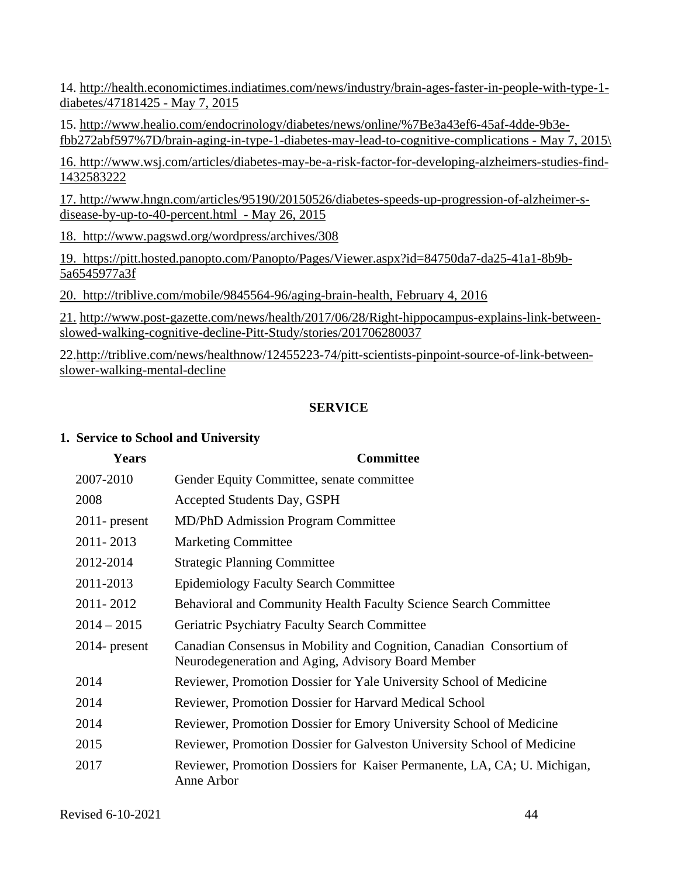14. http://health.economictimes.indiatimes.com/news/industry/brain-ages-faster-in-people-with-type-1-diabetes/47181425 - May 7, 2015

15. http://www.healio.com/endocrinology/diabetes/news/online/%7Be3a43ef6-45af-4dde-9b3e-fbb272abf597%7D/brain-aging-in-type-1-diabetes-may-lead-to-cognitive-complications - May 7, 2015\

16. http://www.wsj.com/articles/diabetes-may-be-a-risk-factor-for-developing-alzheimers-studies-find-1432583222

17. http://www.hngn.com/articles/95190/20150526/diabetes-speeds-up-progression-of-alzheimer-s-disease-by-up-to-40-percent.html - May 26, 2015

18. http://www.pagswd.org/wordpress/archives/308

19. https://pitt.hosted.panopto.com/Panopto/Pages/Viewer.aspx?id=84750da7-da25-41a1-8b9b-5a6545977a3f

20. http://triblive.com/mobile/9845564-96/aging-brain-health, February 4, 2016

21. http://www.post-gazette.com/news/health/2017/06/28/Right-hippocampus-explains-link-between-slowed-walking-cognitive-decline-Pitt-Study/stories/201706280037

22.http://triblive.com/news/healthnow/12455223-74/pitt-scientists-pinpoint-source-of-link-between-slower-walking-mental-decline

## SERVICE

### 1. Service to School and University

| Years | Committee |
|---|---|
| 2007-2010 | Gender Equity Committee, senate committee |
| 2008 | Accepted Students Day, GSPH |
| 2011- present | MD/PhD Admission Program Committee |
| 2011- 2013 | Marketing Committee |
| 2012-2014 | Strategic Planning Committee |
| 2011-2013 | Epidemiology Faculty Search Committee |
| 2011- 2012 | Behavioral and Community Health Faculty Science Search Committee |
| 2014 – 2015 | Geriatric Psychiatry Faculty Search Committee |
| 2014- present | Canadian Consensus in Mobility and Cognition, Canadian Consortium of Neurodegeneration and Aging, Advisory Board Member |
| 2014 | Reviewer, Promotion Dossier for Yale University School of Medicine |
| 2014 | Reviewer, Promotion Dossier for Harvard Medical School |
| 2014 | Reviewer, Promotion Dossier for Emory University School of Medicine |
| 2015 | Reviewer, Promotion Dossier for Galveston University School of Medicine |
| 2017 | Reviewer, Promotion Dossiers for Kaiser Permanente, LA, CA; U. Michigan, Anne Arbor |

Revised 6-10-2021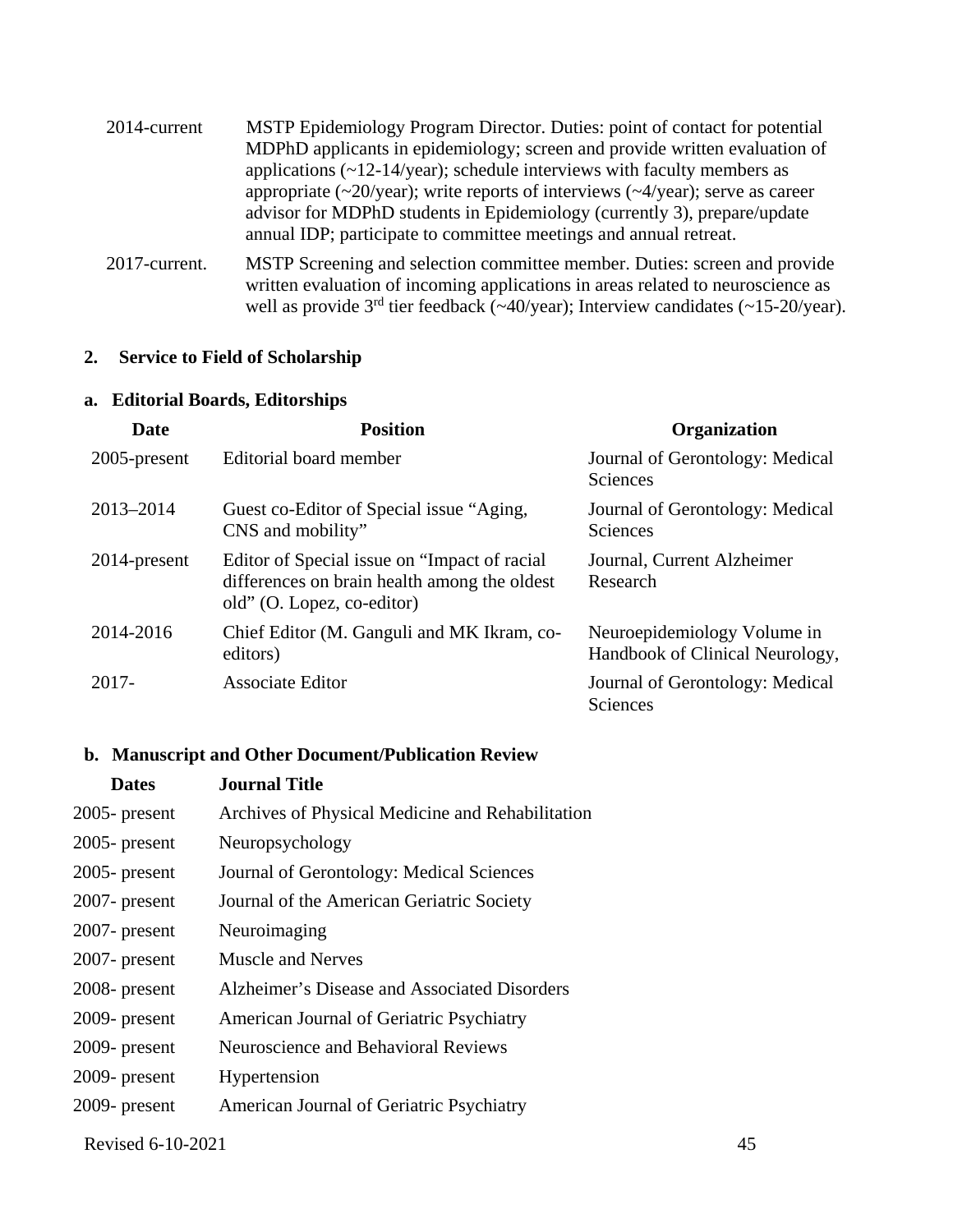| | |
|---|---|
| 2014-current | MSTP Epidemiology Program Director. Duties: point of contact for potential MDPhD applicants in epidemiology; screen and provide written evaluation of applications (~12-14/year); schedule interviews with faculty members as appropriate (~20/year); write reports of interviews (~4/year); serve as career advisor for MDPhD students in Epidemiology (currently 3), prepare/update annual IDP; participate to committee meetings and annual retreat. |
| 2017-current. | MSTP Screening and selection committee member. Duties: screen and provide written evaluation of incoming applications in areas related to neuroscience as well as provide 3rd tier feedback (~40/year); Interview candidates (~15-20/year). |

## 2. Service to Field of Scholarship

### a. Editorial Boards, Editorships

| Date | Position | Organization |
|---|---|---|
| 2005-present | Editorial board member | Journal of Gerontology: Medical Sciences |
| 2013–2014 | Guest co-Editor of Special issue "Aging, CNS and mobility" | Journal of Gerontology: Medical Sciences |
| 2014-present | Editor of Special issue on "Impact of racial differences on brain health among the oldest old" (O. Lopez, co-editor) | Journal, Current Alzheimer Research |
| 2014-2016 | Chief Editor (M. Ganguli and MK Ikram, co-editors) | Neuroepidemiology Volume in Handbook of Clinical Neurology, |
| 2017- | Associate Editor | Journal of Gerontology: Medical Sciences |

### b. Manuscript and Other Document/Publication Review

| Dates | Journal Title |
|---|---|
| 2005- present | Archives of Physical Medicine and Rehabilitation |
| 2005- present | Neuropsychology |
| 2005- present | Journal of Gerontology: Medical Sciences |
| 2007- present | Journal of the American Geriatric Society |
| 2007- present | Neuroimaging |
| 2007- present | Muscle and Nerves |
| 2008- present | Alzheimer's Disease and Associated Disorders |
| 2009- present | American Journal of Geriatric Psychiatry |
| 2009- present | Neuroscience and Behavioral Reviews |
| 2009- present | Hypertension |
| 2009- present | American Journal of Geriatric Psychiatry |

Revised 6-10-2021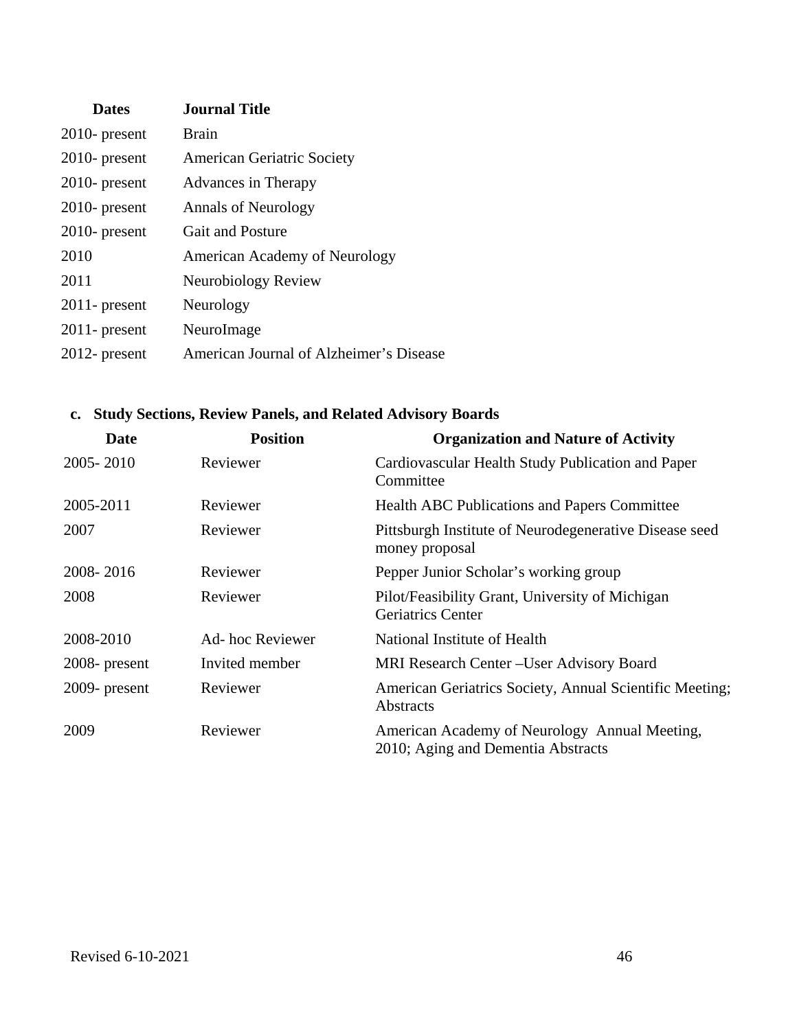| Dates | Journal Title |
|---|---|
| 2010- present | Brain |
| 2010- present | American Geriatric Society |
| 2010- present | Advances in Therapy |
| 2010- present | Annals of Neurology |
| 2010- present | Gait and Posture |
| 2010 | American Academy of Neurology |
| 2011 | Neurobiology Review |
| 2011- present | Neurology |
| 2011- present | NeuroImage |
| 2012- present | American Journal of Alzheimer's Disease |

**c. Study Sections, Review Panels, and Related Advisory Boards**

| Date | Position | Organization and Nature of Activity |
|---|---|---|
| 2005- 2010 | Reviewer | Cardiovascular Health Study Publication and Paper Committee |
| 2005-2011 | Reviewer | Health ABC Publications and Papers Committee |
| 2007 | Reviewer | Pittsburgh Institute of Neurodegenerative Disease seed money proposal |
| 2008- 2016 | Reviewer | Pepper Junior Scholar's working group |
| 2008 | Reviewer | Pilot/Feasibility Grant, University of Michigan Geriatrics Center |
| 2008-2010 | Ad- hoc Reviewer | National Institute of Health |
| 2008- present | Invited member | MRI Research Center –User Advisory Board |
| 2009- present | Reviewer | American Geriatrics Society, Annual Scientific Meeting; Abstracts |
| 2009 | Reviewer | American Academy of Neurology Annual Meeting, 2010; Aging and Dementia Abstracts |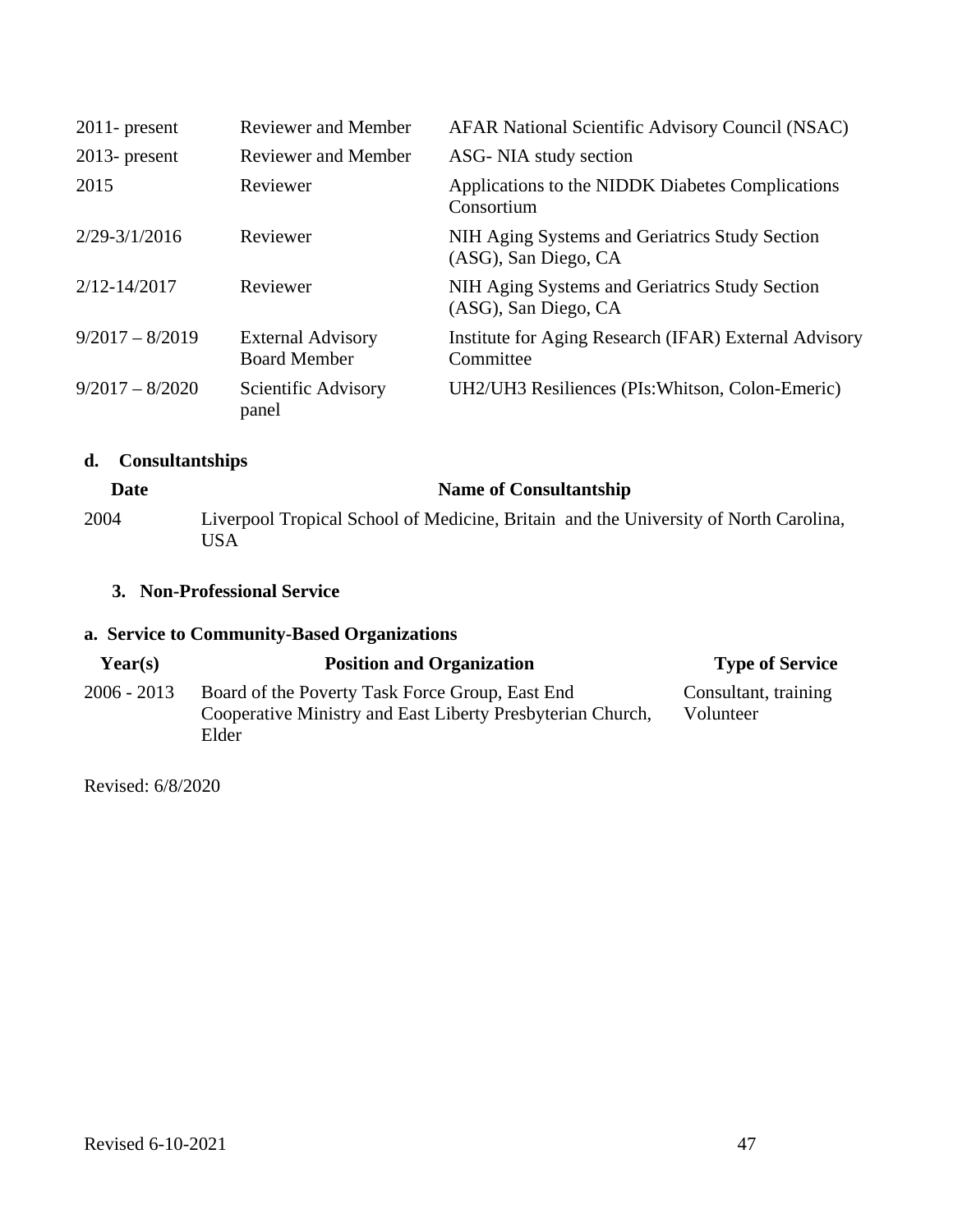| | | |
|---|---|---|
| 2011- present | Reviewer and Member | AFAR National Scientific Advisory Council (NSAC) |
| 2013- present | Reviewer and Member | ASG- NIA study section |
| 2015 | Reviewer | Applications to the NIDDK Diabetes Complications Consortium |
| 2/29-3/1/2016 | Reviewer | NIH Aging Systems and Geriatrics Study Section (ASG), San Diego, CA |
| 2/12-14/2017 | Reviewer | NIH Aging Systems and Geriatrics Study Section (ASG), San Diego, CA |
| 9/2017 – 8/2019 | External Advisory Board Member | Institute for Aging Research (IFAR) External Advisory Committee |
| 9/2017 – 8/2020 | Scientific Advisory panel | UH2/UH3 Resiliences (PIs:Whitson, Colon-Emeric) |

### d. Consultantships

| Date | Name of Consultantship |
|---|---|
| 2004 | Liverpool Tropical School of Medicine, Britain and the University of North Carolina, USA |

## 3. Non-Professional Service

### a. Service to Community-Based Organizations

| Year(s) | Position and Organization | Type of Service |
|---|---|---|
| 2006 - 2013 | Board of the Poverty Task Force Group, East End Cooperative Ministry and East Liberty Presbyterian Church, Elder | Consultant, training Volunteer |

Revised: 6/8/2020